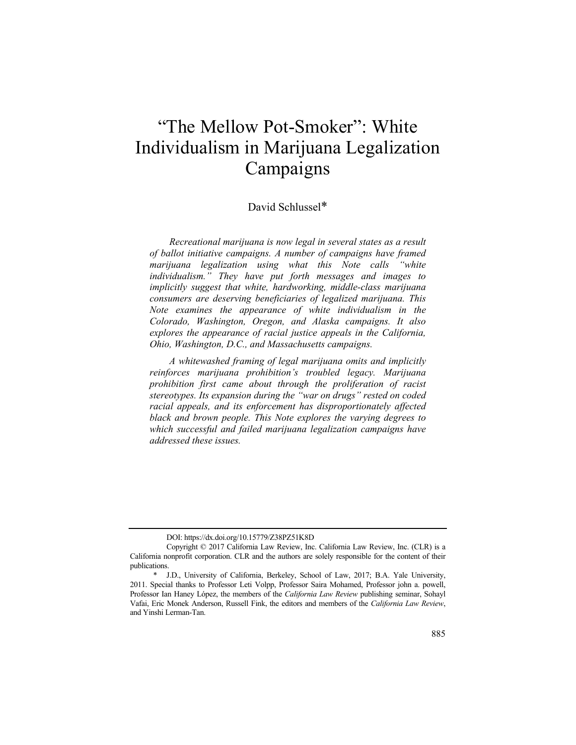# "The Mellow Pot-Smoker": White Individualism in Marijuana Legalization Campaigns

David Schlussel*

*Recreational marijuana is now legal in several states as a result of ballot initiative campaigns. A number of campaigns have framed marijuana legalization using what this Note calls "white individualism." They have put forth messages and images to implicitly suggest that white, hardworking, middle-class marijuana consumers are deserving beneficiaries of legalized marijuana. This Note examines the appearance of white individualism in the Colorado, Washington, Oregon, and Alaska campaigns. It also explores the appearance of racial justice appeals in the California, Ohio, Washington, D.C., and Massachusetts campaigns.*

*A whitewashed framing of legal marijuana omits and implicitly reinforces marijuana prohibition's troubled legacy. Marijuana prohibition first came about through the proliferation of racist stereotypes. Its expansion during the "war on drugs" rested on coded racial appeals, and its enforcement has disproportionately affected black and brown people. This Note explores the varying degrees to which successful and failed marijuana legalization campaigns have addressed these issues.*

---

DOI: https://dx.doi.org/10.15779/Z38PZ51K8D

Copyright © 2017 California Law Review, Inc. California Law Review, Inc. (CLR) is a California nonprofit corporation. CLR and the authors are solely responsible for the content of their publications.

\* J.D., University of California, Berkeley, School of Law, 2017; B.A. Yale University, 2011. Special thanks to Professor Leti Volpp, Professor Saira Mohamed, Professor john a. powell, Professor Ian Haney López, the members of the *California Law Review* publishing seminar, Sohayl Vafai, Eric Monek Anderson, Russell Fink, the editors and members of the *California Law Review*, and Yinshi Lerman-Tan.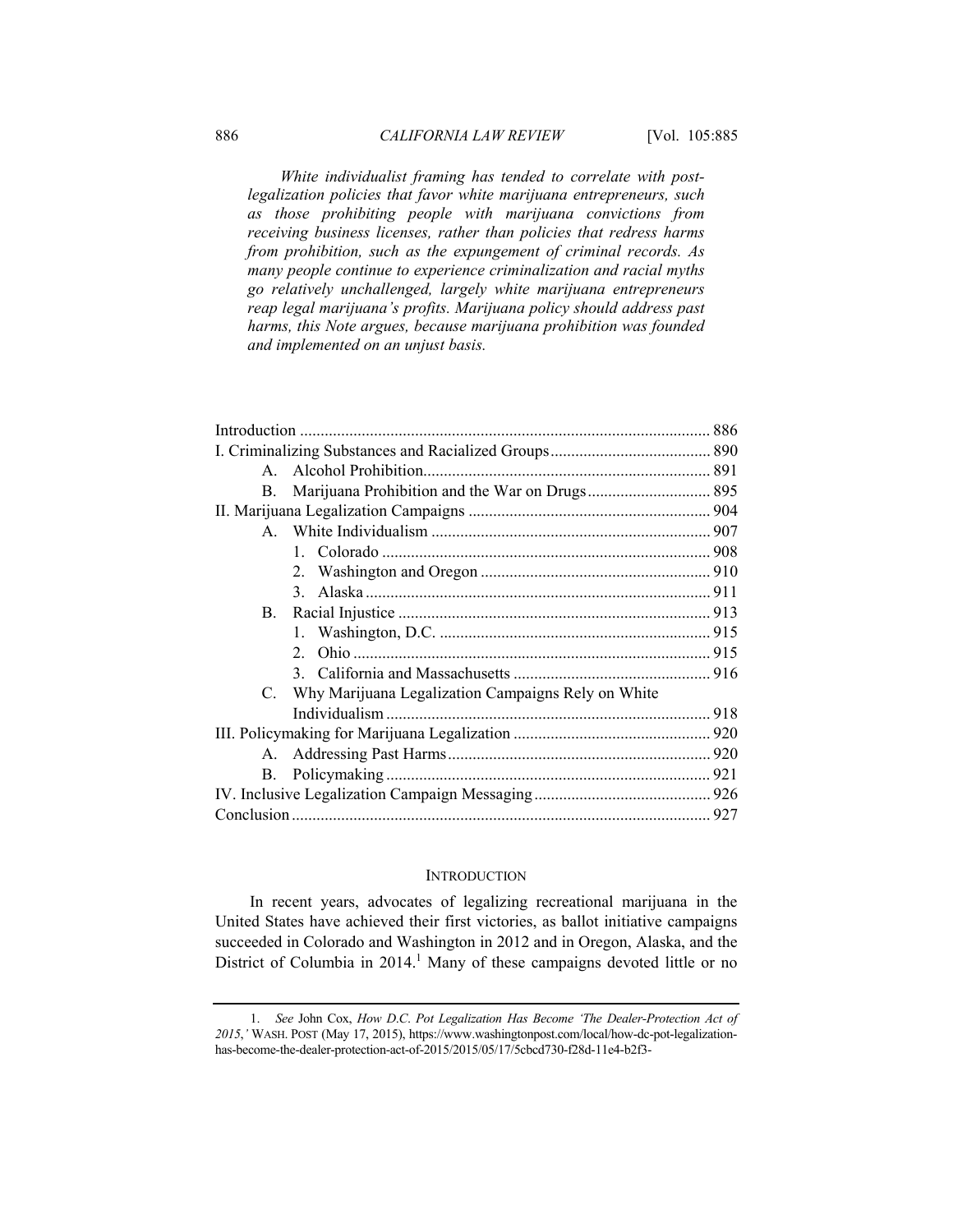*White individualist framing has tended to correlate with post-legalization policies that favor white marijuana entrepreneurs, such as those prohibiting people with marijuana convictions from receiving business licenses, rather than policies that redress harms from prohibition, such as the expungement of criminal records. As many people continue to experience criminalization and racial myths go relatively unchallenged, largely white marijuana entrepreneurs reap legal marijuana's profits. Marijuana policy should address past harms, this Note argues, because marijuana prohibition was founded and implemented on an unjust basis.*

| | |
|---|---|
| Introduction | 886 |
| I. Criminalizing Substances and Racialized Groups | 890 |
| A. Alcohol Prohibition | 891 |
| B. Marijuana Prohibition and the War on Drugs | 895 |
| II. Marijuana Legalization Campaigns | 904 |
| A. White Individualism | 907 |
| 1. Colorado | 908 |
| 2. Washington and Oregon | 910 |
| 3. Alaska | 911 |
| B. Racial Injustice | 913 |
| 1. Washington, D.C. | 915 |
| 2. Ohio | 915 |
| 3. California and Massachusetts | 916 |
| C. Why Marijuana Legalization Campaigns Rely on White Individualism | 918 |
| III. Policymaking for Marijuana Legalization | 920 |
| A. Addressing Past Harms | 920 |
| B. Policymaking | 921 |
| IV. Inclusive Legalization Campaign Messaging | 926 |
| Conclusion | 927 |

## INTRODUCTION

In recent years, advocates of legalizing recreational marijuana in the United States have achieved their first victories, as ballot initiative campaigns succeeded in Colorado and Washington in 2012 and in Oregon, Alaska, and the District of Columbia in 2014.[1] Many of these campaigns devoted little or no

1. *See* John Cox, *How D.C. Pot Legalization Has Become 'The Dealer-Protection Act of 2015*,*'* WASH. POST (May 17, 2015), https://www.washingtonpost.com/local/how-dc-pot-legalization-has-become-the-dealer-protection-act-of-2015/2015/05/17/5cbcd730-f28d-11e4-b2f3-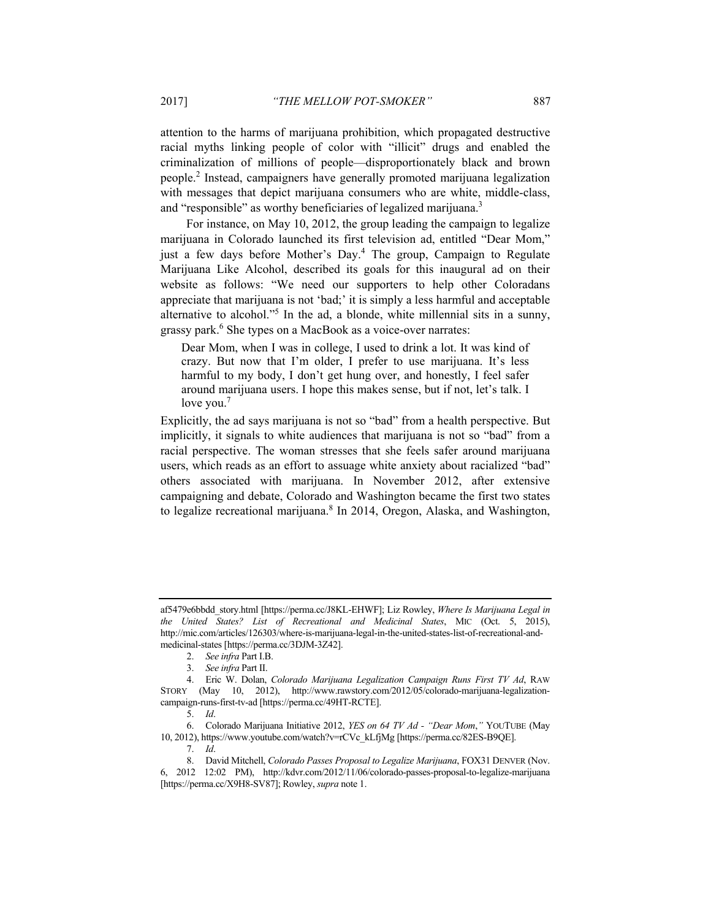attention to the harms of marijuana prohibition, which propagated destructive racial myths linking people of color with "illicit" drugs and enabled the criminalization of millions of people—disproportionately black and brown people.[2] Instead, campaigners have generally promoted marijuana legalization with messages that depict marijuana consumers who are white, middle-class, and "responsible" as worthy beneficiaries of legalized marijuana.[3]

For instance, on May 10, 2012, the group leading the campaign to legalize marijuana in Colorado launched its first television ad, entitled "Dear Mom," just a few days before Mother's Day.[4] The group, Campaign to Regulate Marijuana Like Alcohol, described its goals for this inaugural ad on their website as follows: "We need our supporters to help other Coloradans appreciate that marijuana is not 'bad;' it is simply a less harmful and acceptable alternative to alcohol."[5] In the ad, a blonde, white millennial sits in a sunny, grassy park.[6] She types on a MacBook as a voice-over narrates:

> Dear Mom, when I was in college, I used to drink a lot. It was kind of crazy. But now that I'm older, I prefer to use marijuana. It's less harmful to my body, I don't get hung over, and honestly, I feel safer around marijuana users. I hope this makes sense, but if not, let's talk. I love you.[7]

Explicitly, the ad says marijuana is not so "bad" from a health perspective. But implicitly, it signals to white audiences that marijuana is not so "bad" from a racial perspective. The woman stresses that she feels safer around marijuana users, which reads as an effort to assuage white anxiety about racialized "bad" others associated with marijuana. In November 2012, after extensive campaigning and debate, Colorado and Washington became the first two states to legalize recreational marijuana.[8] In 2014, Oregon, Alaska, and Washington,

---

af5479e6bbdd_story.html [https://perma.cc/J8KL-EHWF]; Liz Rowley, *Where Is Marijuana Legal in the United States? List of Recreational and Medicinal States*, MIC (Oct. 5, 2015), http://mic.com/articles/126303/where-is-marijuana-legal-in-the-united-states-list-of-recreational-and-medicinal-states [https://perma.cc/3DJM-3Z42].

2. *See infra* Part I.B.

3. *See infra* Part II.

4. Eric W. Dolan, *Colorado Marijuana Legalization Campaign Runs First TV Ad*, RAW STORY (May 10, 2012), http://www.rawstory.com/2012/05/colorado-marijuana-legalization-campaign-runs-first-tv-ad [https://perma.cc/49HT-RCTE].

5. *Id*.

6. Colorado Marijuana Initiative 2012, *YES on 64 TV Ad - "Dear Mom*,*"* YOUTUBE (May 10, 2012), https://www.youtube.com/watch?v=rCVc_kLfjMg [https://perma.cc/82ES-B9QE].

7. *Id*.

8. David Mitchell, *Colorado Passes Proposal to Legalize Marijuana*, FOX31 DENVER (Nov. 6, 2012 12:02 PM), http://kdvr.com/2012/11/06/colorado-passes-proposal-to-legalize-marijuana [https://perma.cc/X9H8-SV87]; Rowley, *supra* note 1.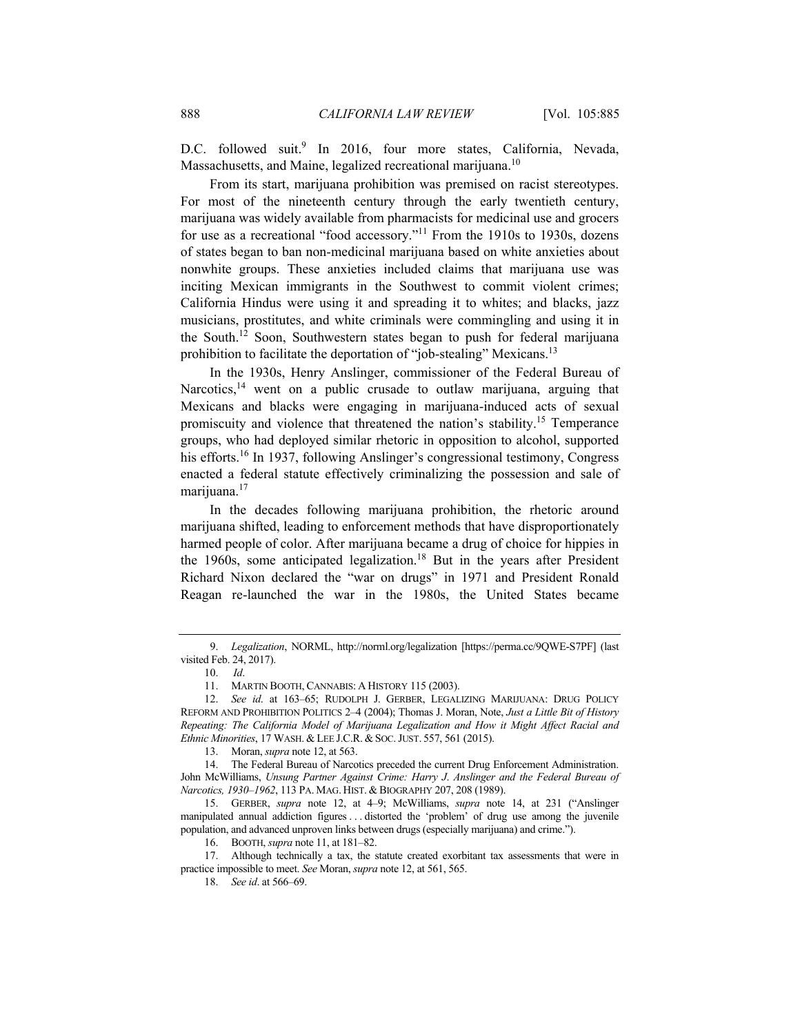D.C. followed suit.[9] In 2016, four more states, California, Nevada, Massachusetts, and Maine, legalized recreational marijuana.[10]

From its start, marijuana prohibition was premised on racist stereotypes. For most of the nineteenth century through the early twentieth century, marijuana was widely available from pharmacists for medicinal use and grocers for use as a recreational "food accessory."[11] From the 1910s to 1930s, dozens of states began to ban non-medicinal marijuana based on white anxieties about nonwhite groups. These anxieties included claims that marijuana use was inciting Mexican immigrants in the Southwest to commit violent crimes; California Hindus were using it and spreading it to whites; and blacks, jazz musicians, prostitutes, and white criminals were commingling and using it in the South.[12] Soon, Southwestern states began to push for federal marijuana prohibition to facilitate the deportation of "job-stealing" Mexicans.[13]

In the 1930s, Henry Anslinger, commissioner of the Federal Bureau of Narcotics,[14] went on a public crusade to outlaw marijuana, arguing that Mexicans and blacks were engaging in marijuana-induced acts of sexual promiscuity and violence that threatened the nation's stability.[15] Temperance groups, who had deployed similar rhetoric in opposition to alcohol, supported his efforts.[16] In 1937, following Anslinger's congressional testimony, Congress enacted a federal statute effectively criminalizing the possession and sale of marijuana.[17]

In the decades following marijuana prohibition, the rhetoric around marijuana shifted, leading to enforcement methods that have disproportionately harmed people of color. After marijuana became a drug of choice for hippies in the 1960s, some anticipated legalization.[18] But in the years after President Richard Nixon declared the "war on drugs" in 1971 and President Ronald Reagan re-launched the war in the 1980s, the United States became

---

9. *Legalization*, NORML, http://norml.org/legalization [https://perma.cc/9QWE-S7PF] (last visited Feb. 24, 2017).

10. *Id*.

11. MARTIN BOOTH, CANNABIS: A HISTORY 115 (2003).

12. *See id*. at 163–65; RUDOLPH J. GERBER, LEGALIZING MARIJUANA: DRUG POLICY REFORM AND PROHIBITION POLITICS 2–4 (2004); Thomas J. Moran, Note, *Just a Little Bit of History Repeating: The California Model of Marijuana Legalization and How it Might Affect Racial and Ethnic Minorities*, 17 WASH. & LEE J.C.R. & SOC. JUST. 557, 561 (2015).

13. Moran, *supra* note 12, at 563.

14. The Federal Bureau of Narcotics preceded the current Drug Enforcement Administration. John McWilliams, *Unsung Partner Against Crime: Harry J. Anslinger and the Federal Bureau of Narcotics, 1930–1962*, 113 PA. MAG. HIST. & BIOGRAPHY 207, 208 (1989).

15. GERBER, *supra* note 12, at 4–9; McWilliams, *supra* note 14, at 231 ("Anslinger manipulated annual addiction figures . . . distorted the 'problem' of drug use among the juvenile population, and advanced unproven links between drugs (especially marijuana) and crime.").

16. BOOTH, *supra* note 11, at 181–82.

17. Although technically a tax, the statute created exorbitant tax assessments that were in practice impossible to meet. *See* Moran, *supra* note 12, at 561, 565.

18. *See id*. at 566–69.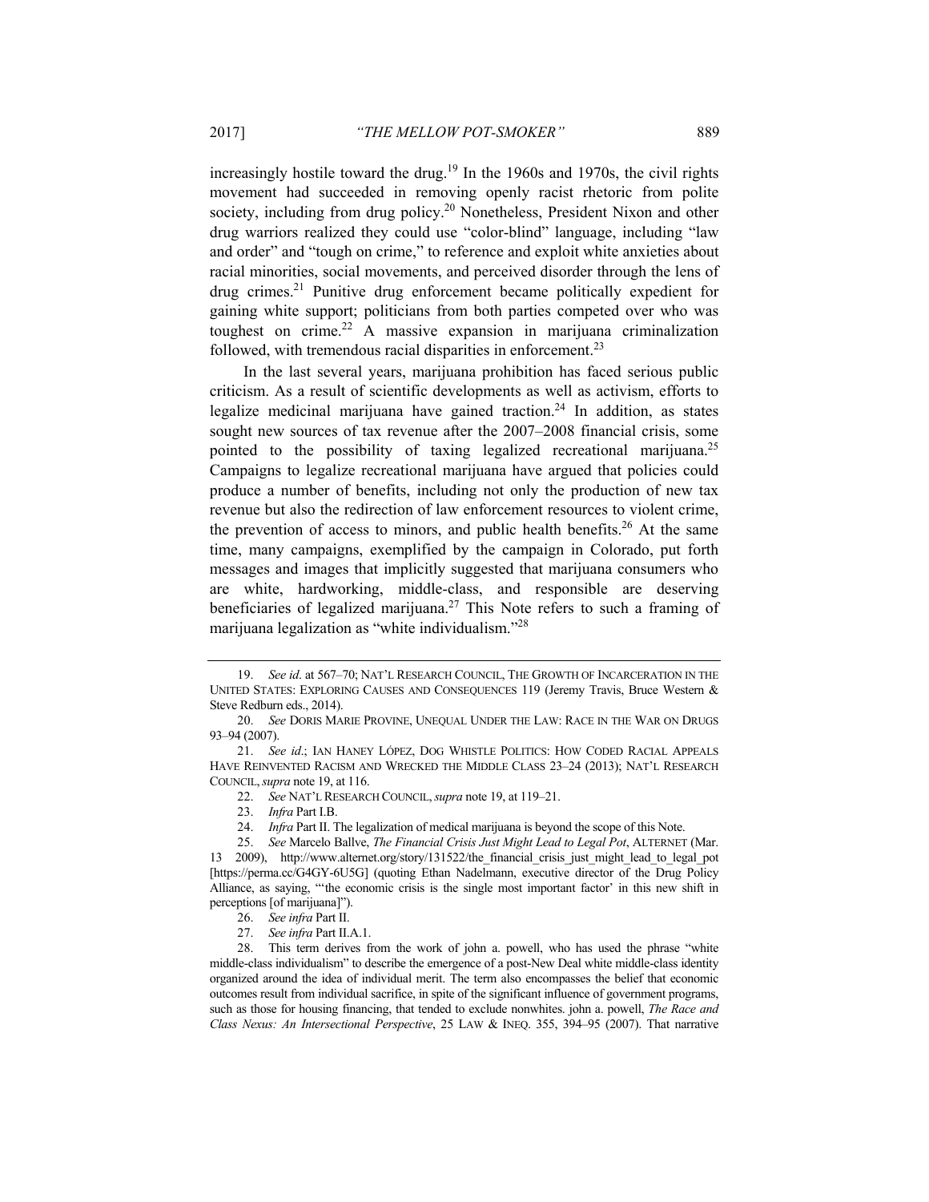increasingly hostile toward the drug.[19] In the 1960s and 1970s, the civil rights movement had succeeded in removing openly racist rhetoric from polite society, including from drug policy.[20] Nonetheless, President Nixon and other drug warriors realized they could use "color-blind" language, including "law and order" and "tough on crime," to reference and exploit white anxieties about racial minorities, social movements, and perceived disorder through the lens of drug crimes.[21] Punitive drug enforcement became politically expedient for gaining white support; politicians from both parties competed over who was toughest on crime.[22] A massive expansion in marijuana criminalization followed, with tremendous racial disparities in enforcement.[23]

In the last several years, marijuana prohibition has faced serious public criticism. As a result of scientific developments as well as activism, efforts to legalize medicinal marijuana have gained traction.[24] In addition, as states sought new sources of tax revenue after the 2007–2008 financial crisis, some pointed to the possibility of taxing legalized recreational marijuana.[25] Campaigns to legalize recreational marijuana have argued that policies could produce a number of benefits, including not only the production of new tax revenue but also the redirection of law enforcement resources to violent crime, the prevention of access to minors, and public health benefits.[26] At the same time, many campaigns, exemplified by the campaign in Colorado, put forth messages and images that implicitly suggested that marijuana consumers who are white, hardworking, middle-class, and responsible are deserving beneficiaries of legalized marijuana.[27] This Note refers to such a framing of marijuana legalization as "white individualism."[28]

---

19. *See id*. at 567–70; NAT'L RESEARCH COUNCIL, THE GROWTH OF INCARCERATION IN THE UNITED STATES: EXPLORING CAUSES AND CONSEQUENCES 119 (Jeremy Travis, Bruce Western & Steve Redburn eds., 2014).

20. *See* DORIS MARIE PROVINE, UNEQUAL UNDER THE LAW: RACE IN THE WAR ON DRUGS 93–94 (2007).

21. *See id*.; IAN HANEY LÓPEZ, DOG WHISTLE POLITICS: HOW CODED RACIAL APPEALS HAVE REINVENTED RACISM AND WRECKED THE MIDDLE CLASS 23–24 (2013); NAT'L RESEARCH COUNCIL, *supra* note 19, at 116.

22. *See* NAT'L RESEARCH COUNCIL, *supra* note 19, at 119–21.

23. *Infra* Part I.B.

24. *Infra* Part II. The legalization of medical marijuana is beyond the scope of this Note.

25. *See* Marcelo Ballve, *The Financial Crisis Just Might Lead to Legal Pot*, ALTERNET (Mar. 13 2009), http://www.alternet.org/story/131522/the_financial_crisis_just_might_lead_to_legal_pot [https://perma.cc/G4GY-6U5G] (quoting Ethan Nadelmann, executive director of the Drug Policy Alliance, as saying, "'the economic crisis is the single most important factor' in this new shift in perceptions [of marijuana]").

26. *See infra* Part II.

27. *See infra* Part II.A.1.

28. This term derives from the work of john a. powell, who has used the phrase "white middle-class individualism" to describe the emergence of a post-New Deal white middle-class identity organized around the idea of individual merit. The term also encompasses the belief that economic outcomes result from individual sacrifice, in spite of the significant influence of government programs, such as those for housing financing, that tended to exclude nonwhites. john a. powell, *The Race and Class Nexus: An Intersectional Perspective*, 25 LAW & INEQ. 355, 394–95 (2007). That narrative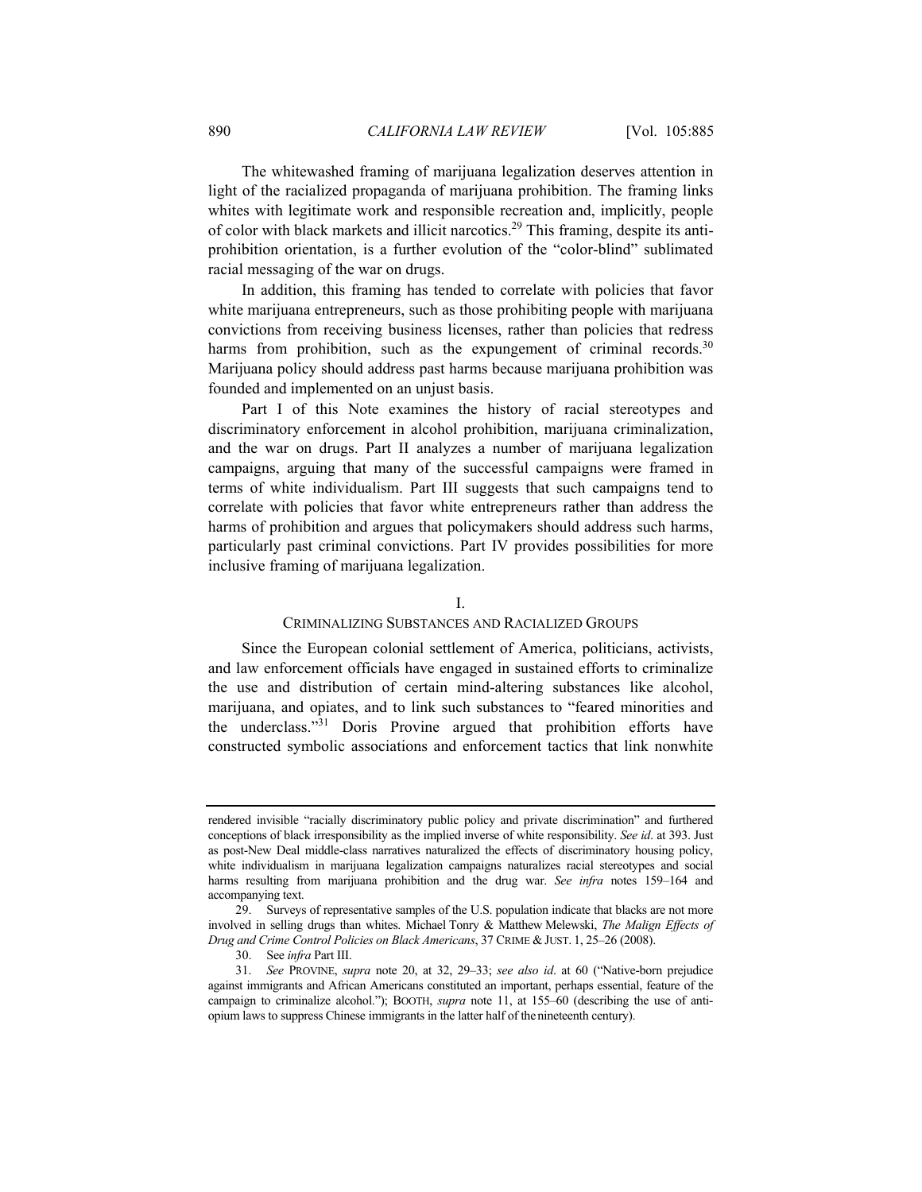The whitewashed framing of marijuana legalization deserves attention in light of the racialized propaganda of marijuana prohibition. The framing links whites with legitimate work and responsible recreation and, implicitly, people of color with black markets and illicit narcotics.[29] This framing, despite its anti-prohibition orientation, is a further evolution of the "color-blind" sublimated racial messaging of the war on drugs.

In addition, this framing has tended to correlate with policies that favor white marijuana entrepreneurs, such as those prohibiting people with marijuana convictions from receiving business licenses, rather than policies that redress harms from prohibition, such as the expungement of criminal records.[30] Marijuana policy should address past harms because marijuana prohibition was founded and implemented on an unjust basis.

Part I of this Note examines the history of racial stereotypes and discriminatory enforcement in alcohol prohibition, marijuana criminalization, and the war on drugs. Part II analyzes a number of marijuana legalization campaigns, arguing that many of the successful campaigns were framed in terms of white individualism. Part III suggests that such campaigns tend to correlate with policies that favor white entrepreneurs rather than address the harms of prohibition and argues that policymakers should address such harms, particularly past criminal convictions. Part IV provides possibilities for more inclusive framing of marijuana legalization.

## I.
## CRIMINALIZING SUBSTANCES AND RACIALIZED GROUPS

Since the European colonial settlement of America, politicians, activists, and law enforcement officials have engaged in sustained efforts to criminalize the use and distribution of certain mind-altering substances like alcohol, marijuana, and opiates, and to link such substances to "feared minorities and the underclass."[31] Doris Provine argued that prohibition efforts have constructed symbolic associations and enforcement tactics that link nonwhite

---

rendered invisible "racially discriminatory public policy and private discrimination" and furthered conceptions of black irresponsibility as the implied inverse of white responsibility. *See id*. at 393. Just as post-New Deal middle-class narratives naturalized the effects of discriminatory housing policy, white individualism in marijuana legalization campaigns naturalizes racial stereotypes and social harms resulting from marijuana prohibition and the drug war. *See infra* notes 159–164 and accompanying text.

29. Surveys of representative samples of the U.S. population indicate that blacks are not more involved in selling drugs than whites. Michael Tonry & Matthew Melewski, *The Malign Effects of Drug and Crime Control Policies on Black Americans*, 37 CRIME & JUST. 1, 25–26 (2008).

30. See *infra* Part III.

31. *See* PROVINE, *supra* note 20, at 32, 29–33; *see also id*. at 60 ("Native-born prejudice against immigrants and African Americans constituted an important, perhaps essential, feature of the campaign to criminalize alcohol."); BOOTH, *supra* note 11, at 155–60 (describing the use of anti-opium laws to suppress Chinese immigrants in the latter half of the nineteenth century).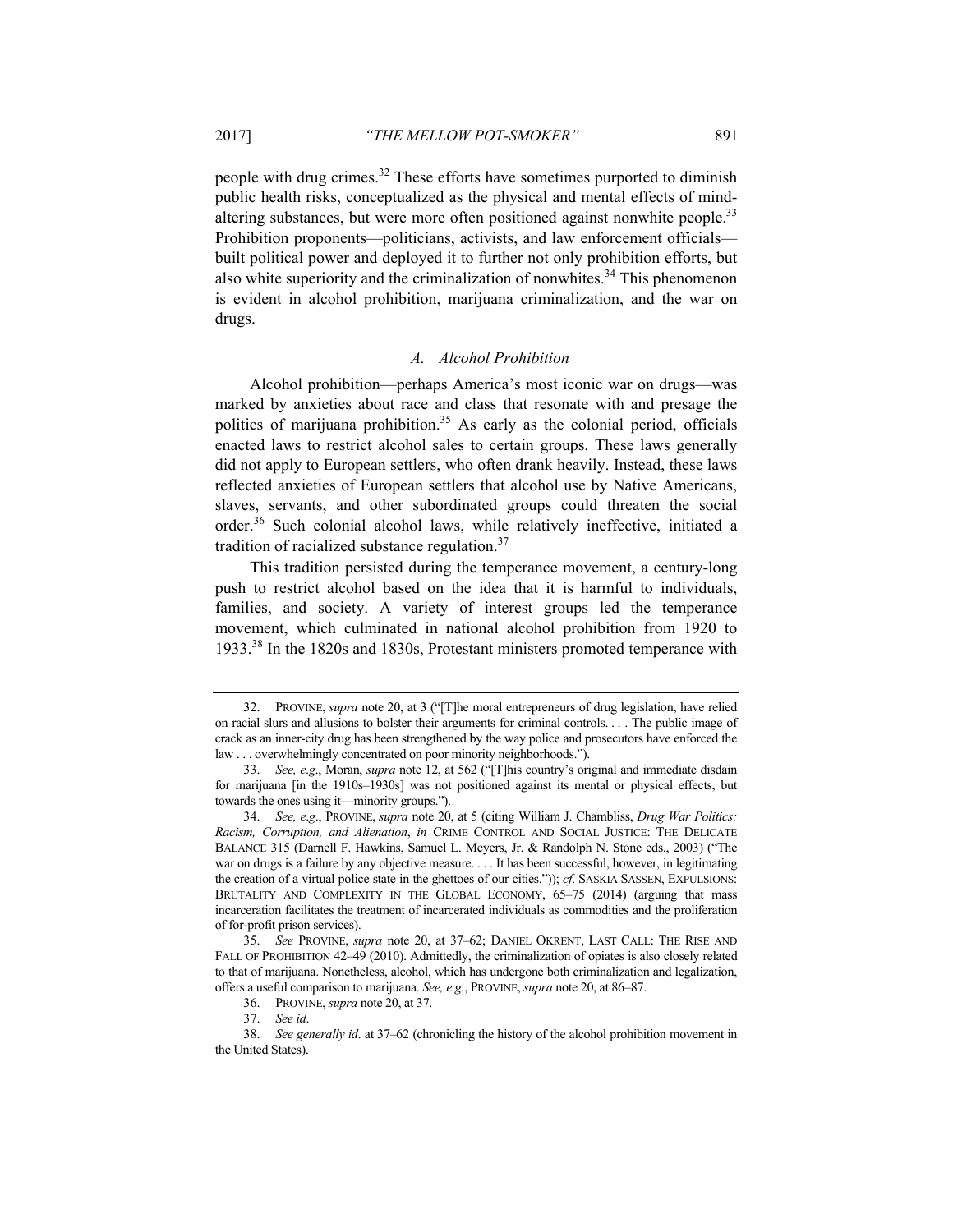people with drug crimes.[32] These efforts have sometimes purported to diminish public health risks, conceptualized as the physical and mental effects of mind-altering substances, but were more often positioned against nonwhite people.[33] Prohibition proponents—politicians, activists, and law enforcement officials—built political power and deployed it to further not only prohibition efforts, but also white superiority and the criminalization of nonwhites.[34] This phenomenon is evident in alcohol prohibition, marijuana criminalization, and the war on drugs.

### *A. Alcohol Prohibition*

Alcohol prohibition—perhaps America's most iconic war on drugs—was marked by anxieties about race and class that resonate with and presage the politics of marijuana prohibition.[35] As early as the colonial period, officials enacted laws to restrict alcohol sales to certain groups. These laws generally did not apply to European settlers, who often drank heavily. Instead, these laws reflected anxieties of European settlers that alcohol use by Native Americans, slaves, servants, and other subordinated groups could threaten the social order.[36] Such colonial alcohol laws, while relatively ineffective, initiated a tradition of racialized substance regulation.[37]

This tradition persisted during the temperance movement, a century-long push to restrict alcohol based on the idea that it is harmful to individuals, families, and society. A variety of interest groups led the temperance movement, which culminated in national alcohol prohibition from 1920 to 1933.[38] In the 1820s and 1830s, Protestant ministers promoted temperance with

---

32. PROVINE, *supra* note 20, at 3 ("[T]he moral entrepreneurs of drug legislation, have relied on racial slurs and allusions to bolster their arguments for criminal controls. . . . The public image of crack as an inner-city drug has been strengthened by the way police and prosecutors have enforced the law . . . overwhelmingly concentrated on poor minority neighborhoods.").

33. *See, e.g.*, Moran, *supra* note 12, at 562 ("[T]his country's original and immediate disdain for marijuana [in the 1910s–1930s] was not positioned against its mental or physical effects, but towards the ones using it—minority groups.").

34. *See, e.g.*, PROVINE, *supra* note 20, at 5 (citing William J. Chambliss, *Drug War Politics: Racism, Corruption, and Alienation*, *in* CRIME CONTROL AND SOCIAL JUSTICE: THE DELICATE BALANCE 315 (Darnell F. Hawkins, Samuel L. Meyers, Jr. & Randolph N. Stone eds., 2003) ("The war on drugs is a failure by any objective measure. . . . It has been successful, however, in legitimating the creation of a virtual police state in the ghettoes of our cities.")); *cf*. SASKIA SASSEN, EXPULSIONS: BRUTALITY AND COMPLEXITY IN THE GLOBAL ECONOMY, 65–75 (2014) (arguing that mass incarceration facilitates the treatment of incarcerated individuals as commodities and the proliferation of for-profit prison services).

35. *See* PROVINE, *supra* note 20, at 37–62; DANIEL OKRENT, LAST CALL: THE RISE AND FALL OF PROHIBITION 42–49 (2010). Admittedly, the criminalization of opiates is also closely related to that of marijuana. Nonetheless, alcohol, which has undergone both criminalization and legalization, offers a useful comparison to marijuana. *See, e.g.*, PROVINE, *supra* note 20, at 86–87.

36. PROVINE, *supra* note 20, at 37.

37. *See id*.

38. *See generally id*. at 37–62 (chronicling the history of the alcohol prohibition movement in the United States).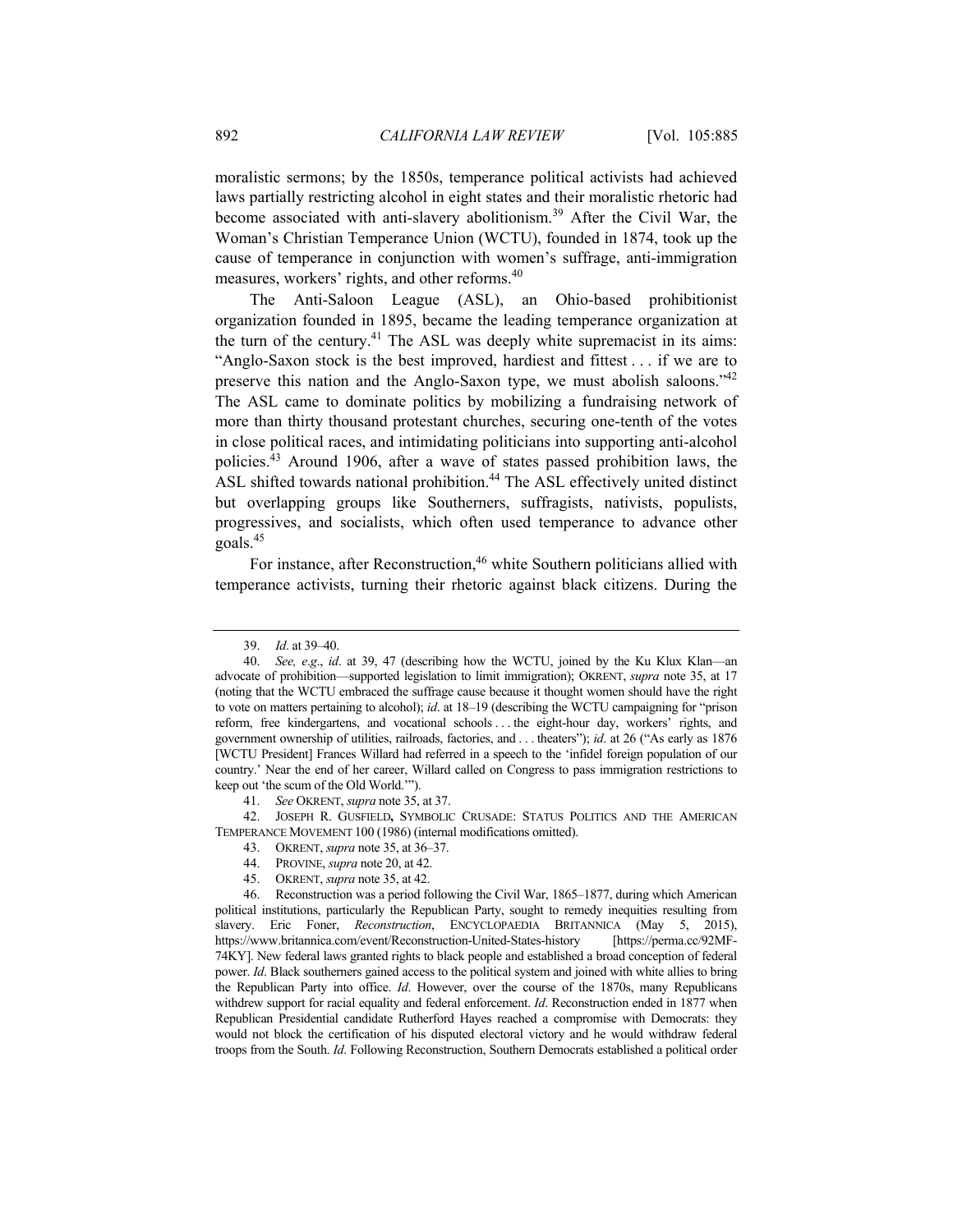moralistic sermons; by the 1850s, temperance political activists had achieved laws partially restricting alcohol in eight states and their moralistic rhetoric had become associated with anti-slavery abolitionism.[39] After the Civil War, the Woman's Christian Temperance Union (WCTU), founded in 1874, took up the cause of temperance in conjunction with women's suffrage, anti-immigration measures, workers' rights, and other reforms.[40]

The Anti-Saloon League (ASL), an Ohio-based prohibitionist organization founded in 1895, became the leading temperance organization at the turn of the century.[41] The ASL was deeply white supremacist in its aims: "Anglo-Saxon stock is the best improved, hardiest and fittest . . . if we are to preserve this nation and the Anglo-Saxon type, we must abolish saloons."[42] The ASL came to dominate politics by mobilizing a fundraising network of more than thirty thousand protestant churches, securing one-tenth of the votes in close political races, and intimidating politicians into supporting anti-alcohol policies.[43] Around 1906, after a wave of states passed prohibition laws, the ASL shifted towards national prohibition.[44] The ASL effectively united distinct but overlapping groups like Southerners, suffragists, nativists, populists, progressives, and socialists, which often used temperance to advance other goals.[45]

For instance, after Reconstruction,[46] white Southern politicians allied with temperance activists, turning their rhetoric against black citizens. During the

---

39. *Id*. at 39–40.

40. *See, e.g*., *id*. at 39, 47 (describing how the WCTU, joined by the Ku Klux Klan—an advocate of prohibition—supported legislation to limit immigration); OKRENT, *supra* note 35, at 17 (noting that the WCTU embraced the suffrage cause because it thought women should have the right to vote on matters pertaining to alcohol); *id*. at 18–19 (describing the WCTU campaigning for "prison reform, free kindergartens, and vocational schools . . . the eight-hour day, workers' rights, and government ownership of utilities, railroads, factories, and . . . theaters"); *id*. at 26 ("As early as 1876 [WCTU President] Frances Willard had referred in a speech to the 'infidel foreign population of our country.' Near the end of her career, Willard called on Congress to pass immigration restrictions to keep out 'the scum of the Old World.'").

41. *See* OKRENT, *supra* note 35, at 37.

42. JOSEPH R. GUSFIELD**,** SYMBOLIC CRUSADE: STATUS POLITICS AND THE AMERICAN TEMPERANCE MOVEMENT 100 (1986) (internal modifications omitted).

43. OKRENT, *supra* note 35, at 36–37.

44. PROVINE, *supra* note 20, at 42.

45. OKRENT, *supra* note 35, at 42.

46. Reconstruction was a period following the Civil War, 1865–1877, during which American political institutions, particularly the Republican Party, sought to remedy inequities resulting from slavery. Eric Foner, *Reconstruction*, ENCYCLOPAEDIA BRITANNICA (May 5, 2015), https://www.britannica.com/event/Reconstruction-United-States-history [https://perma.cc/92MF-74KY]. New federal laws granted rights to black people and established a broad conception of federal power. *Id*. Black southerners gained access to the political system and joined with white allies to bring the Republican Party into office. *Id*. However, over the course of the 1870s, many Republicans withdrew support for racial equality and federal enforcement. *Id*. Reconstruction ended in 1877 when Republican Presidential candidate Rutherford Hayes reached a compromise with Democrats: they would not block the certification of his disputed electoral victory and he would withdraw federal troops from the South. *Id*. Following Reconstruction, Southern Democrats established a political order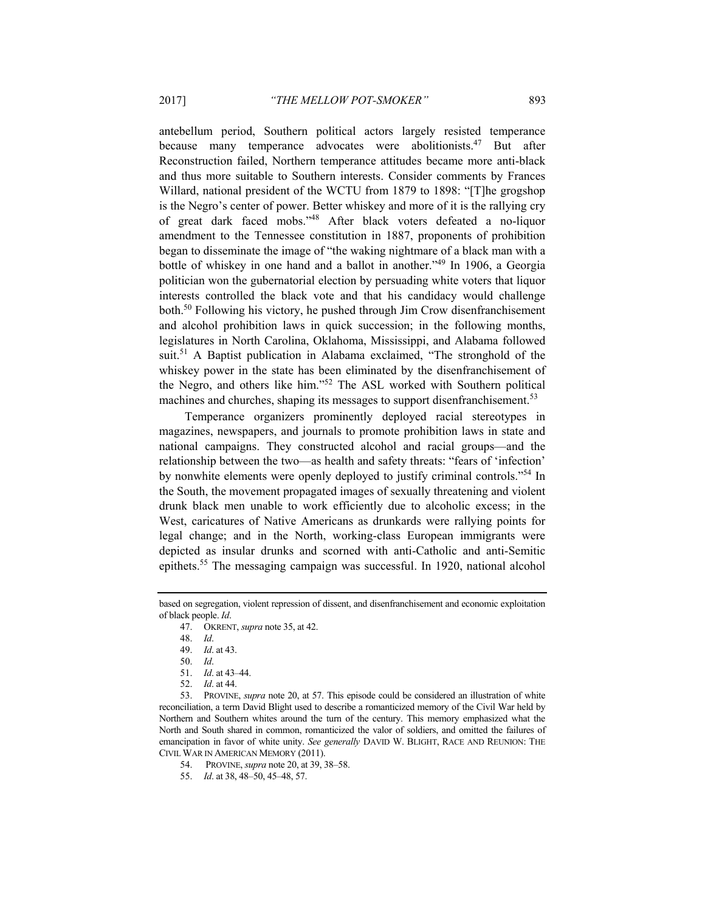antebellum period, Southern political actors largely resisted temperance because many temperance advocates were abolitionists.[47] But after Reconstruction failed, Northern temperance attitudes became more anti-black and thus more suitable to Southern interests. Consider comments by Frances Willard, national president of the WCTU from 1879 to 1898: "[T]he grogshop is the Negro's center of power. Better whiskey and more of it is the rallying cry of great dark faced mobs."[48] After black voters defeated a no-liquor amendment to the Tennessee constitution in 1887, proponents of prohibition began to disseminate the image of "the waking nightmare of a black man with a bottle of whiskey in one hand and a ballot in another."[49] In 1906, a Georgia politician won the gubernatorial election by persuading white voters that liquor interests controlled the black vote and that his candidacy would challenge both.[50] Following his victory, he pushed through Jim Crow disenfranchisement and alcohol prohibition laws in quick succession; in the following months, legislatures in North Carolina, Oklahoma, Mississippi, and Alabama followed suit.[51] A Baptist publication in Alabama exclaimed, "The stronghold of the whiskey power in the state has been eliminated by the disenfranchisement of the Negro, and others like him."[52] The ASL worked with Southern political machines and churches, shaping its messages to support disenfranchisement.[53]

Temperance organizers prominently deployed racial stereotypes in magazines, newspapers, and journals to promote prohibition laws in state and national campaigns. They constructed alcohol and racial groups—and the relationship between the two—as health and safety threats: "fears of 'infection' by nonwhite elements were openly deployed to justify criminal controls."[54] In the South, the movement propagated images of sexually threatening and violent drunk black men unable to work efficiently due to alcoholic excess; in the West, caricatures of Native Americans as drunkards were rallying points for legal change; and in the North, working-class European immigrants were depicted as insular drunks and scorned with anti-Catholic and anti-Semitic epithets.[55] The messaging campaign was successful. In 1920, national alcohol

---

based on segregation, violent repression of dissent, and disenfranchisement and economic exploitation of black people. *Id*.

47. OKRENT, *supra* note 35, at 42.

48. *Id*.

49. *Id*. at 43.

50. *Id*.

51. *Id*. at 43–44.

52. *Id*. at 44.

53. PROVINE, *supra* note 20, at 57. This episode could be considered an illustration of white reconciliation, a term David Blight used to describe a romanticized memory of the Civil War held by Northern and Southern whites around the turn of the century. This memory emphasized what the North and South shared in common, romanticized the valor of soldiers, and omitted the failures of emancipation in favor of white unity. *See generally* DAVID W. BLIGHT, RACE AND REUNION: THE CIVIL WAR IN AMERICAN MEMORY (2011).

54. PROVINE, *supra* note 20, at 39, 38–58.

55. *Id*. at 38, 48–50, 45–48, 57.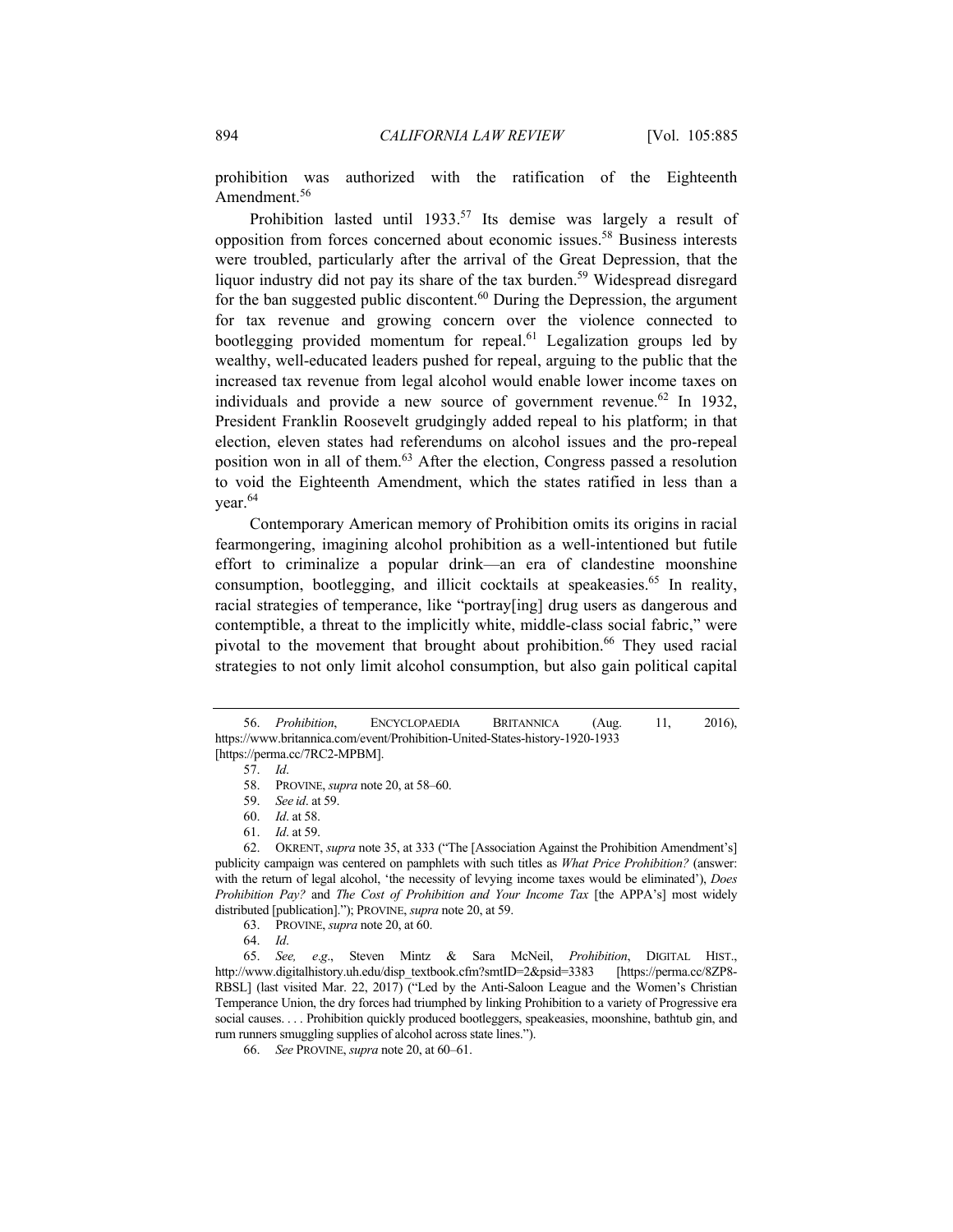prohibition was authorized with the ratification of the Eighteenth Amendment.[56]

Prohibition lasted until 1933.[57] Its demise was largely a result of opposition from forces concerned about economic issues.[58] Business interests were troubled, particularly after the arrival of the Great Depression, that the liquor industry did not pay its share of the tax burden.[59] Widespread disregard for the ban suggested public discontent.[60] During the Depression, the argument for tax revenue and growing concern over the violence connected to bootlegging provided momentum for repeal.[61] Legalization groups led by wealthy, well-educated leaders pushed for repeal, arguing to the public that the increased tax revenue from legal alcohol would enable lower income taxes on individuals and provide a new source of government revenue.[62] In 1932, President Franklin Roosevelt grudgingly added repeal to his platform; in that election, eleven states had referendums on alcohol issues and the pro-repeal position won in all of them.[63] After the election, Congress passed a resolution to void the Eighteenth Amendment, which the states ratified in less than a year.[64]

Contemporary American memory of Prohibition omits its origins in racial fearmongering, imagining alcohol prohibition as a well-intentioned but futile effort to criminalize a popular drink—an era of clandestine moonshine consumption, bootlegging, and illicit cocktails at speakeasies.[65] In reality, racial strategies of temperance, like "portray[ing] drug users as dangerous and contemptible, a threat to the implicitly white, middle-class social fabric," were pivotal to the movement that brought about prohibition.[66] They used racial strategies to not only limit alcohol consumption, but also gain political capital

---

56. *Prohibition*, ENCYCLOPAEDIA BRITANNICA (Aug. 11, 2016), https://www.britannica.com/event/Prohibition-United-States-history-1920-1933 [https://perma.cc/7RC2-MPBM].

57. *Id*.

58. PROVINE, *supra* note 20, at 58–60.

59. *See id*. at 59.

60. *Id*. at 58.

61. *Id*. at 59.

62. OKRENT, *supra* note 35, at 333 ("The [Association Against the Prohibition Amendment's] publicity campaign was centered on pamphlets with such titles as *What Price Prohibition?* (answer: with the return of legal alcohol, 'the necessity of levying income taxes would be eliminated'), *Does Prohibition Pay?* and *The Cost of Prohibition and Your Income Tax* [the APPA's] most widely distributed [publication]."); PROVINE, *supra* note 20, at 59.

63. PROVINE, *supra* note 20, at 60.

64. *Id*.

65. *See, e.g.*, Steven Mintz & Sara McNeil, *Prohibition*, DIGITAL HIST., http://www.digitalhistory.uh.edu/disp_textbook.cfm?smtID=2&psid=3383 [https://perma.cc/8ZP8-RBSL] (last visited Mar. 22, 2017) ("Led by the Anti-Saloon League and the Women's Christian Temperance Union, the dry forces had triumphed by linking Prohibition to a variety of Progressive era social causes. . . . Prohibition quickly produced bootleggers, speakeasies, moonshine, bathtub gin, and rum runners smuggling supplies of alcohol across state lines.").

66. *See* PROVINE, *supra* note 20, at 60–61.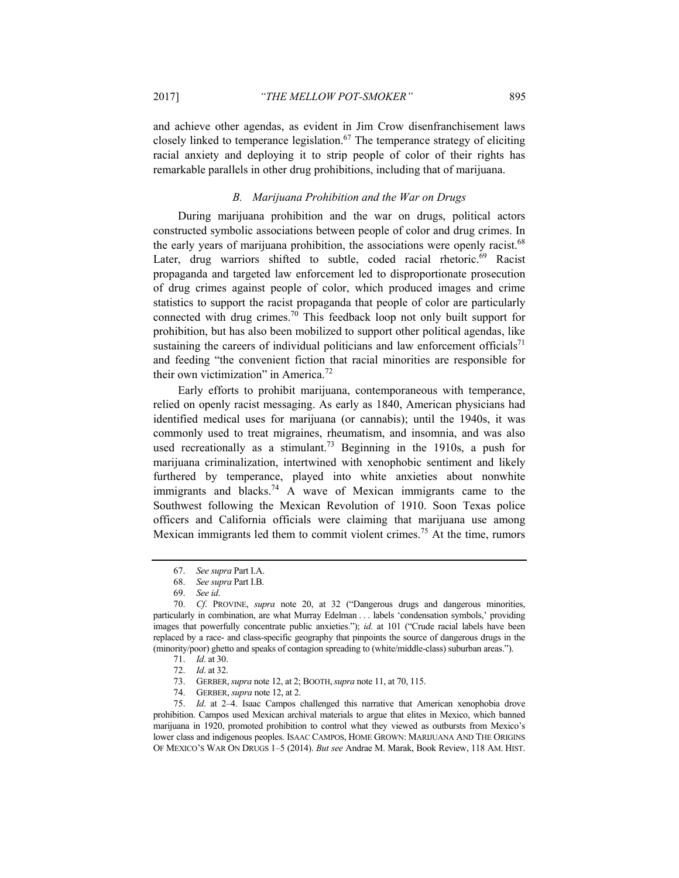and achieve other agendas, as evident in Jim Crow disenfranchisement laws closely linked to temperance legislation.[67] The temperance strategy of eliciting racial anxiety and deploying it to strip people of color of their rights has remarkable parallels in other drug prohibitions, including that of marijuana.

### *B. Marijuana Prohibition and the War on Drugs*

During marijuana prohibition and the war on drugs, political actors constructed symbolic associations between people of color and drug crimes. In the early years of marijuana prohibition, the associations were openly racist.[68] Later, drug warriors shifted to subtle, coded racial rhetoric.[69] Racist propaganda and targeted law enforcement led to disproportionate prosecution of drug crimes against people of color, which produced images and crime statistics to support the racist propaganda that people of color are particularly connected with drug crimes.[70] This feedback loop not only built support for prohibition, but has also been mobilized to support other political agendas, like sustaining the careers of individual politicians and law enforcement officials[71] and feeding "the convenient fiction that racial minorities are responsible for their own victimization" in America.[72]

Early efforts to prohibit marijuana, contemporaneous with temperance, relied on openly racist messaging. As early as 1840, American physicians had identified medical uses for marijuana (or cannabis); until the 1940s, it was commonly used to treat migraines, rheumatism, and insomnia, and was also used recreationally as a stimulant.[73] Beginning in the 1910s, a push for marijuana criminalization, intertwined with xenophobic sentiment and likely furthered by temperance, played into white anxieties about nonwhite immigrants and blacks.[74] A wave of Mexican immigrants came to the Southwest following the Mexican Revolution of 1910. Soon Texas police officers and California officials were claiming that marijuana use among Mexican immigrants led them to commit violent crimes.[75] At the time, rumors

---

67. *See supra* Part I.A.

68. *See supra* Part I.B.

69. *See id*.

70. *Cf*. PROVINE, *supra* note 20, at 32 ("Dangerous drugs and dangerous minorities, particularly in combination, are what Murray Edelman . . . labels 'condensation symbols,' providing images that powerfully concentrate public anxieties."); *id*. at 101 ("Crude racial labels have been replaced by a race- and class-specific geography that pinpoints the source of dangerous drugs in the (minority/poor) ghetto and speaks of contagion spreading to (white/middle-class) suburban areas.").

71. *Id*. at 30.

72. *Id*. at 32.

73. GERBER, *supra* note 12, at 2; BOOTH, *supra* note 11, at 70, 115.

74. GERBER, *supra* note 12, at 2.

75. *Id*. at 2–4. Isaac Campos challenged this narrative that American xenophobia drove prohibition. Campos used Mexican archival materials to argue that elites in Mexico, which banned marijuana in 1920, promoted prohibition to control what they viewed as outbursts from Mexico's lower class and indigenous peoples. ISAAC CAMPOS, HOME GROWN: MARIJUANA AND THE ORIGINS OF MEXICO'S WAR ON DRUGS 1–5 (2014). *But see* Andrae M. Marak, Book Review, 118 AM. HIST.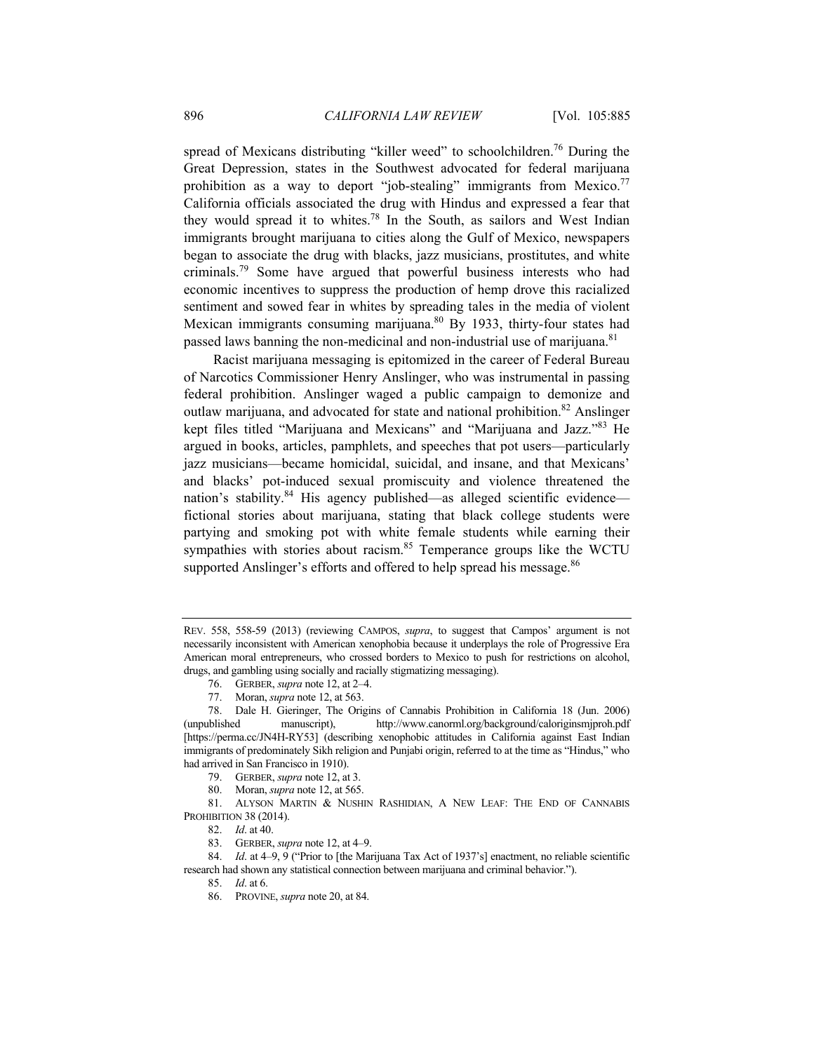spread of Mexicans distributing "killer weed" to schoolchildren.[76] During the Great Depression, states in the Southwest advocated for federal marijuana prohibition as a way to deport "job-stealing" immigrants from Mexico.[77] California officials associated the drug with Hindus and expressed a fear that they would spread it to whites.[78] In the South, as sailors and West Indian immigrants brought marijuana to cities along the Gulf of Mexico, newspapers began to associate the drug with blacks, jazz musicians, prostitutes, and white criminals.[79] Some have argued that powerful business interests who had economic incentives to suppress the production of hemp drove this racialized sentiment and sowed fear in whites by spreading tales in the media of violent Mexican immigrants consuming marijuana.[80] By 1933, thirty-four states had passed laws banning the non-medicinal and non-industrial use of marijuana.[81]

Racist marijuana messaging is epitomized in the career of Federal Bureau of Narcotics Commissioner Henry Anslinger, who was instrumental in passing federal prohibition. Anslinger waged a public campaign to demonize and outlaw marijuana, and advocated for state and national prohibition.[82] Anslinger kept files titled "Marijuana and Mexicans" and "Marijuana and Jazz."[83] He argued in books, articles, pamphlets, and speeches that pot users—particularly jazz musicians—became homicidal, suicidal, and insane, and that Mexicans' and blacks' pot-induced sexual promiscuity and violence threatened the nation's stability.[84] His agency published—as alleged scientific evidence—fictional stories about marijuana, stating that black college students were partying and smoking pot with white female students while earning their sympathies with stories about racism.[85] Temperance groups like the WCTU supported Anslinger's efforts and offered to help spread his message.[86]

---

REV. 558, 558-59 (2013) (reviewing CAMPOS, *supra*, to suggest that Campos' argument is not necessarily inconsistent with American xenophobia because it underplays the role of Progressive Era American moral entrepreneurs, who crossed borders to Mexico to push for restrictions on alcohol, drugs, and gambling using socially and racially stigmatizing messaging).

76. GERBER, *supra* note 12, at 2–4.

77. Moran, *supra* note 12, at 563.

78. Dale H. Gieringer, The Origins of Cannabis Prohibition in California 18 (Jun. 2006) (unpublished manuscript), http://www.canorml.org/background/caloriginsmjproh.pdf [https://perma.cc/JN4H-RY53] (describing xenophobic attitudes in California against East Indian immigrants of predominately Sikh religion and Punjabi origin, referred to at the time as "Hindus," who had arrived in San Francisco in 1910).

79. GERBER, *supra* note 12, at 3.

80. Moran, *supra* note 12, at 565.

81. ALYSON MARTIN & NUSHIN RASHIDIAN, A NEW LEAF: THE END OF CANNABIS PROHIBITION 38 (2014).

82. *Id*. at 40.

83. GERBER, *supra* note 12, at 4–9.

84. *Id*. at 4–9, 9 ("Prior to [the Marijuana Tax Act of 1937's] enactment, no reliable scientific research had shown any statistical connection between marijuana and criminal behavior.").

85. *Id*. at 6.

86. PROVINE, *supra* note 20, at 84.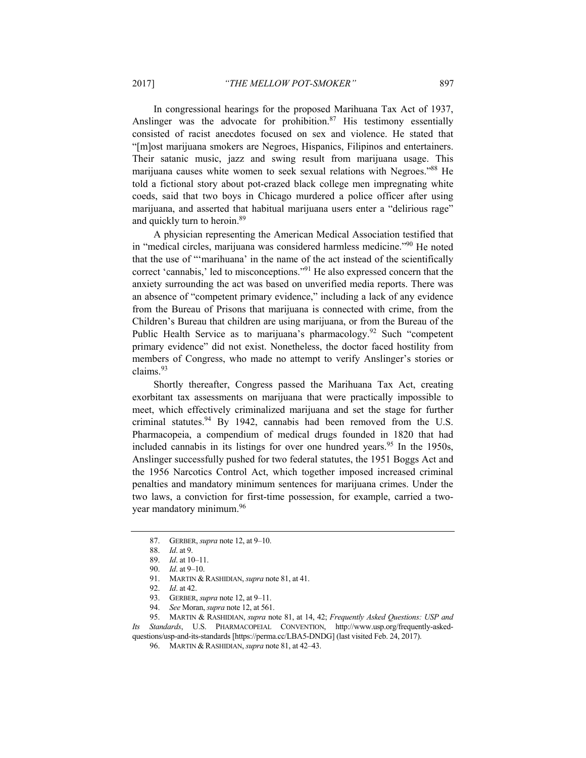In congressional hearings for the proposed Marihuana Tax Act of 1937, Anslinger was the advocate for prohibition.[87] His testimony essentially consisted of racist anecdotes focused on sex and violence. He stated that "[m]ost marijuana smokers are Negroes, Hispanics, Filipinos and entertainers. Their satanic music, jazz and swing result from marijuana usage. This marijuana causes white women to seek sexual relations with Negroes."[88] He told a fictional story about pot-crazed black college men impregnating white coeds, said that two boys in Chicago murdered a police officer after using marijuana, and asserted that habitual marijuana users enter a "delirious rage" and quickly turn to heroin.[89]

A physician representing the American Medical Association testified that in "medical circles, marijuana was considered harmless medicine."[90] He noted that the use of "'marihuana' in the name of the act instead of the scientifically correct 'cannabis,' led to misconceptions."[91] He also expressed concern that the anxiety surrounding the act was based on unverified media reports. There was an absence of "competent primary evidence," including a lack of any evidence from the Bureau of Prisons that marijuana is connected with crime, from the Children's Bureau that children are using marijuana, or from the Bureau of the Public Health Service as to marijuana's pharmacology.[92] Such "competent primary evidence" did not exist. Nonetheless, the doctor faced hostility from members of Congress, who made no attempt to verify Anslinger's stories or claims.[93]

Shortly thereafter, Congress passed the Marihuana Tax Act, creating exorbitant tax assessments on marijuana that were practically impossible to meet, which effectively criminalized marijuana and set the stage for further criminal statutes.[94] By 1942, cannabis had been removed from the U.S. Pharmacopeia, a compendium of medical drugs founded in 1820 that had included cannabis in its listings for over one hundred years.[95] In the 1950s, Anslinger successfully pushed for two federal statutes, the 1951 Boggs Act and the 1956 Narcotics Control Act, which together imposed increased criminal penalties and mandatory minimum sentences for marijuana crimes. Under the two laws, a conviction for first-time possession, for example, carried a two-year mandatory minimum.[96]

---

87. GERBER, *supra* note 12, at 9–10.
88. *Id*. at 9.
89. *Id*. at 10–11.
90. *Id*. at 9–10.
91. MARTIN & RASHIDIAN, *supra* note 81, at 41.
92. *Id*. at 42.
93. GERBER, *supra* note 12, at 9–11.
94. *See* Moran, *supra* note 12, at 561.
95. MARTIN & RASHIDIAN, *supra* note 81, at 14, 42; *Frequently Asked Questions: USP and Its Standards*, U.S. PHARMACOPEIAL CONVENTION, http://www.usp.org/frequently-asked-questions/usp-and-its-standards [https://perma.cc/LBA5-DNDG] (last visited Feb. 24, 2017).
96. MARTIN & RASHIDIAN, *supra* note 81, at 42–43.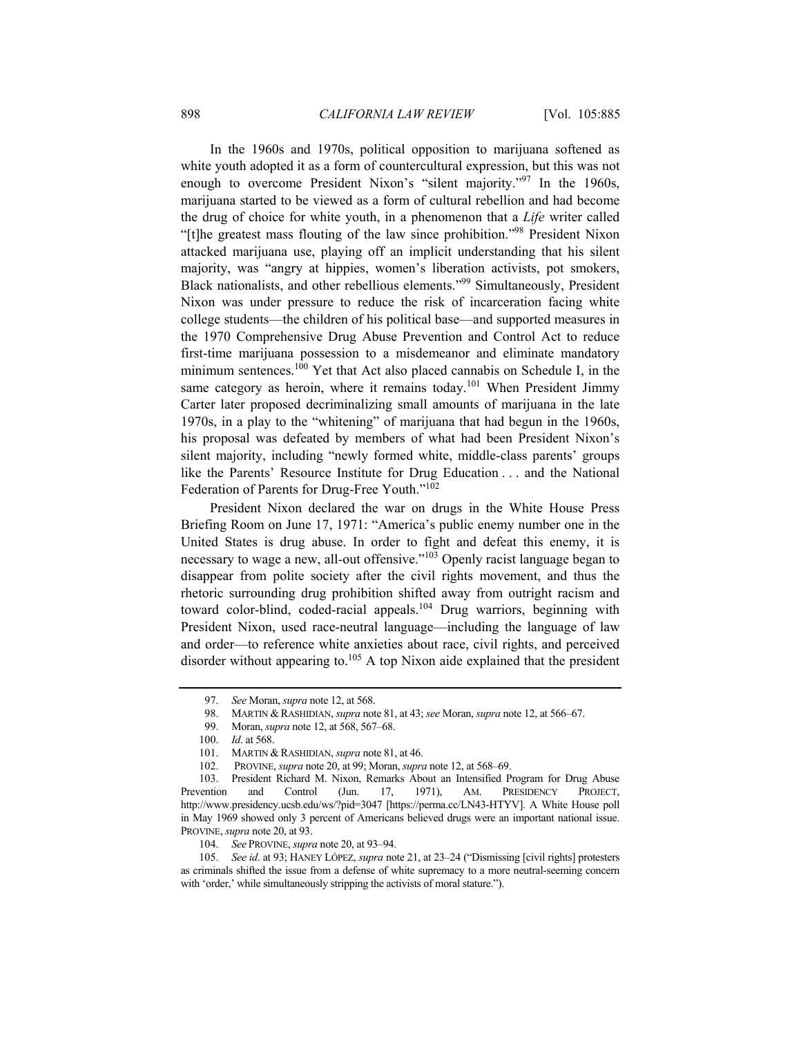In the 1960s and 1970s, political opposition to marijuana softened as white youth adopted it as a form of countercultural expression, but this was not enough to overcome President Nixon's "silent majority."[97] In the 1960s, marijuana started to be viewed as a form of cultural rebellion and had become the drug of choice for white youth, in a phenomenon that a *Life* writer called "[t]he greatest mass flouting of the law since prohibition."[98] President Nixon attacked marijuana use, playing off an implicit understanding that his silent majority, was "angry at hippies, women's liberation activists, pot smokers, Black nationalists, and other rebellious elements."[99] Simultaneously, President Nixon was under pressure to reduce the risk of incarceration facing white college students—the children of his political base—and supported measures in the 1970 Comprehensive Drug Abuse Prevention and Control Act to reduce first-time marijuana possession to a misdemeanor and eliminate mandatory minimum sentences.[100] Yet that Act also placed cannabis on Schedule I, in the same category as heroin, where it remains today.[101] When President Jimmy Carter later proposed decriminalizing small amounts of marijuana in the late 1970s, in a play to the "whitening" of marijuana that had begun in the 1960s, his proposal was defeated by members of what had been President Nixon's silent majority, including "newly formed white, middle-class parents' groups like the Parents' Resource Institute for Drug Education . . . and the National Federation of Parents for Drug-Free Youth."[102]

President Nixon declared the war on drugs in the White House Press Briefing Room on June 17, 1971: "America's public enemy number one in the United States is drug abuse. In order to fight and defeat this enemy, it is necessary to wage a new, all-out offensive."[103] Openly racist language began to disappear from polite society after the civil rights movement, and thus the rhetoric surrounding drug prohibition shifted away from outright racism and toward color-blind, coded-racial appeals.[104] Drug warriors, beginning with President Nixon, used race-neutral language—including the language of law and order—to reference white anxieties about race, civil rights, and perceived disorder without appearing to.[105] A top Nixon aide explained that the president

---

97. *See* Moran, *supra* note 12, at 568.

98. MARTIN & RASHIDIAN, *supra* note 81, at 43; *see* Moran, *supra* note 12, at 566–67.

99. Moran, *supra* note 12, at 568, 567–68.

100. *Id*. at 568.

101. MARTIN & RASHIDIAN, *supra* note 81, at 46.

102. PROVINE, *supra* note 20, at 99; Moran, *supra* note 12, at 568–69.

103. President Richard M. Nixon, Remarks About an Intensified Program for Drug Abuse Prevention and Control (Jun. 17, 1971), AM. PRESIDENCY PROJECT, http://www.presidency.ucsb.edu/ws/?pid=3047 [https://perma.cc/LN43-HTYV]. A White House poll in May 1969 showed only 3 percent of Americans believed drugs were an important national issue. PROVINE, *supra* note 20, at 93.

104. *See* PROVINE, *supra* note 20, at 93–94.

105. *See id*. at 93; HANEY LÓPEZ, *supra* note 21, at 23–24 ("Dismissing [civil rights] protesters as criminals shifted the issue from a defense of white supremacy to a more neutral-seeming concern with 'order,' while simultaneously stripping the activists of moral stature.").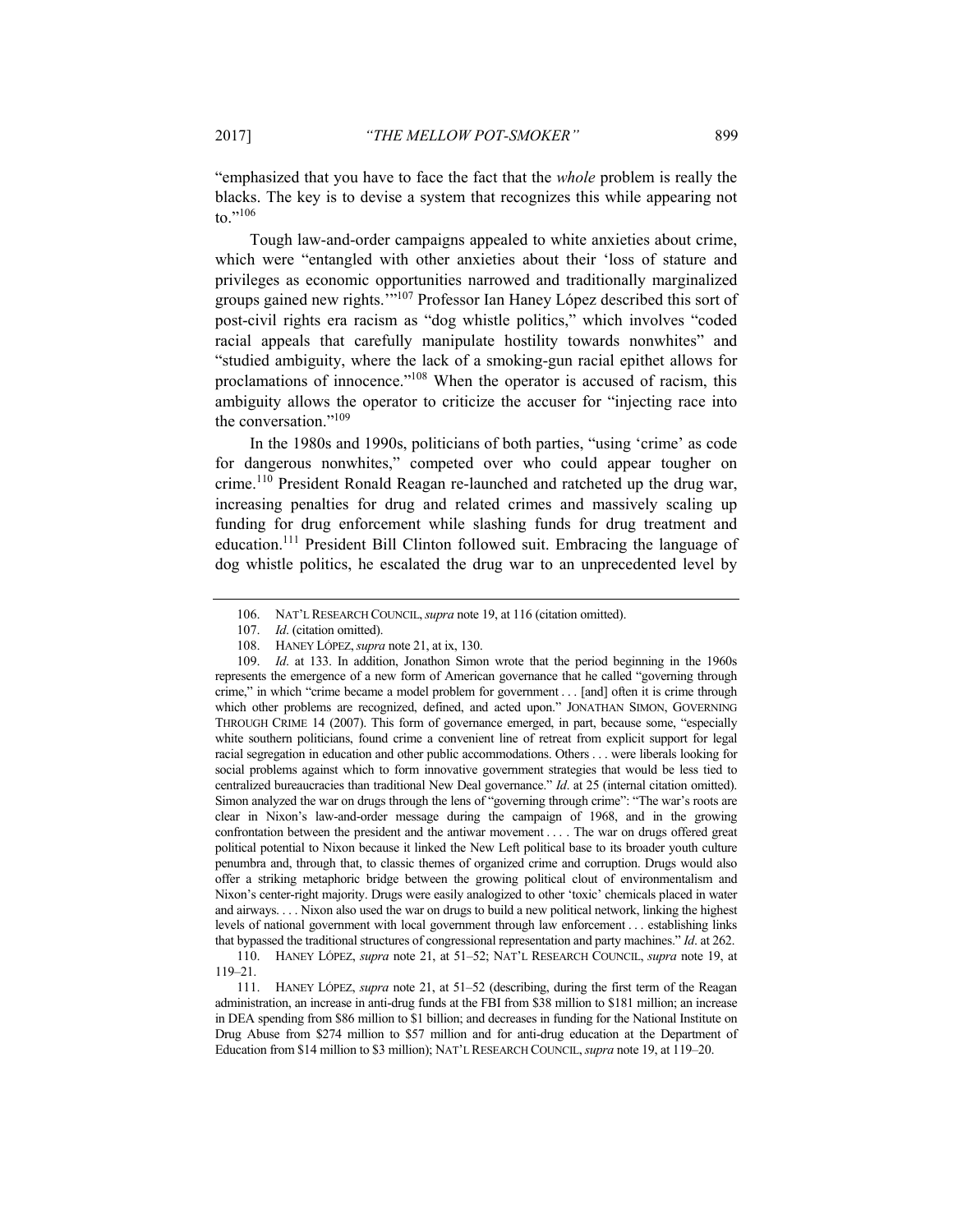"emphasized that you have to face the fact that the *whole* problem is really the blacks. The key is to devise a system that recognizes this while appearing not to."[106]

Tough law-and-order campaigns appealed to white anxieties about crime, which were "entangled with other anxieties about their 'loss of stature and privileges as economic opportunities narrowed and traditionally marginalized groups gained new rights.'"[107] Professor Ian Haney López described this sort of post-civil rights era racism as "dog whistle politics," which involves "coded racial appeals that carefully manipulate hostility towards nonwhites" and "studied ambiguity, where the lack of a smoking-gun racial epithet allows for proclamations of innocence."[108] When the operator is accused of racism, this ambiguity allows the operator to criticize the accuser for "injecting race into the conversation."[109]

In the 1980s and 1990s, politicians of both parties, "using 'crime' as code for dangerous nonwhites," competed over who could appear tougher on crime.[110] President Ronald Reagan re-launched and ratcheted up the drug war, increasing penalties for drug and related crimes and massively scaling up funding for drug enforcement while slashing funds for drug treatment and education.[111] President Bill Clinton followed suit. Embracing the language of dog whistle politics, he escalated the drug war to an unprecedented level by

---

106. NAT'L RESEARCH COUNCIL, *supra* note 19, at 116 (citation omitted).

107. *Id*. (citation omitted).

108. HANEY LÓPEZ, *supra* note 21, at ix, 130.

109. *Id*. at 133. In addition, Jonathon Simon wrote that the period beginning in the 1960s represents the emergence of a new form of American governance that he called "governing through crime," in which "crime became a model problem for government . . . [and] often it is crime through which other problems are recognized, defined, and acted upon." JONATHAN SIMON, GOVERNING THROUGH CRIME 14 (2007). This form of governance emerged, in part, because some, "especially white southern politicians, found crime a convenient line of retreat from explicit support for legal racial segregation in education and other public accommodations. Others . . . were liberals looking for social problems against which to form innovative government strategies that would be less tied to centralized bureaucracies than traditional New Deal governance." *Id*. at 25 (internal citation omitted). Simon analyzed the war on drugs through the lens of "governing through crime": "The war's roots are clear in Nixon's law-and-order message during the campaign of 1968, and in the growing confrontation between the president and the antiwar movement . . . . The war on drugs offered great political potential to Nixon because it linked the New Left political base to its broader youth culture penumbra and, through that, to classic themes of organized crime and corruption. Drugs would also offer a striking metaphoric bridge between the growing political clout of environmentalism and Nixon's center-right majority. Drugs were easily analogized to other 'toxic' chemicals placed in water and airways. . . . Nixon also used the war on drugs to build a new political network, linking the highest levels of national government with local government through law enforcement . . . establishing links that bypassed the traditional structures of congressional representation and party machines." *Id*. at 262.

110. HANEY LÓPEZ, *supra* note 21, at 51–52; NAT'L RESEARCH COUNCIL, *supra* note 19, at 119–21.

111. HANEY LÓPEZ, *supra* note 21, at 51–52 (describing, during the first term of the Reagan administration, an increase in anti-drug funds at the FBI from $38 million to $181 million; an increase in DEA spending from $86 million to $1 billion; and decreases in funding for the National Institute on Drug Abuse from $274 million to $57 million and for anti-drug education at the Department of Education from $14 million to $3 million); NAT'L RESEARCH COUNCIL, *supra* note 19, at 119–20.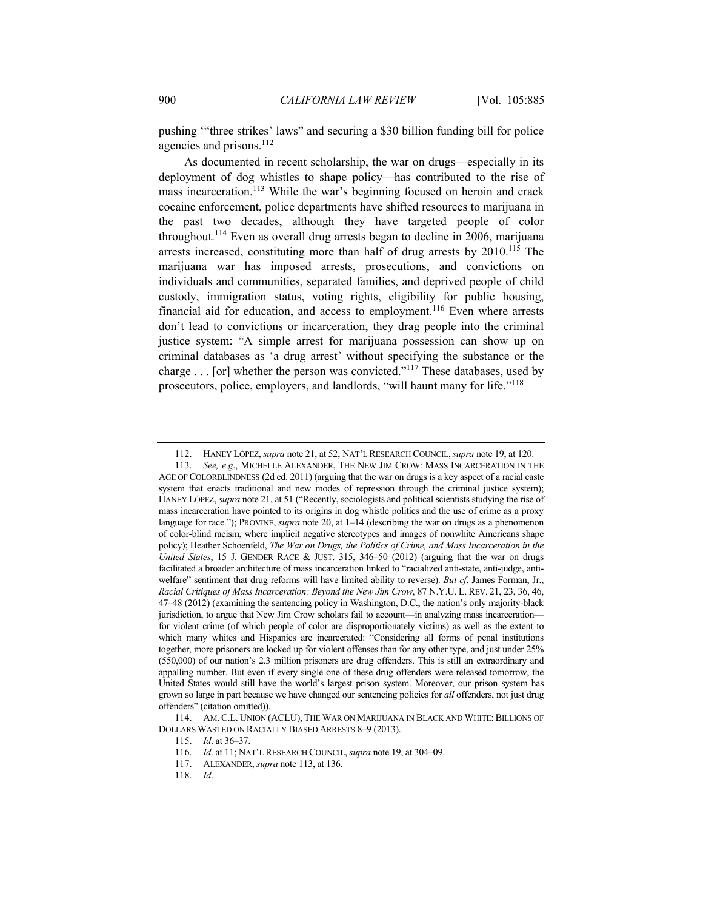pushing '"three strikes' laws" and securing a $30 billion funding bill for police agencies and prisons.[112]

As documented in recent scholarship, the war on drugs—especially in its deployment of dog whistles to shape policy—has contributed to the rise of mass incarceration.[113] While the war's beginning focused on heroin and crack cocaine enforcement, police departments have shifted resources to marijuana in the past two decades, although they have targeted people of color throughout.[114] Even as overall drug arrests began to decline in 2006, marijuana arrests increased, constituting more than half of drug arrests by 2010.[115] The marijuana war has imposed arrests, prosecutions, and convictions on individuals and communities, separated families, and deprived people of child custody, immigration status, voting rights, eligibility for public housing, financial aid for education, and access to employment.[116] Even where arrests don't lead to convictions or incarceration, they drag people into the criminal justice system: "A simple arrest for marijuana possession can show up on criminal databases as 'a drug arrest' without specifying the substance or the charge . . . [or] whether the person was convicted."[117] These databases, used by prosecutors, police, employers, and landlords, "will haunt many for life."[118]

---

112. HANEY LÓPEZ, *supra* note 21, at 52; NAT'L RESEARCH COUNCIL, *supra* note 19, at 120.

113. *See, e.g.*, MICHELLE ALEXANDER, THE NEW JIM CROW: MASS INCARCERATION IN THE AGE OF COLORBLINDNESS (2d ed. 2011) (arguing that the war on drugs is a key aspect of a racial caste system that enacts traditional and new modes of repression through the criminal justice system); HANEY LÓPEZ, *supra* note 21, at 51 ("Recently, sociologists and political scientists studying the rise of mass incarceration have pointed to its origins in dog whistle politics and the use of crime as a proxy language for race."); PROVINE, *supra* note 20, at 1–14 (describing the war on drugs as a phenomenon of color-blind racism, where implicit negative stereotypes and images of nonwhite Americans shape policy); Heather Schoenfeld, *The War on Drugs, the Politics of Crime, and Mass Incarceration in the United States*, 15 J. GENDER RACE & JUST. 315, 346–50 (2012) (arguing that the war on drugs facilitated a broader architecture of mass incarceration linked to "racialized anti-state, anti-judge, anti-welfare" sentiment that drug reforms will have limited ability to reverse). *But cf.* James Forman, Jr., *Racial Critiques of Mass Incarceration: Beyond the New Jim Crow*, 87 N.Y.U. L. REV. 21, 23, 36, 46, 47–48 (2012) (examining the sentencing policy in Washington, D.C., the nation's only majority-black jurisdiction, to argue that New Jim Crow scholars fail to account—in analyzing mass incarceration—for violent crime (of which people of color are disproportionately victims) as well as the extent to which many whites and Hispanics are incarcerated: "Considering all forms of penal institutions together, more prisoners are locked up for violent offenses than for any other type, and just under 25% (550,000) of our nation's 2.3 million prisoners are drug offenders. This is still an extraordinary and appalling number. But even if every single one of these drug offenders were released tomorrow, the United States would still have the world's largest prison system. Moreover, our prison system has grown so large in part because we have changed our sentencing policies for *all* offenders, not just drug offenders" (citation omitted)).

114. AM. C.L. UNION (ACLU), THE WAR ON MARIJUANA IN BLACK AND WHITE: BILLIONS OF DOLLARS WASTED ON RACIALLY BIASED ARRESTS 8–9 (2013).

115. *Id*. at 36–37.

116. *Id*. at 11; NAT'L RESEARCH COUNCIL, *supra* note 19, at 304–09.

117. ALEXANDER, *supra* note 113, at 136.

118. *Id*.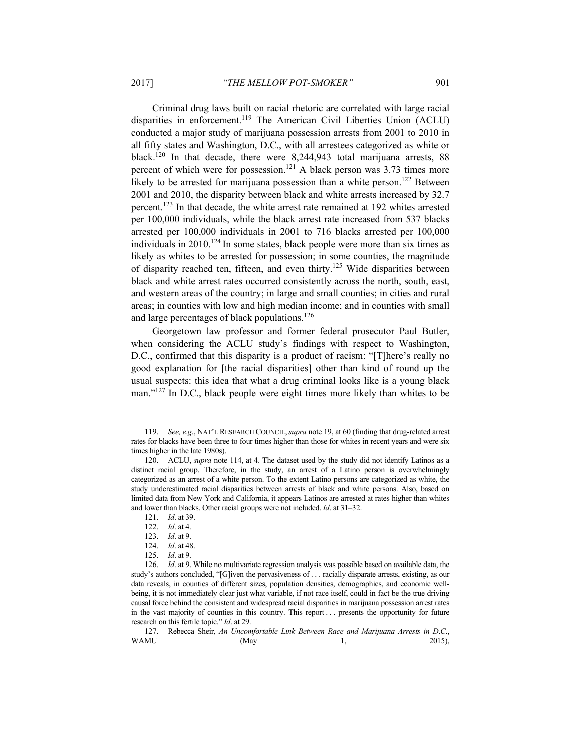Criminal drug laws built on racial rhetoric are correlated with large racial disparities in enforcement.[119] The American Civil Liberties Union (ACLU) conducted a major study of marijuana possession arrests from 2001 to 2010 in all fifty states and Washington, D.C., with all arrestees categorized as white or black.[120] In that decade, there were 8,244,943 total marijuana arrests, 88 percent of which were for possession.[121] A black person was 3.73 times more likely to be arrested for marijuana possession than a white person.[122] Between 2001 and 2010, the disparity between black and white arrests increased by 32.7 percent.[123] In that decade, the white arrest rate remained at 192 whites arrested per 100,000 individuals, while the black arrest rate increased from 537 blacks arrested per 100,000 individuals in 2001 to 716 blacks arrested per 100,000 individuals in 2010.[124] In some states, black people were more than six times as likely as whites to be arrested for possession; in some counties, the magnitude of disparity reached ten, fifteen, and even thirty.[125] Wide disparities between black and white arrest rates occurred consistently across the north, south, east, and western areas of the country; in large and small counties; in cities and rural areas; in counties with low and high median income; and in counties with small and large percentages of black populations.[126]

Georgetown law professor and former federal prosecutor Paul Butler, when considering the ACLU study's findings with respect to Washington, D.C., confirmed that this disparity is a product of racism: "[T]here's really no good explanation for [the racial disparities] other than kind of round up the usual suspects: this idea that what a drug criminal looks like is a young black man."[127] In D.C., black people were eight times more likely than whites to be

---

119. *See, e.g.*, NAT'L RESEARCH COUNCIL, *supra* note 19, at 60 (finding that drug-related arrest rates for blacks have been three to four times higher than those for whites in recent years and were six times higher in the late 1980s).

120. ACLU, *supra* note 114, at 4. The dataset used by the study did not identify Latinos as a distinct racial group. Therefore, in the study, an arrest of a Latino person is overwhelmingly categorized as an arrest of a white person. To the extent Latino persons are categorized as white, the study underestimated racial disparities between arrests of black and white persons. Also, based on limited data from New York and California, it appears Latinos are arrested at rates higher than whites and lower than blacks. Other racial groups were not included. *Id*. at 31–32.

121. *Id*. at 39.

122. *Id*. at 4.

123. *Id*. at 9.

124. *Id*. at 48.

125. *Id*. at 9.

126. *Id*. at 9. While no multivariate regression analysis was possible based on available data, the study's authors concluded, "[G]iven the pervasiveness of . . . racially disparate arrests, existing, as our data reveals, in counties of different sizes, population densities, demographics, and economic well-being, it is not immediately clear just what variable, if not race itself, could in fact be the true driving causal force behind the consistent and widespread racial disparities in marijuana possession arrest rates in the vast majority of counties in this country. This report . . . presents the opportunity for future research on this fertile topic." *Id*. at 29.

127. Rebecca Sheir, *An Uncomfortable Link Between Race and Marijuana Arrests in D.C.*, WAMU (May 1, 2015),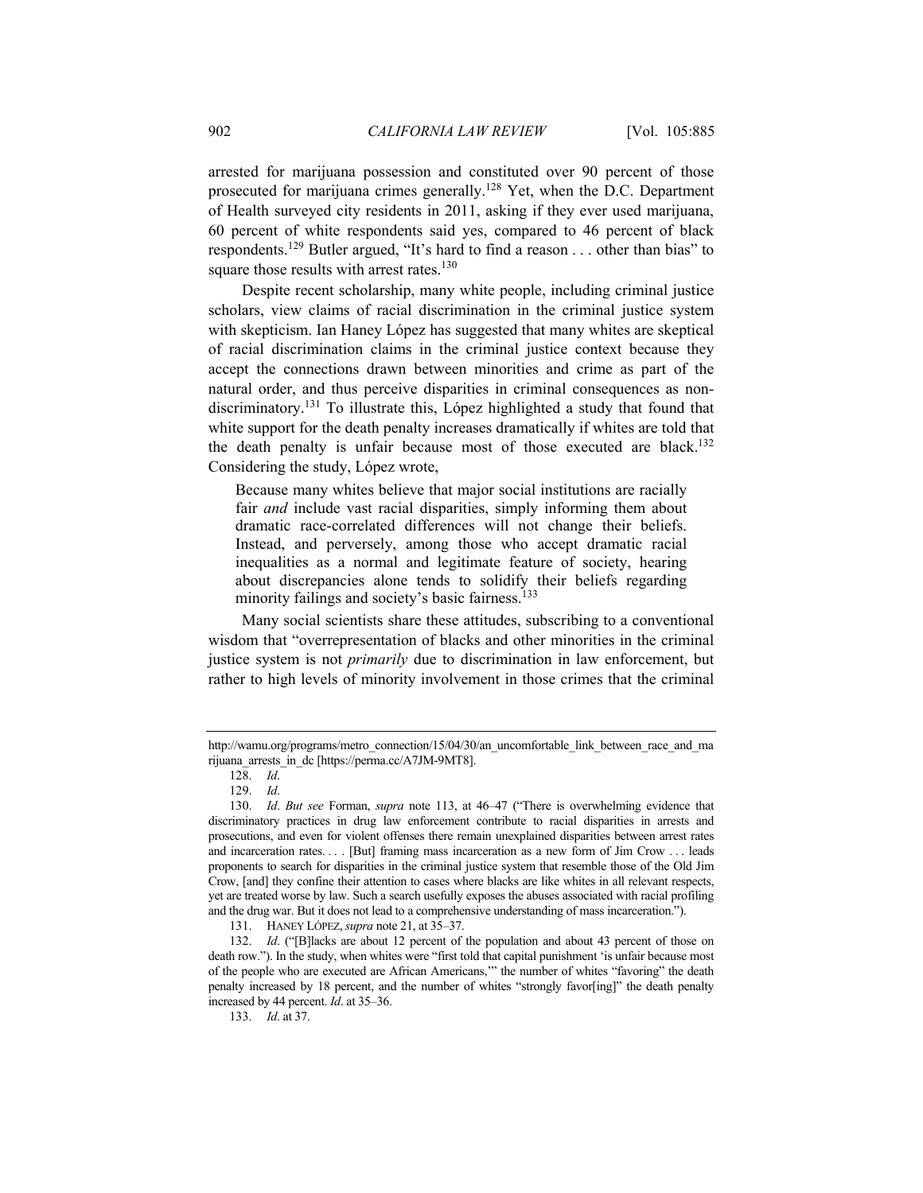arrested for marijuana possession and constituted over 90 percent of those prosecuted for marijuana crimes generally.[128] Yet, when the D.C. Department of Health surveyed city residents in 2011, asking if they ever used marijuana, 60 percent of white respondents said yes, compared to 46 percent of black respondents.[129] Butler argued, "It's hard to find a reason . . . other than bias" to square those results with arrest rates.[130]

Despite recent scholarship, many white people, including criminal justice scholars, view claims of racial discrimination in the criminal justice system with skepticism. Ian Haney López has suggested that many whites are skeptical of racial discrimination claims in the criminal justice context because they accept the connections drawn between minorities and crime as part of the natural order, and thus perceive disparities in criminal consequences as non-discriminatory.[131] To illustrate this, López highlighted a study that found that white support for the death penalty increases dramatically if whites are told that the death penalty is unfair because most of those executed are black.[132] Considering the study, López wrote,

> Because many whites believe that major social institutions are racially fair *and* include vast racial disparities, simply informing them about dramatic race-correlated differences will not change their beliefs. Instead, and perversely, among those who accept dramatic racial inequalities as a normal and legitimate feature of society, hearing about discrepancies alone tends to solidify their beliefs regarding minority failings and society's basic fairness.[133]

Many social scientists share these attitudes, subscribing to a conventional wisdom that "overrepresentation of blacks and other minorities in the criminal justice system is not *primarily* due to discrimination in law enforcement, but rather to high levels of minority involvement in those crimes that the criminal

---

http://wamu.org/programs/metro_connection/15/04/30/an_uncomfortable_link_between_race_and_marijuana_arrests_in_dc [https://perma.cc/A7JM-9MT8].

128. *Id*.

129. *Id*.

130. *Id*. *But see* Forman, *supra* note 113, at 46–47 ("There is overwhelming evidence that discriminatory practices in drug law enforcement contribute to racial disparities in arrests and prosecutions, and even for violent offenses there remain unexplained disparities between arrest rates and incarceration rates. . . . [But] framing mass incarceration as a new form of Jim Crow . . . leads proponents to search for disparities in the criminal justice system that resemble those of the Old Jim Crow, [and] they confine their attention to cases where blacks are like whites in all relevant respects, yet are treated worse by law. Such a search usefully exposes the abuses associated with racial profiling and the drug war. But it does not lead to a comprehensive understanding of mass incarceration.").

131. HANEY LÓPEZ, *supra* note 21, at 35–37.

132. *Id*. ("[B]lacks are about 12 percent of the population and about 43 percent of those on death row."). In the study, when whites were "first told that capital punishment 'is unfair because most of the people who are executed are African Americans,'" the number of whites "favoring" the death penalty increased by 18 percent, and the number of whites "strongly favor[ing]" the death penalty increased by 44 percent. *Id*. at 35–36.

133. *Id*. at 37.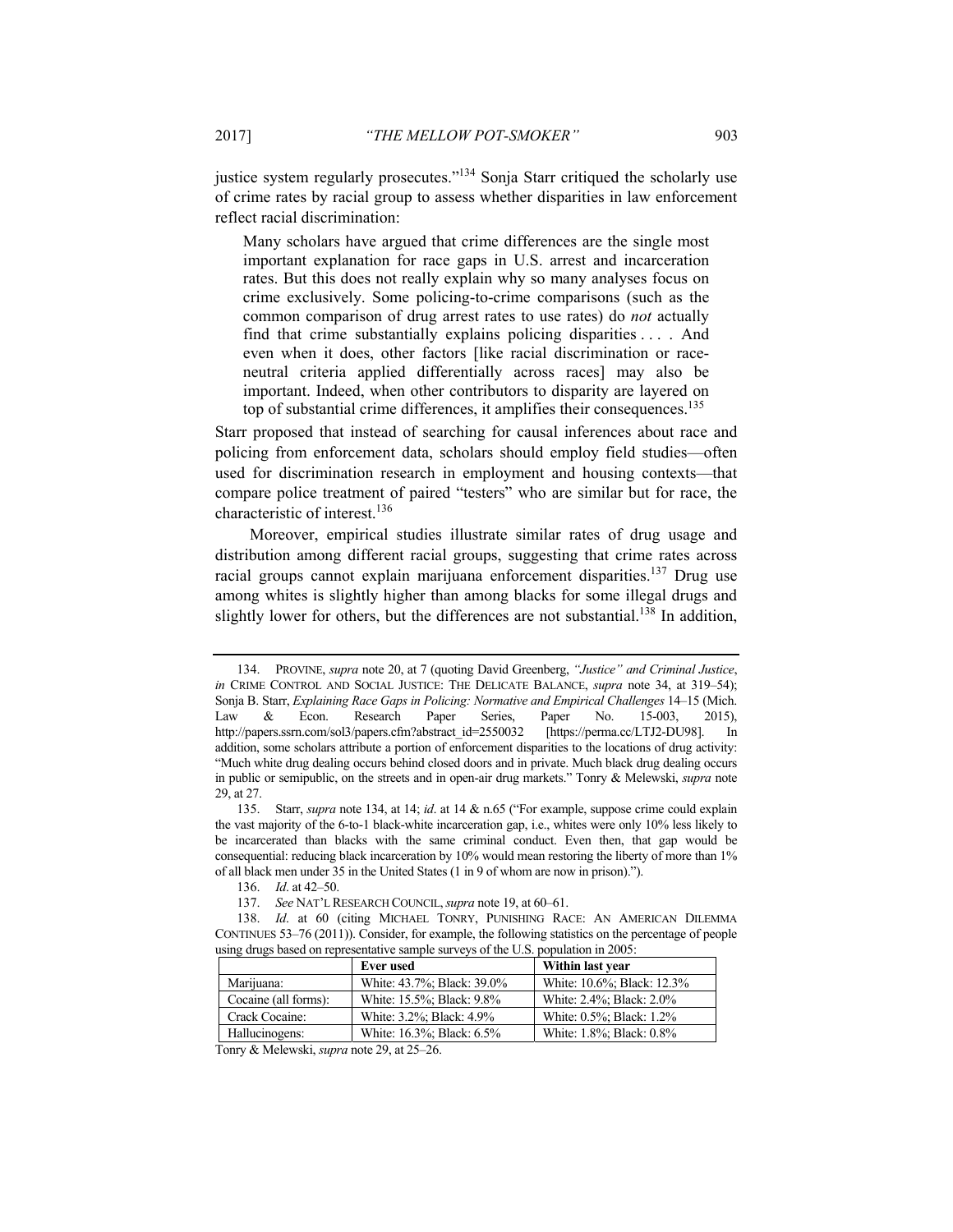justice system regularly prosecutes."[134] Sonja Starr critiqued the scholarly use of crime rates by racial group to assess whether disparities in law enforcement reflect racial discrimination:

> Many scholars have argued that crime differences are the single most important explanation for race gaps in U.S. arrest and incarceration rates. But this does not really explain why so many analyses focus on crime exclusively. Some policing-to-crime comparisons (such as the common comparison of drug arrest rates to use rates) do *not* actually find that crime substantially explains policing disparities . . . . And even when it does, other factors [like racial discrimination or race-neutral criteria applied differentially across races] may also be important. Indeed, when other contributors to disparity are layered on top of substantial crime differences, it amplifies their consequences.[135]

Starr proposed that instead of searching for causal inferences about race and policing from enforcement data, scholars should employ field studies—often used for discrimination research in employment and housing contexts—that compare police treatment of paired "testers" who are similar but for race, the characteristic of interest.[136]

Moreover, empirical studies illustrate similar rates of drug usage and distribution among different racial groups, suggesting that crime rates across racial groups cannot explain marijuana enforcement disparities.[137] Drug use among whites is slightly higher than among blacks for some illegal drugs and slightly lower for others, but the differences are not substantial.[138] In addition,

---

134. PROVINE, *supra* note 20, at 7 (quoting David Greenberg, *"Justice" and Criminal Justice*, *in* CRIME CONTROL AND SOCIAL JUSTICE: THE DELICATE BALANCE, *supra* note 34, at 319–54); Sonja B. Starr, *Explaining Race Gaps in Policing: Normative and Empirical Challenges* 14–15 (Mich. Law & Econ. Research Paper Series, Paper No. 15-003, 2015), http://papers.ssrn.com/sol3/papers.cfm?abstract_id=2550032 [https://perma.cc/LTJ2-DU98]. In addition, some scholars attribute a portion of enforcement disparities to the locations of drug activity: "Much white drug dealing occurs behind closed doors and in private. Much black drug dealing occurs in public or semipublic, on the streets and in open-air drug markets." Tonry & Melewski, *supra* note 29, at 27.

135. Starr, *supra* note 134, at 14; *id*. at 14 & n.65 ("For example, suppose crime could explain the vast majority of the 6-to-1 black-white incarceration gap, i.e., whites were only 10% less likely to be incarcerated than blacks with the same criminal conduct. Even then, that gap would be consequential: reducing black incarceration by 10% would mean restoring the liberty of more than 1% of all black men under 35 in the United States (1 in 9 of whom are now in prison).").

136. *Id*. at 42–50.

137. *See* NAT'L RESEARCH COUNCIL, *supra* note 19, at 60–61.

138. *Id*. at 60 (citing MICHAEL TONRY, PUNISHING RACE: AN AMERICAN DILEMMA CONTINUES 53–76 (2011)). Consider, for example, the following statistics on the percentage of people using drugs based on representative sample surveys of the U.S. population in 2005:

| | Ever used | Within last year |
|---|---|---|
| Marijuana: | White: 43.7%; Black: 39.0% | White: 10.6%; Black: 12.3% |
| Cocaine (all forms): | White: 15.5%; Black: 9.8% | White: 2.4%; Black: 2.0% |
| Crack Cocaine: | White: 3.2%; Black: 4.9% | White: 0.5%; Black: 1.2% |
| Hallucinogens: | White: 16.3%; Black: 6.5% | White: 1.8%; Black: 0.8% |

Tonry & Melewski, *supra* note 29, at 25–26.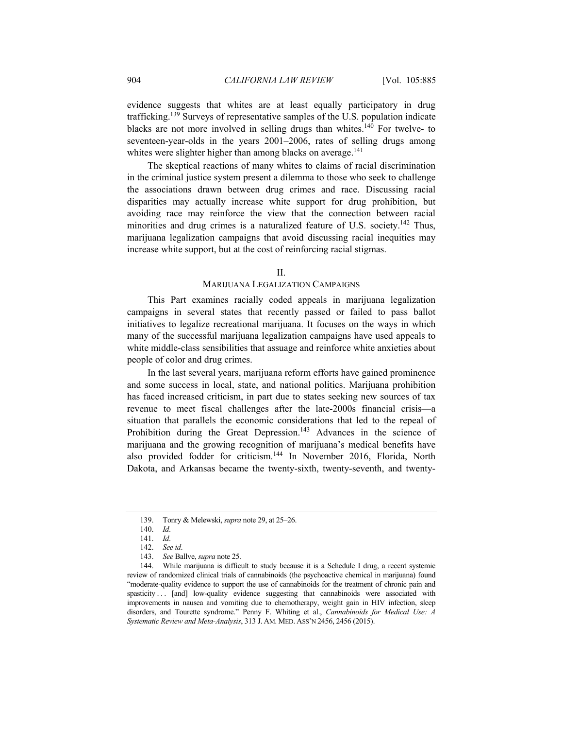evidence suggests that whites are at least equally participatory in drug trafficking.[139] Surveys of representative samples of the U.S. population indicate blacks are not more involved in selling drugs than whites.[140] For twelve- to seventeen-year-olds in the years 2001–2006, rates of selling drugs among whites were slighter higher than among blacks on average.[141]

The skeptical reactions of many whites to claims of racial discrimination in the criminal justice system present a dilemma to those who seek to challenge the associations drawn between drug crimes and race. Discussing racial disparities may actually increase white support for drug prohibition, but avoiding race may reinforce the view that the connection between racial minorities and drug crimes is a naturalized feature of U.S. society.[142] Thus, marijuana legalization campaigns that avoid discussing racial inequities may increase white support, but at the cost of reinforcing racial stigmas.

## II.
## MARIJUANA LEGALIZATION CAMPAIGNS

This Part examines racially coded appeals in marijuana legalization campaigns in several states that recently passed or failed to pass ballot initiatives to legalize recreational marijuana. It focuses on the ways in which many of the successful marijuana legalization campaigns have used appeals to white middle-class sensibilities that assuage and reinforce white anxieties about people of color and drug crimes.

In the last several years, marijuana reform efforts have gained prominence and some success in local, state, and national politics. Marijuana prohibition has faced increased criticism, in part due to states seeking new sources of tax revenue to meet fiscal challenges after the late-2000s financial crisis—a situation that parallels the economic considerations that led to the repeal of Prohibition during the Great Depression.[143] Advances in the science of marijuana and the growing recognition of marijuana's medical benefits have also provided fodder for criticism.[144] In November 2016, Florida, North Dakota, and Arkansas became the twenty-sixth, twenty-seventh, and twenty-

---

139. Tonry & Melewski, *supra* note 29, at 25–26.

140. *Id*.

141. *Id*.

142. *See id*.

143. *See* Ballve, *supra* note 25.

144. While marijuana is difficult to study because it is a Schedule I drug, a recent systemic review of randomized clinical trials of cannabinoids (the psychoactive chemical in marijuana) found "moderate-quality evidence to support the use of cannabinoids for the treatment of chronic pain and spasticity . . . [and] low-quality evidence suggesting that cannabinoids were associated with improvements in nausea and vomiting due to chemotherapy, weight gain in HIV infection, sleep disorders, and Tourette syndrome." Penny F. Whiting et al., *Cannabinoids for Medical Use: A Systematic Review and Meta-Analysis*, 313 J. AM. MED. ASS'N 2456, 2456 (2015).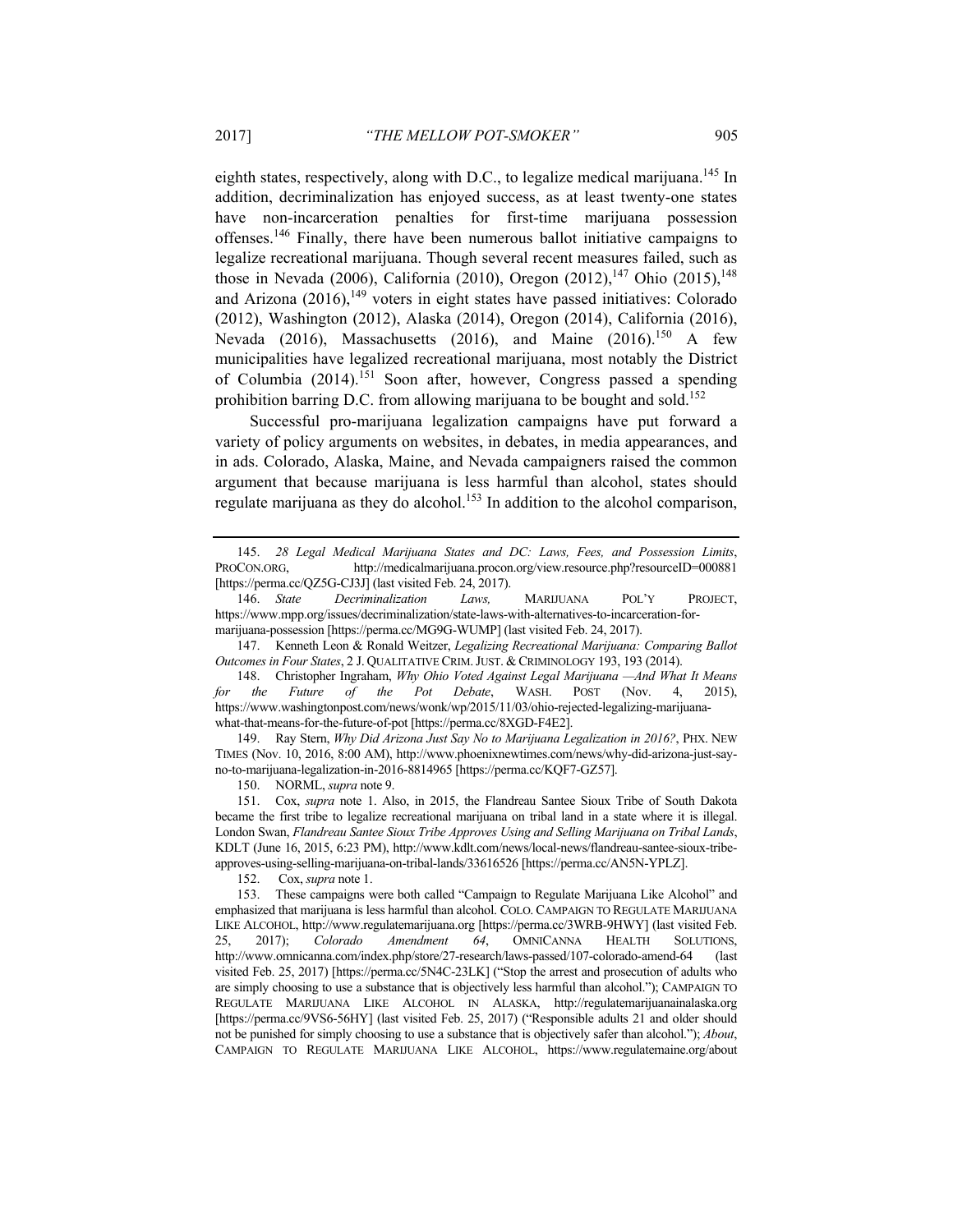eighth states, respectively, along with D.C., to legalize medical marijuana.[145] In addition, decriminalization has enjoyed success, as at least twenty-one states have non-incarceration penalties for first-time marijuana possession offenses.[146] Finally, there have been numerous ballot initiative campaigns to legalize recreational marijuana. Though several recent measures failed, such as those in Nevada (2006), California (2010), Oregon (2012),[147] Ohio (2015),[148] and Arizona (2016),[149] voters in eight states have passed initiatives: Colorado (2012), Washington (2012), Alaska (2014), Oregon (2014), California (2016), Nevada (2016), Massachusetts (2016), and Maine (2016).[150] A few municipalities have legalized recreational marijuana, most notably the District of Columbia (2014).[151] Soon after, however, Congress passed a spending prohibition barring D.C. from allowing marijuana to be bought and sold.[152]

Successful pro-marijuana legalization campaigns have put forward a variety of policy arguments on websites, in debates, in media appearances, and in ads. Colorado, Alaska, Maine, and Nevada campaigners raised the common argument that because marijuana is less harmful than alcohol, states should regulate marijuana as they do alcohol.[153] In addition to the alcohol comparison,

---

145. *28 Legal Medical Marijuana States and DC: Laws, Fees, and Possession Limits*, PROCON.ORG, http://medicalmarijuana.procon.org/view.resource.php?resourceID=000881 [https://perma.cc/QZ5G-CJ3J] (last visited Feb. 24, 2017).

146. *State Decriminalization Laws,* MARIJUANA POL'Y PROJECT, https://www.mpp.org/issues/decriminalization/state-laws-with-alternatives-to-incarceration-for-marijuana-possession [https://perma.cc/MG9G-WUMP] (last visited Feb. 24, 2017).

147. Kenneth Leon & Ronald Weitzer, *Legalizing Recreational Marijuana: Comparing Ballot Outcomes in Four States*, 2 J. QUALITATIVE CRIM. JUST. & CRIMINOLOGY 193, 193 (2014).

148. Christopher Ingraham, *Why Ohio Voted Against Legal Marijuana —And What It Means for the Future of the Pot Debate*, WASH. POST (Nov. 4, 2015), https://www.washingtonpost.com/news/wonk/wp/2015/11/03/ohio-rejected-legalizing-marijuana-what-that-means-for-the-future-of-pot [https://perma.cc/8XGD-F4E2].

149. Ray Stern, *Why Did Arizona Just Say No to Marijuana Legalization in 2016?*, PHX. NEW TIMES (Nov. 10, 2016, 8:00 AM), http://www.phoenixnewtimes.com/news/why-did-arizona-just-say-no-to-marijuana-legalization-in-2016-8814965 [https://perma.cc/KQF7-GZ57].

150. NORML, *supra* note 9.

151. Cox, *supra* note 1. Also, in 2015, the Flandreau Santee Sioux Tribe of South Dakota became the first tribe to legalize recreational marijuana on tribal land in a state where it is illegal. London Swan, *Flandreau Santee Sioux Tribe Approves Using and Selling Marijuana on Tribal Lands*, KDLT (June 16, 2015, 6:23 PM), http://www.kdlt.com/news/local-news/flandreau-santee-sioux-tribe-approves-using-selling-marijuana-on-tribal-lands/33616526 [https://perma.cc/AN5N-YPLZ].

152. Cox, *supra* note 1.

153. These campaigns were both called "Campaign to Regulate Marijuana Like Alcohol" and emphasized that marijuana is less harmful than alcohol. COLO. CAMPAIGN TO REGULATE MARIJUANA LIKE ALCOHOL, http://www.regulatemarijuana.org [https://perma.cc/3WRB-9HWY] (last visited Feb. 25, 2017); *Colorado Amendment 64*, OMNICANNA HEALTH SOLUTIONS, http://www.omnicanna.com/index.php/store/27-research/laws-passed/107-colorado-amend-64 (last visited Feb. 25, 2017) [https://perma.cc/5N4C-23LK] ("Stop the arrest and prosecution of adults who are simply choosing to use a substance that is objectively less harmful than alcohol."); CAMPAIGN TO REGULATE MARIJUANA LIKE ALCOHOL IN ALASKA, http://regulatemarijuanainalaska.org [https://perma.cc/9VS6-56HY] (last visited Feb. 25, 2017) ("Responsible adults 21 and older should not be punished for simply choosing to use a substance that is objectively safer than alcohol."); *About*, CAMPAIGN TO REGULATE MARIJUANA LIKE ALCOHOL, https://www.regulatemaine.org/about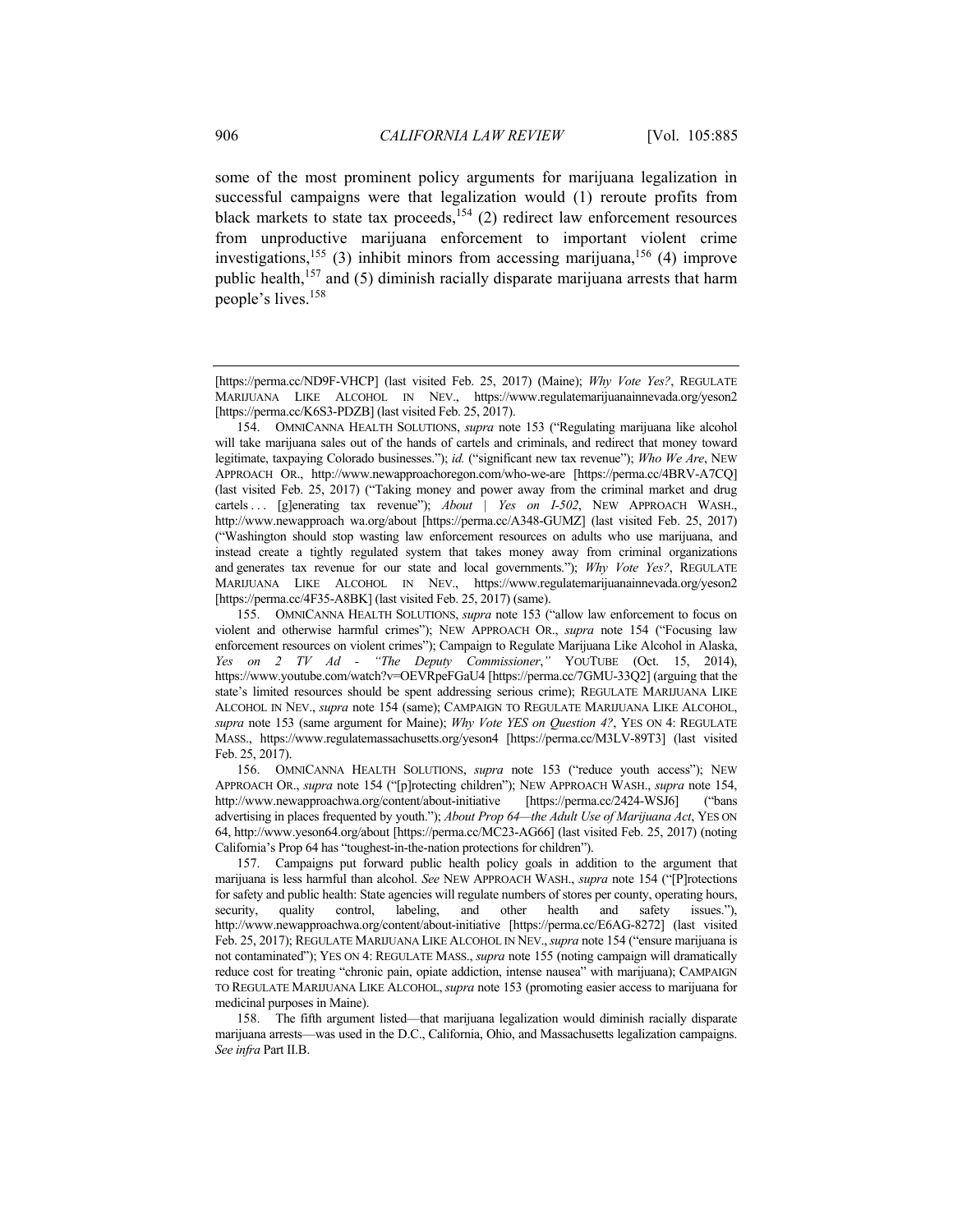some of the most prominent policy arguments for marijuana legalization in successful campaigns were that legalization would (1) reroute profits from black markets to state tax proceeds,[154] (2) redirect law enforcement resources from unproductive marijuana enforcement to important violent crime investigations,[155] (3) inhibit minors from accessing marijuana,[156] (4) improve public health,[157] and (5) diminish racially disparate marijuana arrests that harm people's lives.[158]

---

[https://perma.cc/ND9F-VHCP] (last visited Feb. 25, 2017) (Maine); *Why Vote Yes?*, REGULATE MARIJUANA LIKE ALCOHOL IN NEV., https://www.regulatemarijuanainnevada.org/yeson2 [https://perma.cc/K6S3-PDZB] (last visited Feb. 25, 2017).

154. OMNICANNA HEALTH SOLUTIONS, *supra* note 153 ("Regulating marijuana like alcohol will take marijuana sales out of the hands of cartels and criminals, and redirect that money toward legitimate, taxpaying Colorado businesses."); *id.* ("significant new tax revenue"); *Who We Are*, NEW APPROACH OR., http://www.newapproachoregon.com/who-we-are [https://perma.cc/4BRV-A7CQ] (last visited Feb. 25, 2017) ("Taking money and power away from the criminal market and drug cartels . . . [g]enerating tax revenue"); *About | Yes on I-502*, NEW APPROACH WASH., http://www.newapproach wa.org/about [https://perma.cc/A348-GUMZ] (last visited Feb. 25, 2017) ("Washington should stop wasting law enforcement resources on adults who use marijuana, and instead create a tightly regulated system that takes money away from criminal organizations and generates tax revenue for our state and local governments."); *Why Vote Yes?*, REGULATE MARIJUANA LIKE ALCOHOL IN NEV., https://www.regulatemarijuanainnevada.org/yeson2 [https://perma.cc/4F35-A8BK] (last visited Feb. 25, 2017) (same).

155. OMNICANNA HEALTH SOLUTIONS, *supra* note 153 ("allow law enforcement to focus on violent and otherwise harmful crimes"); NEW APPROACH OR., *supra* note 154 ("Focusing law enforcement resources on violent crimes"); Campaign to Regulate Marijuana Like Alcohol in Alaska, *Yes on 2 TV Ad - "The Deputy Commissioner*,*"* YOUTUBE (Oct. 15, 2014), https://www.youtube.com/watch?v=OEVRpeFGaU4 [https://perma.cc/7GMU-33Q2] (arguing that the state's limited resources should be spent addressing serious crime); REGULATE MARIJUANA LIKE ALCOHOL IN NEV., *supra* note 154 (same); CAMPAIGN TO REGULATE MARIJUANA LIKE ALCOHOL, *supra* note 153 (same argument for Maine); *Why Vote YES on Question 4?*, YES ON 4: REGULATE MASS., https://www.regulatemassachusetts.org/yeson4 [https://perma.cc/M3LV-89T3] (last visited Feb. 25, 2017).

156. OMNICANNA HEALTH SOLUTIONS, *supra* note 153 ("reduce youth access"); NEW APPROACH OR., *supra* note 154 ("[p]rotecting children"); NEW APPROACH WASH., *supra* note 154, http://www.newapproachwa.org/content/about-initiative [https://perma.cc/2424-WSJ6] ("bans advertising in places frequented by youth."); *About Prop 64—the Adult Use of Marijuana Act*, YES ON 64, http://www.yeson64.org/about [https://perma.cc/MC23-AG66] (last visited Feb. 25, 2017) (noting California's Prop 64 has "toughest-in-the-nation protections for children").

157. Campaigns put forward public health policy goals in addition to the argument that marijuana is less harmful than alcohol. *See* NEW APPROACH WASH., *supra* note 154 ("[P]rotections for safety and public health: State agencies will regulate numbers of stores per county, operating hours, security, quality control, labeling, and other health and safety issues."), http://www.newapproachwa.org/content/about-initiative [https://perma.cc/E6AG-8272] (last visited Feb. 25, 2017); REGULATE MARIJUANA LIKE ALCOHOL IN NEV., *supra* note 154 ("ensure marijuana is not contaminated"); YES ON 4: REGULATE MASS., *supra* note 155 (noting campaign will dramatically reduce cost for treating "chronic pain, opiate addiction, intense nausea" with marijuana); CAMPAIGN TO REGULATE MARIJUANA LIKE ALCOHOL, *supra* note 153 (promoting easier access to marijuana for medicinal purposes in Maine).

158. The fifth argument listed—that marijuana legalization would diminish racially disparate marijuana arrests—was used in the D.C., California, Ohio, and Massachusetts legalization campaigns. *See infra* Part II.B.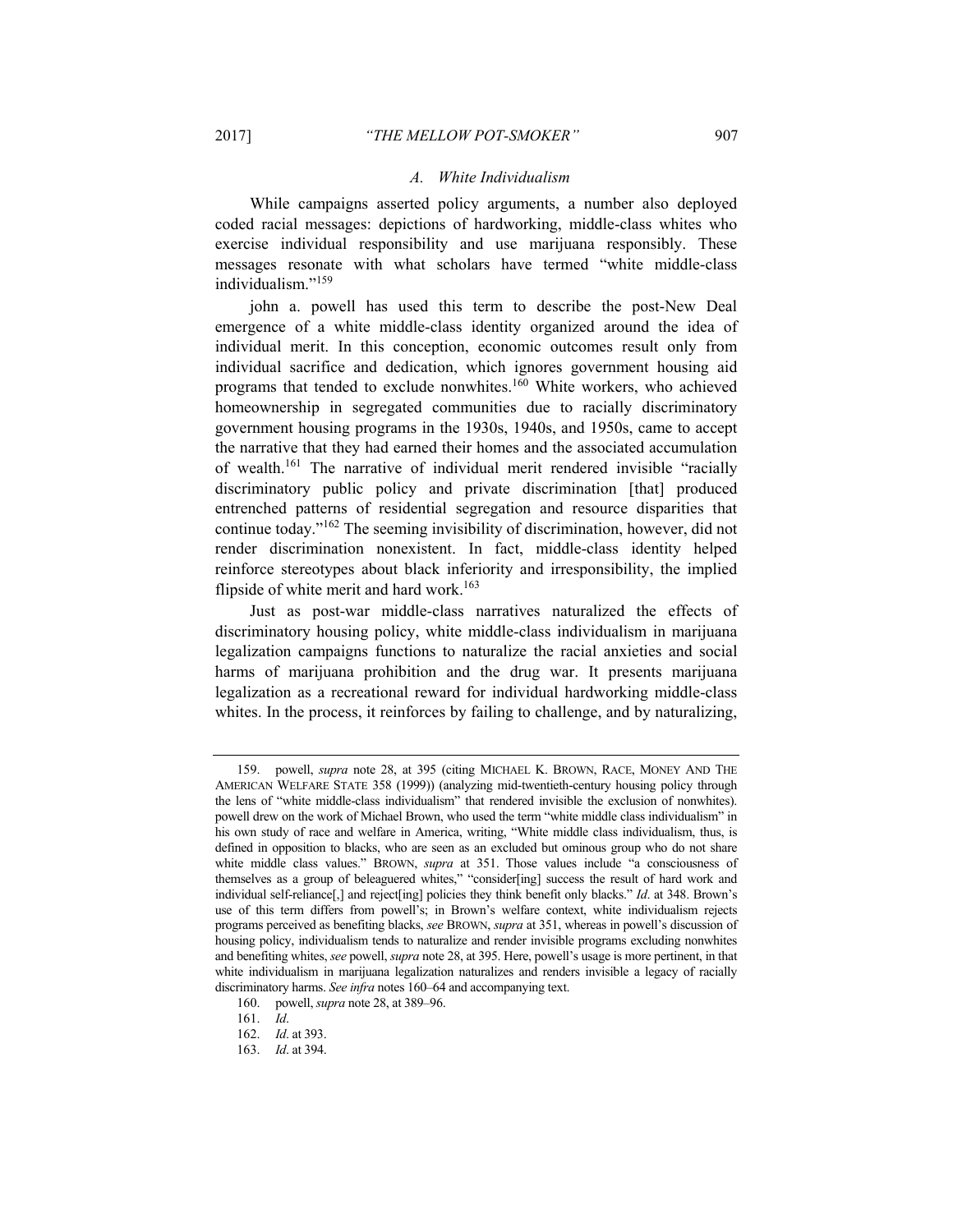### A. *White Individualism*

While campaigns asserted policy arguments, a number also deployed coded racial messages: depictions of hardworking, middle-class whites who exercise individual responsibility and use marijuana responsibly. These messages resonate with what scholars have termed "white middle-class individualism."[159]

john a. powell has used this term to describe the post-New Deal emergence of a white middle-class identity organized around the idea of individual merit. In this conception, economic outcomes result only from individual sacrifice and dedication, which ignores government housing aid programs that tended to exclude nonwhites.[160] White workers, who achieved homeownership in segregated communities due to racially discriminatory government housing programs in the 1930s, 1940s, and 1950s, came to accept the narrative that they had earned their homes and the associated accumulation of wealth.[161] The narrative of individual merit rendered invisible "racially discriminatory public policy and private discrimination [that] produced entrenched patterns of residential segregation and resource disparities that continue today."[162] The seeming invisibility of discrimination, however, did not render discrimination nonexistent. In fact, middle-class identity helped reinforce stereotypes about black inferiority and irresponsibility, the implied flipside of white merit and hard work.[163]

Just as post-war middle-class narratives naturalized the effects of discriminatory housing policy, white middle-class individualism in marijuana legalization campaigns functions to naturalize the racial anxieties and social harms of marijuana prohibition and the drug war. It presents marijuana legalization as a recreational reward for individual hardworking middle-class whites. In the process, it reinforces by failing to challenge, and by naturalizing,

---

159. powell, *supra* note 28, at 395 (citing MICHAEL K. BROWN, RACE, MONEY AND THE AMERICAN WELFARE STATE 358 (1999)) (analyzing mid-twentieth-century housing policy through the lens of "white middle-class individualism" that rendered invisible the exclusion of nonwhites). powell drew on the work of Michael Brown, who used the term "white middle class individualism" in his own study of race and welfare in America, writing, "White middle class individualism, thus, is defined in opposition to blacks, who are seen as an excluded but ominous group who do not share white middle class values." BROWN, *supra* at 351. Those values include "a consciousness of themselves as a group of beleaguered whites," "consider[ing] success the result of hard work and individual self-reliance[,] and reject[ing] policies they think benefit only blacks." *Id*. at 348. Brown's use of this term differs from powell's; in Brown's welfare context, white individualism rejects programs perceived as benefiting blacks, *see* BROWN, *supra* at 351, whereas in powell's discussion of housing policy, individualism tends to naturalize and render invisible programs excluding nonwhites and benefiting whites, *see* powell, *supra* note 28, at 395. Here, powell's usage is more pertinent, in that white individualism in marijuana legalization naturalizes and renders invisible a legacy of racially discriminatory harms. *See infra* notes 160–64 and accompanying text.

160. powell, *supra* note 28, at 389–96.

161. *Id*.

162. *Id*. at 393.

163. *Id*. at 394.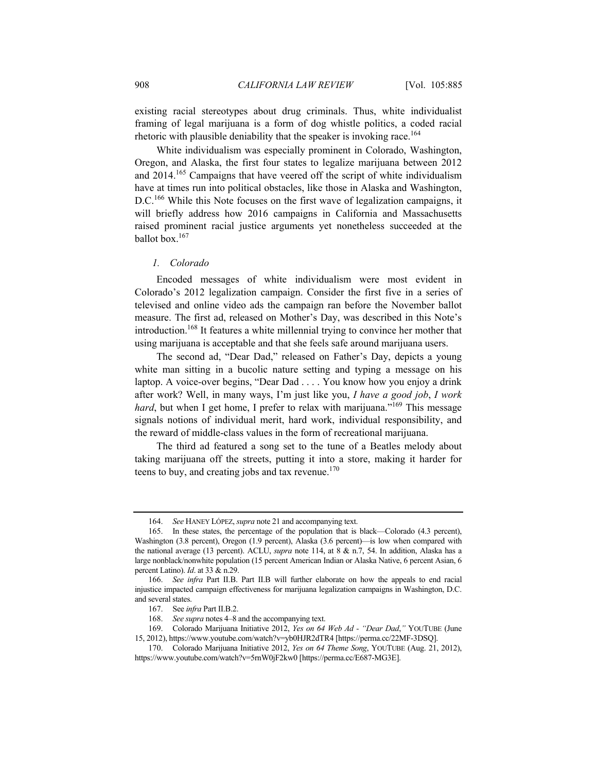existing racial stereotypes about drug criminals. Thus, white individualist framing of legal marijuana is a form of dog whistle politics, a coded racial rhetoric with plausible deniability that the speaker is invoking race.[164]

White individualism was especially prominent in Colorado, Washington, Oregon, and Alaska, the first four states to legalize marijuana between 2012 and 2014.[165] Campaigns that have veered off the script of white individualism have at times run into political obstacles, like those in Alaska and Washington, D.C.[166] While this Note focuses on the first wave of legalization campaigns, it will briefly address how 2016 campaigns in California and Massachusetts raised prominent racial justice arguments yet nonetheless succeeded at the ballot box.[167]

### *1. Colorado*

Encoded messages of white individualism were most evident in Colorado's 2012 legalization campaign. Consider the first five in a series of televised and online video ads the campaign ran before the November ballot measure. The first ad, released on Mother's Day, was described in this Note's introduction.[168] It features a white millennial trying to convince her mother that using marijuana is acceptable and that she feels safe around marijuana users.

The second ad, "Dear Dad," released on Father's Day, depicts a young white man sitting in a bucolic nature setting and typing a message on his laptop. A voice-over begins, "Dear Dad . . . . You know how you enjoy a drink after work? Well, in many ways, I'm just like you, *I have a good job*, *I work hard*, but when I get home, I prefer to relax with marijuana."[169] This message signals notions of individual merit, hard work, individual responsibility, and the reward of middle-class values in the form of recreational marijuana.

The third ad featured a song set to the tune of a Beatles melody about taking marijuana off the streets, putting it into a store, making it harder for teens to buy, and creating jobs and tax revenue.[170]

---

164. *See* HANEY LÓPEZ, *supra* note 21 and accompanying text.

165. In these states, the percentage of the population that is black—Colorado (4.3 percent), Washington (3.8 percent), Oregon (1.9 percent), Alaska (3.6 percent)—is low when compared with the national average (13 percent). ACLU, *supra* note 114, at 8 & n.7, 54. In addition, Alaska has a large nonblack/nonwhite population (15 percent American Indian or Alaska Native, 6 percent Asian, 6 percent Latino). *Id*. at 33 & n.29.

166. *See infra* Part II.B. Part II.B will further elaborate on how the appeals to end racial injustice impacted campaign effectiveness for marijuana legalization campaigns in Washington, D.C. and several states.

167. See *infra* Part II.B.2.

168. *See supra* notes 4–8 and the accompanying text.

169. Colorado Marijuana Initiative 2012, *Yes on 64 Web Ad - "Dear Dad*,*"* YOUTUBE (June 15, 2012), https://www.youtube.com/watch?v=yb0HJR2dTR4 [https://perma.cc/22MF-3DSQ].

170. Colorado Marijuana Initiative 2012, *Yes on 64 Theme Song*, YOUTUBE (Aug. 21, 2012), https://www.youtube.com/watch?v=5rnW0jF2kw0 [https://perma.cc/E687-MG3E].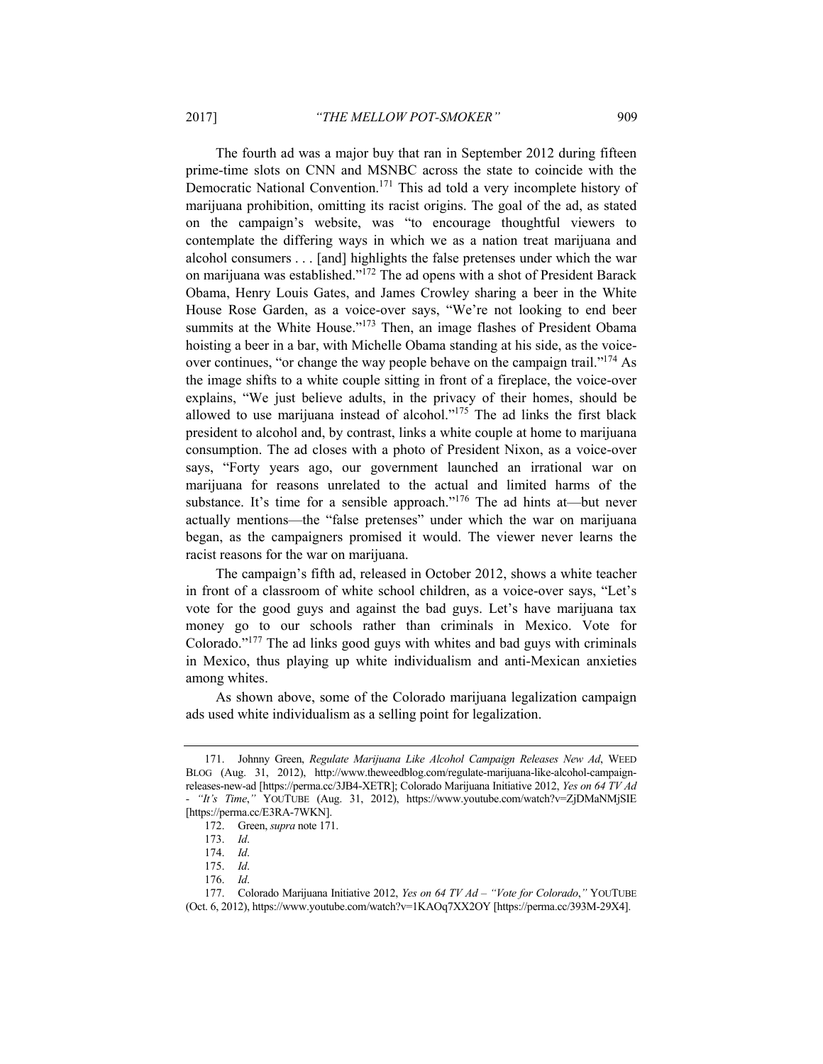The fourth ad was a major buy that ran in September 2012 during fifteen prime-time slots on CNN and MSNBC across the state to coincide with the Democratic National Convention.[171] This ad told a very incomplete history of marijuana prohibition, omitting its racist origins. The goal of the ad, as stated on the campaign's website, was "to encourage thoughtful viewers to contemplate the differing ways in which we as a nation treat marijuana and alcohol consumers . . . [and] highlights the false pretenses under which the war on marijuana was established."[172] The ad opens with a shot of President Barack Obama, Henry Louis Gates, and James Crowley sharing a beer in the White House Rose Garden, as a voice-over says, "We're not looking to end beer summits at the White House."[173] Then, an image flashes of President Obama hoisting a beer in a bar, with Michelle Obama standing at his side, as the voice-over continues, "or change the way people behave on the campaign trail."[174] As the image shifts to a white couple sitting in front of a fireplace, the voice-over explains, "We just believe adults, in the privacy of their homes, should be allowed to use marijuana instead of alcohol."[175] The ad links the first black president to alcohol and, by contrast, links a white couple at home to marijuana consumption. The ad closes with a photo of President Nixon, as a voice-over says, "Forty years ago, our government launched an irrational war on marijuana for reasons unrelated to the actual and limited harms of the substance. It's time for a sensible approach."[176] The ad hints at—but never actually mentions—the "false pretenses" under which the war on marijuana began, as the campaigners promised it would. The viewer never learns the racist reasons for the war on marijuana.

The campaign's fifth ad, released in October 2012, shows a white teacher in front of a classroom of white school children, as a voice-over says, "Let's vote for the good guys and against the bad guys. Let's have marijuana tax money go to our schools rather than criminals in Mexico. Vote for Colorado."[177] The ad links good guys with whites and bad guys with criminals in Mexico, thus playing up white individualism and anti-Mexican anxieties among whites.

As shown above, some of the Colorado marijuana legalization campaign ads used white individualism as a selling point for legalization.

---

171. Johnny Green, *Regulate Marijuana Like Alcohol Campaign Releases New Ad*, WEED BLOG (Aug. 31, 2012), http://www.theweedblog.com/regulate-marijuana-like-alcohol-campaign-releases-new-ad [https://perma.cc/3JB4-XETR]; Colorado Marijuana Initiative 2012, *Yes on 64 TV Ad - "It's Time*,*"* YOUTUBE (Aug. 31, 2012), https://www.youtube.com/watch?v=ZjDMaNMjSIE [https://perma.cc/E3RA-7WKN].

172. Green, *supra* note 171.

173. *Id*.

174. *Id*.

175. *Id*.

176. *Id*.

177. Colorado Marijuana Initiative 2012, *Yes on 64 TV Ad – "Vote for Colorado*,*"* YOUTUBE (Oct. 6, 2012), https://www.youtube.com/watch?v=1KAOq7XX2OY [https://perma.cc/393M-29X4].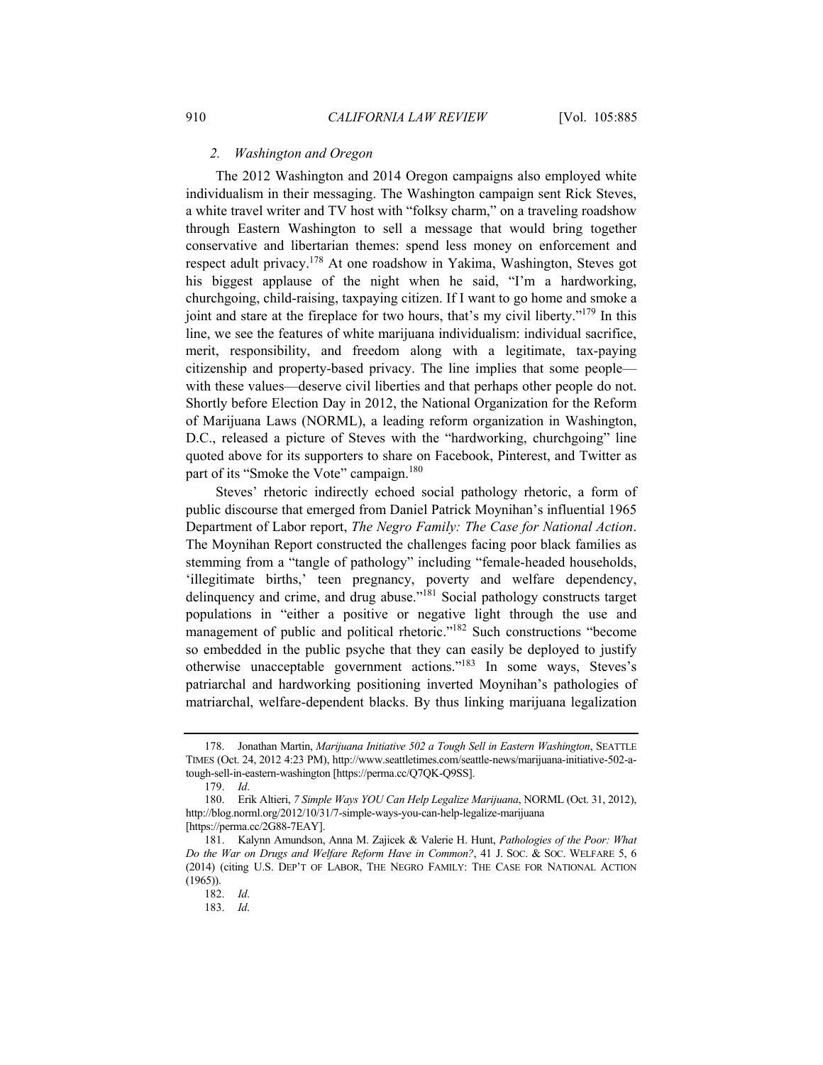### 2. *Washington and Oregon*

The 2012 Washington and 2014 Oregon campaigns also employed white individualism in their messaging. The Washington campaign sent Rick Steves, a white travel writer and TV host with "folksy charm," on a traveling roadshow through Eastern Washington to sell a message that would bring together conservative and libertarian themes: spend less money on enforcement and respect adult privacy.[178] At one roadshow in Yakima, Washington, Steves got his biggest applause of the night when he said, "I'm a hardworking, churchgoing, child-raising, taxpaying citizen. If I want to go home and smoke a joint and stare at the fireplace for two hours, that's my civil liberty."[179] In this line, we see the features of white marijuana individualism: individual sacrifice, merit, responsibility, and freedom along with a legitimate, tax-paying citizenship and property-based privacy. The line implies that some people—with these values—deserve civil liberties and that perhaps other people do not. Shortly before Election Day in 2012, the National Organization for the Reform of Marijuana Laws (NORML), a leading reform organization in Washington, D.C., released a picture of Steves with the "hardworking, churchgoing" line quoted above for its supporters to share on Facebook, Pinterest, and Twitter as part of its "Smoke the Vote" campaign.[180]

Steves' rhetoric indirectly echoed social pathology rhetoric, a form of public discourse that emerged from Daniel Patrick Moynihan's influential 1965 Department of Labor report, *The Negro Family: The Case for National Action*. The Moynihan Report constructed the challenges facing poor black families as stemming from a "tangle of pathology" including "female-headed households, 'illegitimate births,' teen pregnancy, poverty and welfare dependency, delinquency and crime, and drug abuse."[181] Social pathology constructs target populations in "either a positive or negative light through the use and management of public and political rhetoric."[182] Such constructions "become so embedded in the public psyche that they can easily be deployed to justify otherwise unacceptable government actions."[183] In some ways, Steves's patriarchal and hardworking positioning inverted Moynihan's pathologies of matriarchal, welfare-dependent blacks. By thus linking marijuana legalization

---

178. Jonathan Martin, *Marijuana Initiative 502 a Tough Sell in Eastern Washington*, SEATTLE TIMES (Oct. 24, 2012 4:23 PM), http://www.seattletimes.com/seattle-news/marijuana-initiative-502-a-tough-sell-in-eastern-washington [https://perma.cc/Q7QK-Q9SS].

179. *Id*.

180. Erik Altieri, *7 Simple Ways YOU Can Help Legalize Marijuana*, NORML (Oct. 31, 2012), http://blog.norml.org/2012/10/31/7-simple-ways-you-can-help-legalize-marijuana [https://perma.cc/2G88-7EAY].

181. Kalynn Amundson, Anna M. Zajicek & Valerie H. Hunt, *Pathologies of the Poor: What Do the War on Drugs and Welfare Reform Have in Common?*, 41 J. SOC. & SOC. WELFARE 5, 6 (2014) (citing U.S. DEP'T OF LABOR, THE NEGRO FAMILY: THE CASE FOR NATIONAL ACTION (1965)).

182. *Id*.

183. *Id*.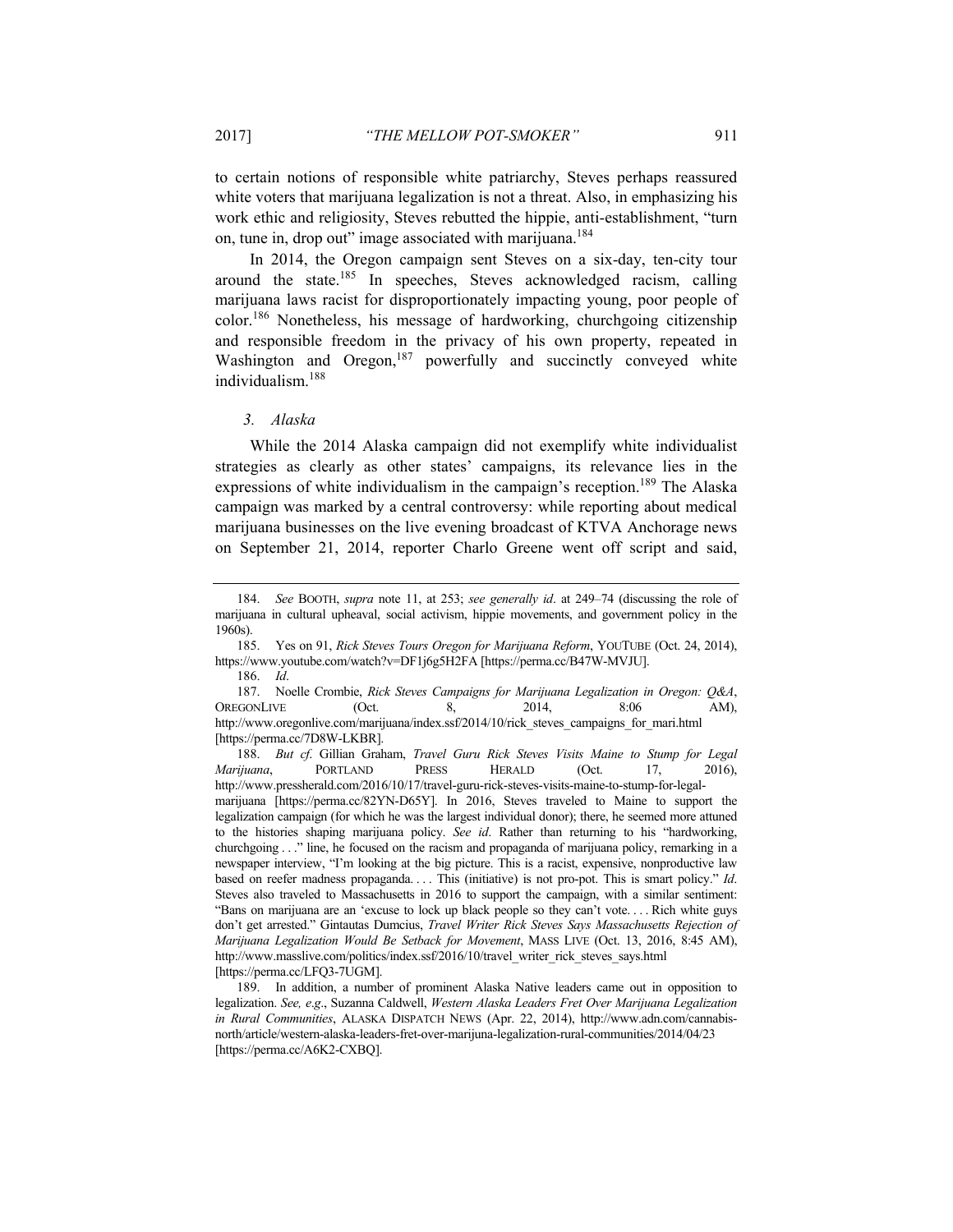to certain notions of responsible white patriarchy, Steves perhaps reassured white voters that marijuana legalization is not a threat. Also, in emphasizing his work ethic and religiosity, Steves rebutted the hippie, anti-establishment, "turn on, tune in, drop out" image associated with marijuana.[184]

In 2014, the Oregon campaign sent Steves on a six-day, ten-city tour around the state.[185] In speeches, Steves acknowledged racism, calling marijuana laws racist for disproportionately impacting young, poor people of color.[186] Nonetheless, his message of hardworking, churchgoing citizenship and responsible freedom in the privacy of his own property, repeated in Washington and Oregon,[187] powerfully and succinctly conveyed white individualism.[188]

### *3. Alaska*

While the 2014 Alaska campaign did not exemplify white individualist strategies as clearly as other states' campaigns, its relevance lies in the expressions of white individualism in the campaign's reception.[189] The Alaska campaign was marked by a central controversy: while reporting about medical marijuana businesses on the live evening broadcast of KTVA Anchorage news on September 21, 2014, reporter Charlo Greene went off script and said,

---

184. *See* BOOTH, *supra* note 11, at 253; *see generally id*. at 249–74 (discussing the role of marijuana in cultural upheaval, social activism, hippie movements, and government policy in the 1960s).

185. Yes on 91, *Rick Steves Tours Oregon for Marijuana Reform*, YOUTUBE (Oct. 24, 2014), https://www.youtube.com/watch?v=DF1j6g5H2FA [https://perma.cc/B47W-MVJU].

186. *Id*.

187. Noelle Crombie, *Rick Steves Campaigns for Marijuana Legalization in Oregon: Q&A*, OREGONLIVE (Oct. 8, 2014, 8:06 AM), http://www.oregonlive.com/marijuana/index.ssf/2014/10/rick_steves_campaigns_for_mari.html [https://perma.cc/7D8W-LKBR].

188. *But cf*. Gillian Graham, *Travel Guru Rick Steves Visits Maine to Stump for Legal Marijuana*, PORTLAND PRESS HERALD (Oct. 17, 2016), http://www.pressherald.com/2016/10/17/travel-guru-rick-steves-visits-maine-to-stump-for-legal-marijuana [https://perma.cc/82YN-D65Y]. In 2016, Steves traveled to Maine to support the legalization campaign (for which he was the largest individual donor); there, he seemed more attuned to the histories shaping marijuana policy. *See id*. Rather than returning to his "hardworking, churchgoing . . ." line, he focused on the racism and propaganda of marijuana policy, remarking in a newspaper interview, "I'm looking at the big picture. This is a racist, expensive, nonproductive law based on reefer madness propaganda. . . . This (initiative) is not pro-pot. This is smart policy." *Id*. Steves also traveled to Massachusetts in 2016 to support the campaign, with a similar sentiment: "Bans on marijuana are an 'excuse to lock up black people so they can't vote. . . . Rich white guys don't get arrested." Gintautas Dumcius, *Travel Writer Rick Steves Says Massachusetts Rejection of Marijuana Legalization Would Be Setback for Movement*, MASS LIVE (Oct. 13, 2016, 8:45 AM), http://www.masslive.com/politics/index.ssf/2016/10/travel_writer_rick_steves_says.html [https://perma.cc/LFQ3-7UGM].

189. In addition, a number of prominent Alaska Native leaders came out in opposition to legalization. *See, e.g*., Suzanna Caldwell, *Western Alaska Leaders Fret Over Marijuana Legalization in Rural Communities*, ALASKA DISPATCH NEWS (Apr. 22, 2014), http://www.adn.com/cannabis-north/article/western-alaska-leaders-fret-over-marijuna-legalization-rural-communities/2014/04/23 [https://perma.cc/A6K2-CXBQ].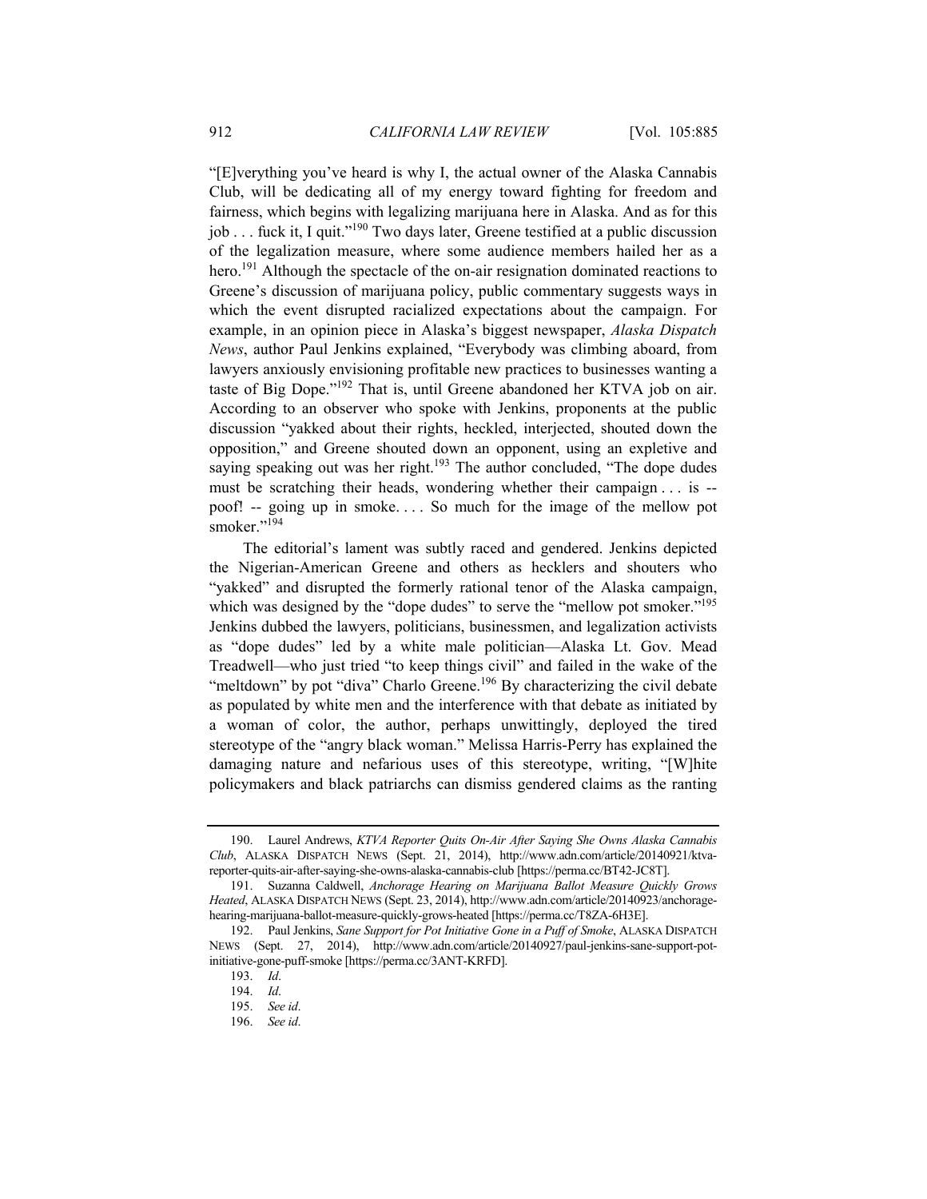"[E]verything you've heard is why I, the actual owner of the Alaska Cannabis Club, will be dedicating all of my energy toward fighting for freedom and fairness, which begins with legalizing marijuana here in Alaska. And as for this job . . . fuck it, I quit."[190] Two days later, Greene testified at a public discussion of the legalization measure, where some audience members hailed her as a hero.[191] Although the spectacle of the on-air resignation dominated reactions to Greene's discussion of marijuana policy, public commentary suggests ways in which the event disrupted racialized expectations about the campaign. For example, in an opinion piece in Alaska's biggest newspaper, *Alaska Dispatch News*, author Paul Jenkins explained, "Everybody was climbing aboard, from lawyers anxiously envisioning profitable new practices to businesses wanting a taste of Big Dope."[192] That is, until Greene abandoned her KTVA job on air. According to an observer who spoke with Jenkins, proponents at the public discussion "yakked about their rights, heckled, interjected, shouted down the opposition," and Greene shouted down an opponent, using an expletive and saying speaking out was her right.[193] The author concluded, "The dope dudes must be scratching their heads, wondering whether their campaign . . . is -- poof! -- going up in smoke. . . . So much for the image of the mellow pot smoker."[194]

The editorial's lament was subtly raced and gendered. Jenkins depicted the Nigerian-American Greene and others as hecklers and shouters who "yakked" and disrupted the formerly rational tenor of the Alaska campaign, which was designed by the "dope dudes" to serve the "mellow pot smoker."[195] Jenkins dubbed the lawyers, politicians, businessmen, and legalization activists as "dope dudes" led by a white male politician—Alaska Lt. Gov. Mead Treadwell—who just tried "to keep things civil" and failed in the wake of the "meltdown" by pot "diva" Charlo Greene.[196] By characterizing the civil debate as populated by white men and the interference with that debate as initiated by a woman of color, the author, perhaps unwittingly, deployed the tired stereotype of the "angry black woman." Melissa Harris-Perry has explained the damaging nature and nefarious uses of this stereotype, writing, "[W]hite policymakers and black patriarchs can dismiss gendered claims as the ranting

---

190. Laurel Andrews, *KTVA Reporter Quits On-Air After Saying She Owns Alaska Cannabis Club*, ALASKA DISPATCH NEWS (Sept. 21, 2014), http://www.adn.com/article/20140921/ktva-reporter-quits-air-after-saying-she-owns-alaska-cannabis-club [https://perma.cc/BT42-JC8T].

191. Suzanna Caldwell, *Anchorage Hearing on Marijuana Ballot Measure Quickly Grows Heated*, ALASKA DISPATCH NEWS (Sept. 23, 2014), http://www.adn.com/article/20140923/anchorage-hearing-marijuana-ballot-measure-quickly-grows-heated [https://perma.cc/T8ZA-6H3E].

192. Paul Jenkins, *Sane Support for Pot Initiative Gone in a Puff of Smoke*, ALASKA DISPATCH NEWS (Sept. 27, 2014), http://www.adn.com/article/20140927/paul-jenkins-sane-support-pot-initiative-gone-puff-smoke [https://perma.cc/3ANT-KRFD].

193. *Id*.

194. *Id*.

195. *See id*.

196. *See id*.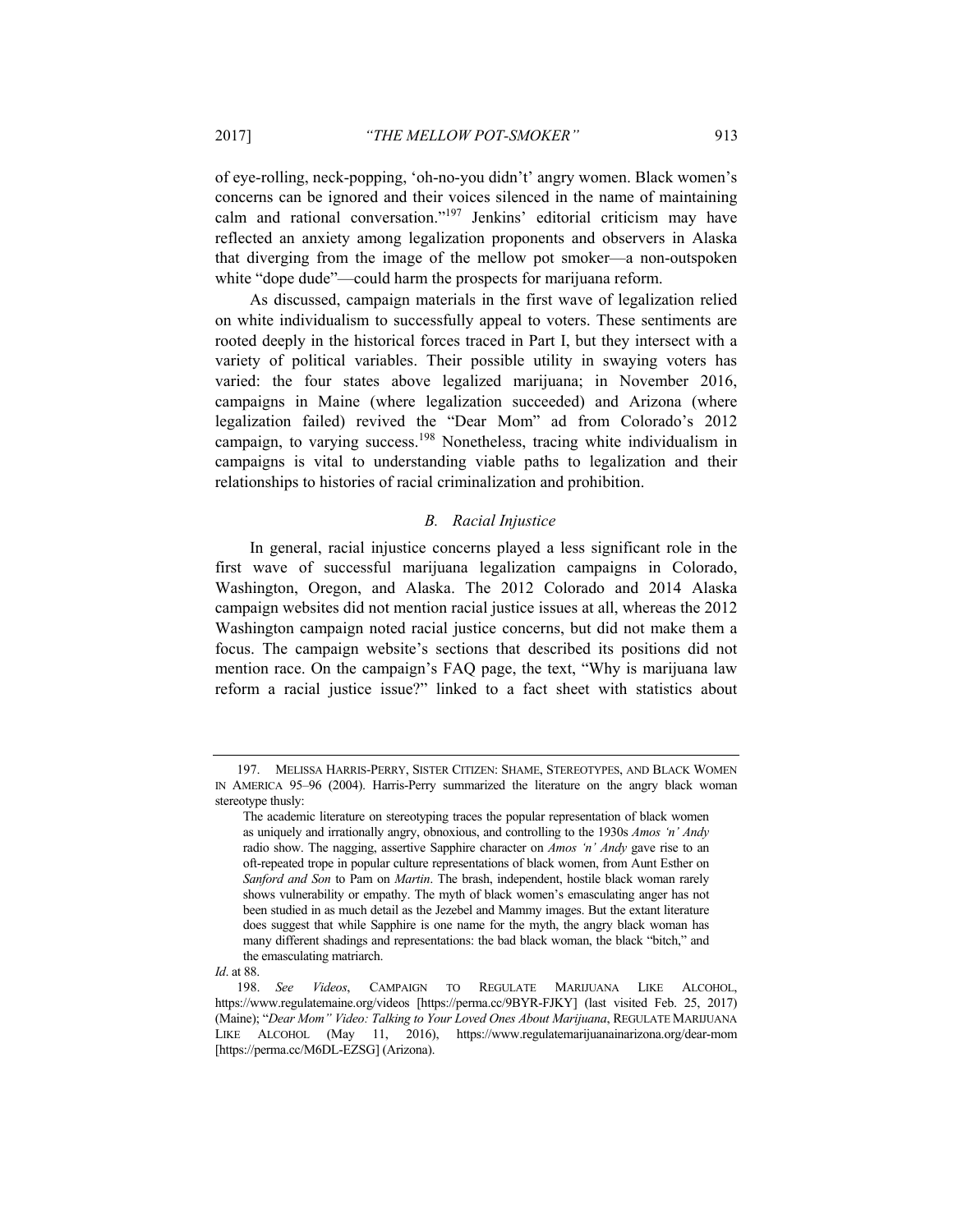of eye-rolling, neck-popping, 'oh-no-you didn't' angry women. Black women's concerns can be ignored and their voices silenced in the name of maintaining calm and rational conversation."[197] Jenkins' editorial criticism may have reflected an anxiety among legalization proponents and observers in Alaska that diverging from the image of the mellow pot smoker—a non-outspoken white "dope dude"—could harm the prospects for marijuana reform.

As discussed, campaign materials in the first wave of legalization relied on white individualism to successfully appeal to voters. These sentiments are rooted deeply in the historical forces traced in Part I, but they intersect with a variety of political variables. Their possible utility in swaying voters has varied: the four states above legalized marijuana; in November 2016, campaigns in Maine (where legalization succeeded) and Arizona (where legalization failed) revived the "Dear Mom" ad from Colorado's 2012 campaign, to varying success.[198] Nonetheless, tracing white individualism in campaigns is vital to understanding viable paths to legalization and their relationships to histories of racial criminalization and prohibition.

### *B. Racial Injustice*

In general, racial injustice concerns played a less significant role in the first wave of successful marijuana legalization campaigns in Colorado, Washington, Oregon, and Alaska. The 2012 Colorado and 2014 Alaska campaign websites did not mention racial justice issues at all, whereas the 2012 Washington campaign noted racial justice concerns, but did not make them a focus. The campaign website's sections that described its positions did not mention race. On the campaign's FAQ page, the text, "Why is marijuana law reform a racial justice issue?" linked to a fact sheet with statistics about

---

197. MELISSA HARRIS-PERRY, SISTER CITIZEN: SHAME, STEREOTYPES, AND BLACK WOMEN IN AMERICA 95–96 (2004). Harris-Perry summarized the literature on the angry black woman stereotype thusly:

> The academic literature on stereotyping traces the popular representation of black women as uniquely and irrationally angry, obnoxious, and controlling to the 1930s *Amos 'n' Andy* radio show. The nagging, assertive Sapphire character on *Amos 'n' Andy* gave rise to an oft-repeated trope in popular culture representations of black women, from Aunt Esther on *Sanford and Son* to Pam on *Martin*. The brash, independent, hostile black woman rarely shows vulnerability or empathy. The myth of black women's emasculating anger has not been studied in as much detail as the Jezebel and Mammy images. But the extant literature does suggest that while Sapphire is one name for the myth, the angry black woman has many different shadings and representations: the bad black woman, the black "bitch," and the emasculating matriarch.

*Id*. at 88.

198. *See Videos*, CAMPAIGN TO REGULATE MARIJUANA LIKE ALCOHOL, https://www.regulatemaine.org/videos [https://perma.cc/9BYR-FJKY] (last visited Feb. 25, 2017) (Maine); "*Dear Mom" Video: Talking to Your Loved Ones About Marijuana*, REGULATE MARIJUANA LIKE ALCOHOL (May 11, 2016), https://www.regulatemarijuanainarizona.org/dear-mom [https://perma.cc/M6DL-EZSG] (Arizona).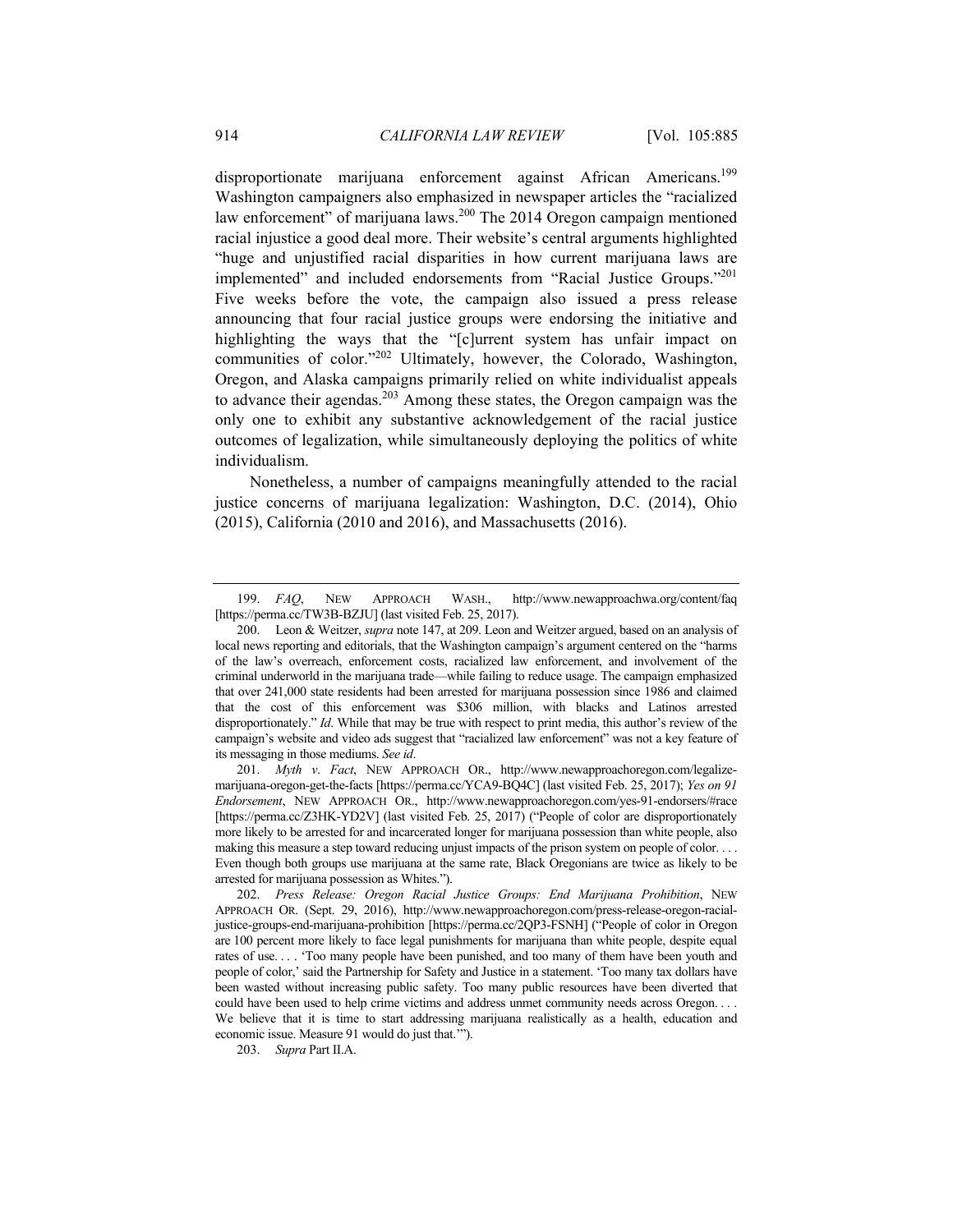disproportionate marijuana enforcement against African Americans.[199] Washington campaigners also emphasized in newspaper articles the "racialized law enforcement" of marijuana laws.[200] The 2014 Oregon campaign mentioned racial injustice a good deal more. Their website's central arguments highlighted "huge and unjustified racial disparities in how current marijuana laws are implemented" and included endorsements from "Racial Justice Groups."[201] Five weeks before the vote, the campaign also issued a press release announcing that four racial justice groups were endorsing the initiative and highlighting the ways that the "[c]urrent system has unfair impact on communities of color."[202] Ultimately, however, the Colorado, Washington, Oregon, and Alaska campaigns primarily relied on white individualist appeals to advance their agendas.[203] Among these states, the Oregon campaign was the only one to exhibit any substantive acknowledgement of the racial justice outcomes of legalization, while simultaneously deploying the politics of white individualism.

Nonetheless, a number of campaigns meaningfully attended to the racial justice concerns of marijuana legalization: Washington, D.C. (2014), Ohio (2015), California (2010 and 2016), and Massachusetts (2016).

---

199. *FAQ*, NEW APPROACH WASH., http://www.newapproachwa.org/content/faq [https://perma.cc/TW3B-BZJU] (last visited Feb. 25, 2017).

200. Leon & Weitzer, *supra* note 147, at 209. Leon and Weitzer argued, based on an analysis of local news reporting and editorials, that the Washington campaign's argument centered on the "harms of the law's overreach, enforcement costs, racialized law enforcement, and involvement of the criminal underworld in the marijuana trade—while failing to reduce usage. The campaign emphasized that over 241,000 state residents had been arrested for marijuana possession since 1986 and claimed that the cost of this enforcement was $306 million, with blacks and Latinos arrested disproportionately." *Id*. While that may be true with respect to print media, this author's review of the campaign's website and video ads suggest that "racialized law enforcement" was not a key feature of its messaging in those mediums. *See id*.

201. *Myth v. Fact*, NEW APPROACH OR., http://www.newapproachoregon.com/legalize-marijuana-oregon-get-the-facts [https://perma.cc/YCA9-BQ4C] (last visited Feb. 25, 2017); *Yes on 91 Endorsement*, NEW APPROACH OR., http://www.newapproachoregon.com/yes-91-endorsers/#race [https://perma.cc/Z3HK-YD2V] (last visited Feb. 25, 2017) ("People of color are disproportionately more likely to be arrested for and incarcerated longer for marijuana possession than white people, also making this measure a step toward reducing unjust impacts of the prison system on people of color. . . . Even though both groups use marijuana at the same rate, Black Oregonians are twice as likely to be arrested for marijuana possession as Whites.").

202. *Press Release: Oregon Racial Justice Groups: End Marijuana Prohibition*, NEW APPROACH OR. (Sept. 29, 2016), http://www.newapproachoregon.com/press-release-oregon-racial-justice-groups-end-marijuana-prohibition [https://perma.cc/2QP3-FSNH] ("People of color in Oregon are 100 percent more likely to face legal punishments for marijuana than white people, despite equal rates of use. . . . 'Too many people have been punished, and too many of them have been youth and people of color,' said the Partnership for Safety and Justice in a statement. 'Too many tax dollars have been wasted without increasing public safety. Too many public resources have been diverted that could have been used to help crime victims and address unmet community needs across Oregon. . . . We believe that it is time to start addressing marijuana realistically as a health, education and economic issue. Measure 91 would do just that.'").

203. *Supra* Part II.A.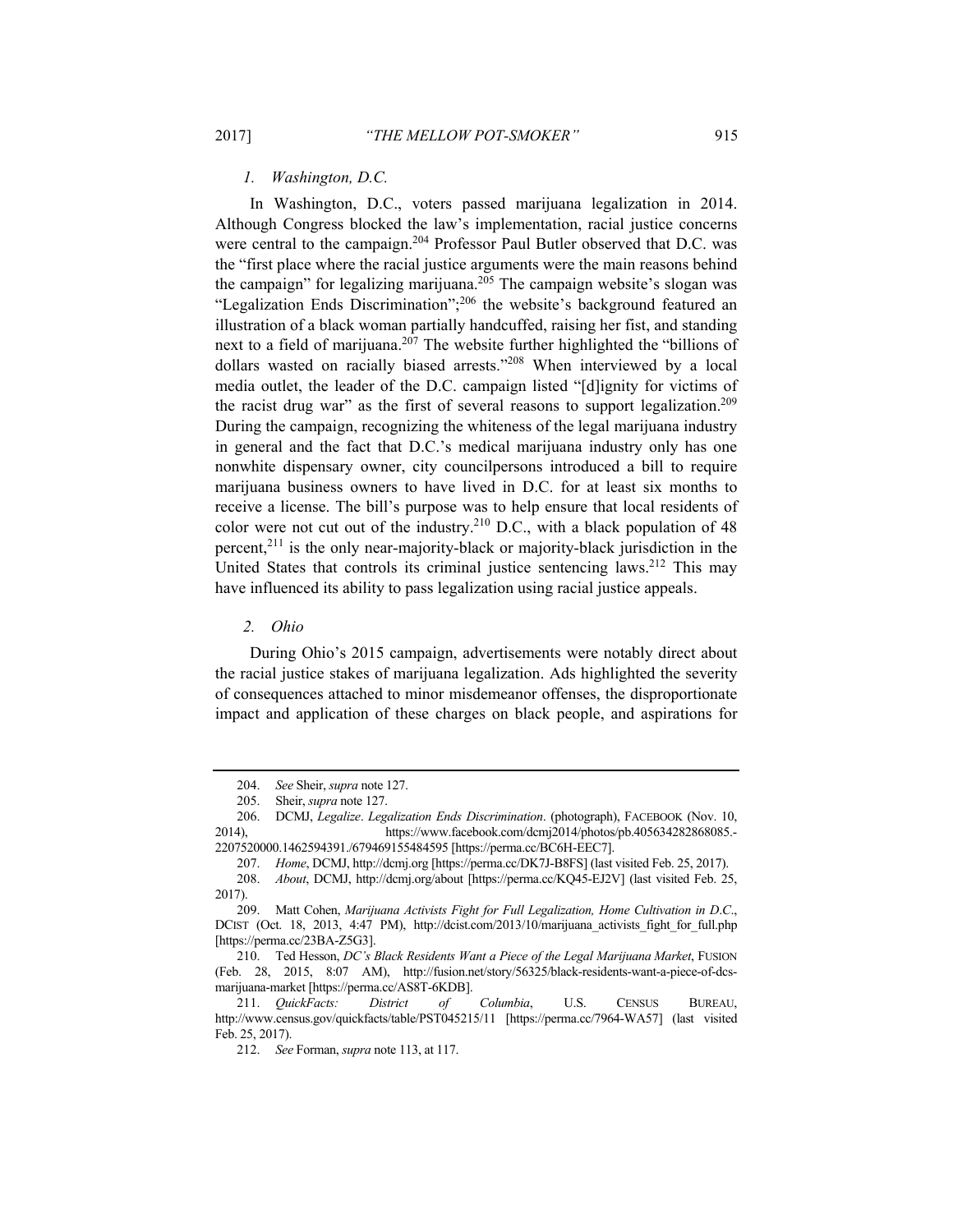### *1. Washington, D.C.*

In Washington, D.C., voters passed marijuana legalization in 2014. Although Congress blocked the law's implementation, racial justice concerns were central to the campaign.[204] Professor Paul Butler observed that D.C. was the "first place where the racial justice arguments were the main reasons behind the campaign" for legalizing marijuana.[205] The campaign website's slogan was "Legalization Ends Discrimination";[206] the website's background featured an illustration of a black woman partially handcuffed, raising her fist, and standing next to a field of marijuana.[207] The website further highlighted the "billions of dollars wasted on racially biased arrests."[208] When interviewed by a local media outlet, the leader of the D.C. campaign listed "[d]ignity for victims of the racist drug war" as the first of several reasons to support legalization.[209] During the campaign, recognizing the whiteness of the legal marijuana industry in general and the fact that D.C.'s medical marijuana industry only has one nonwhite dispensary owner, city councilpersons introduced a bill to require marijuana business owners to have lived in D.C. for at least six months to receive a license. The bill's purpose was to help ensure that local residents of color were not cut out of the industry.[210] D.C., with a black population of 48 percent,[211] is the only near-majority-black or majority-black jurisdiction in the United States that controls its criminal justice sentencing laws.[212] This may have influenced its ability to pass legalization using racial justice appeals.

### *2. Ohio*

During Ohio's 2015 campaign, advertisements were notably direct about the racial justice stakes of marijuana legalization. Ads highlighted the severity of consequences attached to minor misdemeanor offenses, the disproportionate impact and application of these charges on black people, and aspirations for

---

204. *See* Sheir, *supra* note 127.

205. Sheir, *supra* note 127.

206. DCMJ, *Legalize*. *Legalization Ends Discrimination*. (photograph), FACEBOOK (Nov. 10, 2014), https://www.facebook.com/dcmj2014/photos/pb.405634282868085.-2207520000.1462594391./679469155484595 [https://perma.cc/BC6H-EEC7].

207. *Home*, DCMJ, http://dcmj.org [https://perma.cc/DK7J-B8FS] (last visited Feb. 25, 2017).

208. *About*, DCMJ, http://dcmj.org/about [https://perma.cc/KQ45-EJ2V] (last visited Feb. 25, 2017).

209. Matt Cohen, *Marijuana Activists Fight for Full Legalization, Home Cultivation in D.C*., DCIST (Oct. 18, 2013, 4:47 PM), http://dcist.com/2013/10/marijuana_activists_fight_for_full.php [https://perma.cc/23BA-Z5G3].

210. Ted Hesson, *DC's Black Residents Want a Piece of the Legal Marijuana Market*, FUSION (Feb. 28, 2015, 8:07 AM), http://fusion.net/story/56325/black-residents-want-a-piece-of-dcs-marijuana-market [https://perma.cc/AS8T-6KDB].

211. *QuickFacts: District of Columbia*, U.S. CENSUS BUREAU, http://www.census.gov/quickfacts/table/PST045215/11 [https://perma.cc/7964-WA57] (last visited Feb. 25, 2017).

212. *See* Forman, *supra* note 113, at 117.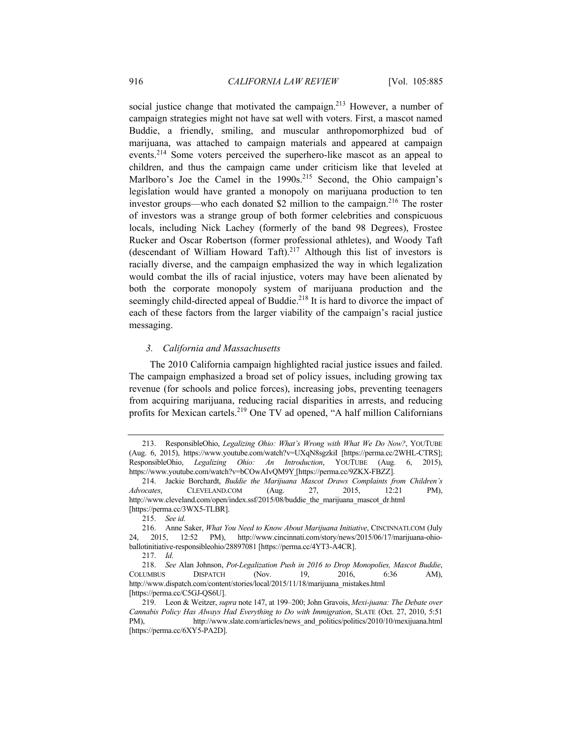social justice change that motivated the campaign.[213] However, a number of campaign strategies might not have sat well with voters. First, a mascot named Buddie, a friendly, smiling, and muscular anthropomorphized bud of marijuana, was attached to campaign materials and appeared at campaign events.[214] Some voters perceived the superhero-like mascot as an appeal to children, and thus the campaign came under criticism like that leveled at Marlboro's Joe the Camel in the 1990s.[215] Second, the Ohio campaign's legislation would have granted a monopoly on marijuana production to ten investor groups—who each donated $2 million to the campaign.[216] The roster of investors was a strange group of both former celebrities and conspicuous locals, including Nick Lachey (formerly of the band 98 Degrees), Frostee Rucker and Oscar Robertson (former professional athletes), and Woody Taft (descendant of William Howard Taft).[217] Although this list of investors is racially diverse, and the campaign emphasized the way in which legalization would combat the ills of racial injustice, voters may have been alienated by both the corporate monopoly system of marijuana production and the seemingly child-directed appeal of Buddie.[218] It is hard to divorce the impact of each of these factors from the larger viability of the campaign's racial justice messaging.

### *3. California and Massachusetts*

The 2010 California campaign highlighted racial justice issues and failed. The campaign emphasized a broad set of policy issues, including growing tax revenue (for schools and police forces), increasing jobs, preventing teenagers from acquiring marijuana, reducing racial disparities in arrests, and reducing profits for Mexican cartels.[219] One TV ad opened, "A half million Californians

---

213. ResponsibleOhio, *Legalizing Ohio: What's Wrong with What We Do Now?*, YOUTUBE (Aug. 6, 2015), https://www.youtube.com/watch?v=UXqN8sgzkiI [https://perma.cc/2WHL-CTRS]; ResponsibleOhio, *Legalizing Ohio: An Introduction*, YOUTUBE (Aug. 6, 2015), https://www.youtube.com/watch?v=bCOwAIvQM9Y [https://perma.cc/9ZKX-FBZZ].

214. Jackie Borchardt, *Buddie the Marijuana Mascot Draws Complaints from Children's Advocates*, CLEVELAND.COM (Aug. 27, 2015, 12:21 PM), http://www.cleveland.com/open/index.ssf/2015/08/buddie_the_marijuana_mascot_dr.html [https://perma.cc/3WX5-TLBR].

215. *See id*.

216. Anne Saker, *What You Need to Know About Marijuana Initiative*, CINCINNATI.COM (July 24, 2015, 12:52 PM), http://www.cincinnati.com/story/news/2015/06/17/marijuana-ohio-ballotinitiative-responsibleohio/28897081 [https://perma.cc/4YT3-A4CR].

217. *Id*.

218. *See* Alan Johnson, *Pot-Legalization Push in 2016 to Drop Monopolies, Mascot Buddie*, COLUMBUS DISPATCH (Nov. 19, 2016, 6:36 AM), http://www.dispatch.com/content/stories/local/2015/11/18/marijuana_mistakes.html [https://perma.cc/C5GJ-QS6U].

219. Leon & Weitzer, *supra* note 147, at 199–200; John Gravois, *Mexi-juana: The Debate over Cannabis Policy Has Always Had Everything to Do with Immigration*, SLATE (Oct. 27, 2010, 5:51 PM), http://www.slate.com/articles/news_and_politics/politics/2010/10/mexijuana.html [https://perma.cc/6XY5-PA2D].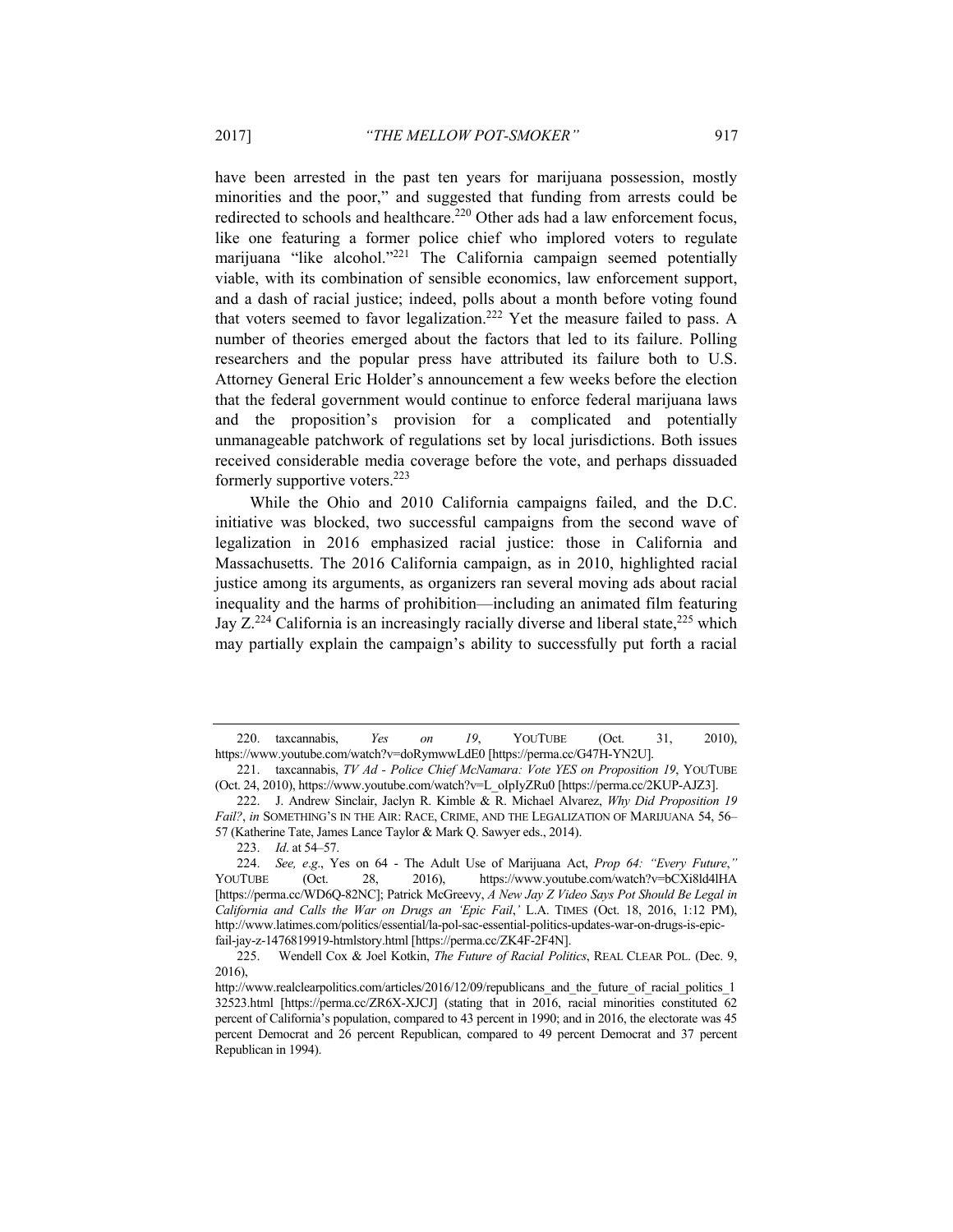have been arrested in the past ten years for marijuana possession, mostly minorities and the poor," and suggested that funding from arrests could be redirected to schools and healthcare.[220] Other ads had a law enforcement focus, like one featuring a former police chief who implored voters to regulate marijuana "like alcohol."[221] The California campaign seemed potentially viable, with its combination of sensible economics, law enforcement support, and a dash of racial justice; indeed, polls about a month before voting found that voters seemed to favor legalization.[222] Yet the measure failed to pass. A number of theories emerged about the factors that led to its failure. Polling researchers and the popular press have attributed its failure both to U.S. Attorney General Eric Holder's announcement a few weeks before the election that the federal government would continue to enforce federal marijuana laws and the proposition's provision for a complicated and potentially unmanageable patchwork of regulations set by local jurisdictions. Both issues received considerable media coverage before the vote, and perhaps dissuaded formerly supportive voters.[223]

While the Ohio and 2010 California campaigns failed, and the D.C. initiative was blocked, two successful campaigns from the second wave of legalization in 2016 emphasized racial justice: those in California and Massachusetts. The 2016 California campaign, as in 2010, highlighted racial justice among its arguments, as organizers ran several moving ads about racial inequality and the harms of prohibition—including an animated film featuring Jay Z.[224] California is an increasingly racially diverse and liberal state,[225] which may partially explain the campaign's ability to successfully put forth a racial

---

220. taxcannabis, *Yes on 19*, YOUTUBE (Oct. 31, 2010), https://www.youtube.com/watch?v=doRymwwLdE0 [https://perma.cc/G47H-YN2U].

221. taxcannabis, *TV Ad - Police Chief McNamara: Vote YES on Proposition 19*, YOUTUBE (Oct. 24, 2010), https://www.youtube.com/watch?v=L_oIpIyZRu0 [https://perma.cc/2KUP-AJZ3].

222. J. Andrew Sinclair, Jaclyn R. Kimble & R. Michael Alvarez, *Why Did Proposition 19 Fail?*, *in* SOMETHING'S IN THE AIR: RACE, CRIME, AND THE LEGALIZATION OF MARIJUANA 54, 56–57 (Katherine Tate, James Lance Taylor & Mark Q. Sawyer eds., 2014).

223. *Id*. at 54–57.

224. *See, e.g*., Yes on 64 - The Adult Use of Marijuana Act, *Prop 64: "Every Future*,*"* YOUTUBE (Oct. 28, 2016), https://www.youtube.com/watch?v=bCXi8ld4lHA [https://perma.cc/WD6Q-82NC]; Patrick McGreevy, *A New Jay Z Video Says Pot Should Be Legal in California and Calls the War on Drugs an 'Epic Fail*,*'* L.A. TIMES (Oct. 18, 2016, 1:12 PM), http://www.latimes.com/politics/essential/la-pol-sac-essential-politics-updates-war-on-drugs-is-epic-fail-jay-z-1476819919-htmlstory.html [https://perma.cc/ZK4F-2F4N].

225. Wendell Cox & Joel Kotkin, *The Future of Racial Politics*, REAL CLEAR POL. (Dec. 9, 2016), http://www.realclearpolitics.com/articles/2016/12/09/republicans_and_the_future_of_racial_politics_132523.html [https://perma.cc/ZR6X-XJCJ] (stating that in 2016, racial minorities constituted 62 percent of California's population, compared to 43 percent in 1990; and in 2016, the electorate was 45 percent Democrat and 26 percent Republican, compared to 49 percent Democrat and 37 percent Republican in 1994).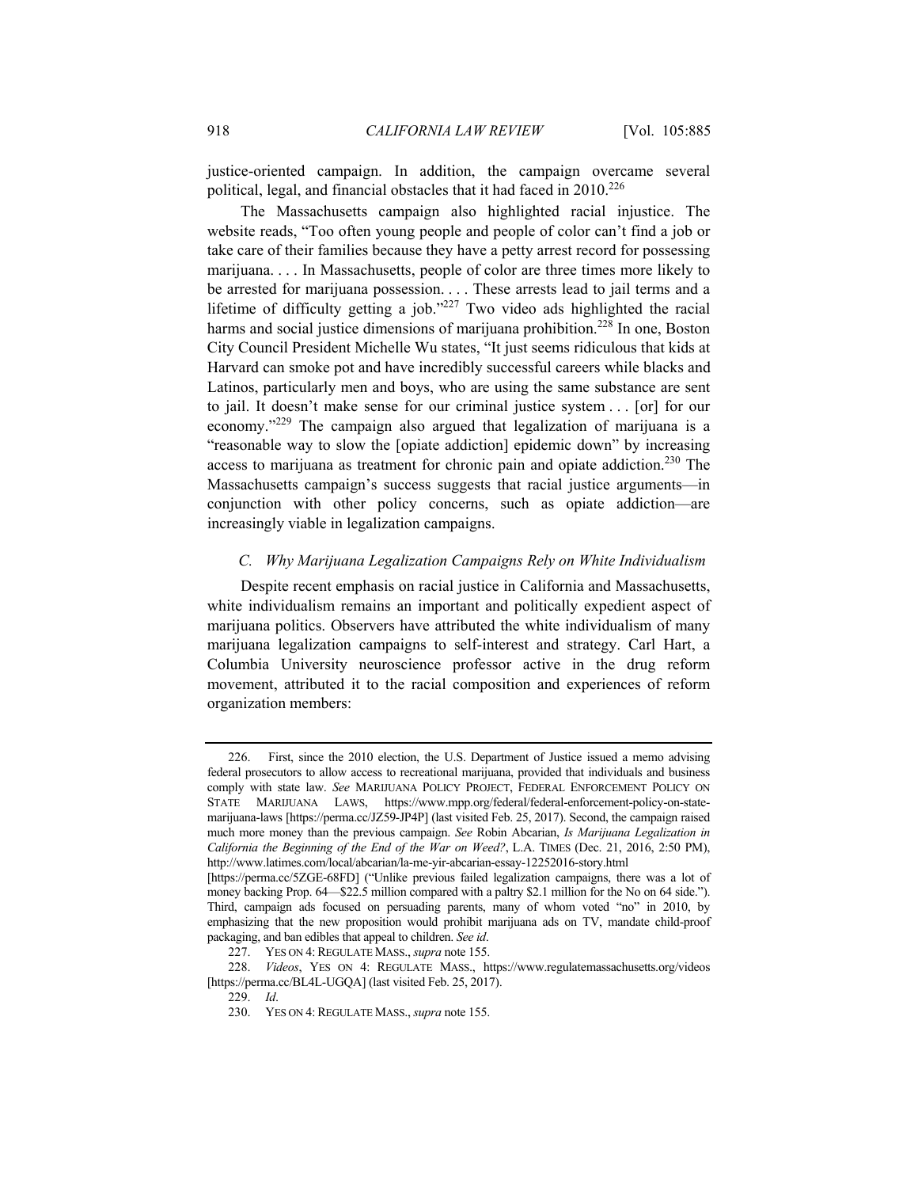justice-oriented campaign. In addition, the campaign overcame several political, legal, and financial obstacles that it had faced in 2010.[226]

The Massachusetts campaign also highlighted racial injustice. The website reads, "Too often young people and people of color can't find a job or take care of their families because they have a petty arrest record for possessing marijuana. . . . In Massachusetts, people of color are three times more likely to be arrested for marijuana possession. . . . These arrests lead to jail terms and a lifetime of difficulty getting a job."[227] Two video ads highlighted the racial harms and social justice dimensions of marijuana prohibition.[228] In one, Boston City Council President Michelle Wu states, "It just seems ridiculous that kids at Harvard can smoke pot and have incredibly successful careers while blacks and Latinos, particularly men and boys, who are using the same substance are sent to jail. It doesn't make sense for our criminal justice system . . . [or] for our economy."[229] The campaign also argued that legalization of marijuana is a "reasonable way to slow the [opiate addiction] epidemic down" by increasing access to marijuana as treatment for chronic pain and opiate addiction.[230] The Massachusetts campaign's success suggests that racial justice arguments—in conjunction with other policy concerns, such as opiate addiction—are increasingly viable in legalization campaigns.

### *C. Why Marijuana Legalization Campaigns Rely on White Individualism*

Despite recent emphasis on racial justice in California and Massachusetts, white individualism remains an important and politically expedient aspect of marijuana politics. Observers have attributed the white individualism of many marijuana legalization campaigns to self-interest and strategy. Carl Hart, a Columbia University neuroscience professor active in the drug reform movement, attributed it to the racial composition and experiences of reform organization members:

---

226. First, since the 2010 election, the U.S. Department of Justice issued a memo advising federal prosecutors to allow access to recreational marijuana, provided that individuals and business comply with state law. *See* MARIJUANA POLICY PROJECT, FEDERAL ENFORCEMENT POLICY ON STATE MARIJUANA LAWS, https://www.mpp.org/federal/federal-enforcement-policy-on-state-marijuana-laws [https://perma.cc/JZ59-JP4P] (last visited Feb. 25, 2017). Second, the campaign raised much more money than the previous campaign. *See* Robin Abcarian, *Is Marijuana Legalization in California the Beginning of the End of the War on Weed?*, L.A. TIMES (Dec. 21, 2016, 2:50 PM), http://www.latimes.com/local/abcarian/la-me-yir-abcarian-essay-12252016-story.html [https://perma.cc/5ZGE-68FD] ("Unlike previous failed legalization campaigns, there was a lot of money backing Prop. 64—$22.5 million compared with a paltry $2.1 million for the No on 64 side."). Third, campaign ads focused on persuading parents, many of whom voted "no" in 2010, by emphasizing that the new proposition would prohibit marijuana ads on TV, mandate child-proof packaging, and ban edibles that appeal to children. *See id*.

227. YES ON 4: REGULATE MASS., *supra* note 155.

228. *Videos*, YES ON 4: REGULATE MASS., https://www.regulatemassachusetts.org/videos [https://perma.cc/BL4L-UGQA] (last visited Feb. 25, 2017).

229. *Id*.

230. YES ON 4: REGULATE MASS., *supra* note 155.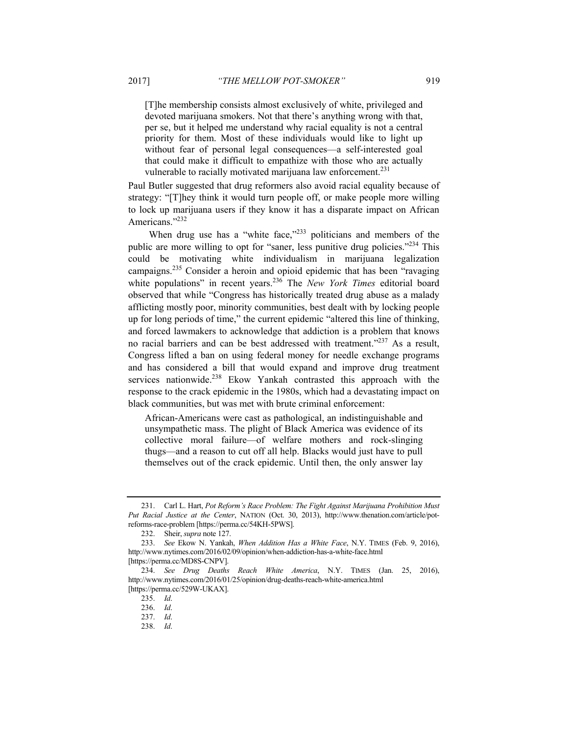> [T]he membership consists almost exclusively of white, privileged and devoted marijuana smokers. Not that there's anything wrong with that, per se, but it helped me understand why racial equality is not a central priority for them. Most of these individuals would like to light up without fear of personal legal consequences—a self-interested goal that could make it difficult to empathize with those who are actually vulnerable to racially motivated marijuana law enforcement.[231]

Paul Butler suggested that drug reformers also avoid racial equality because of strategy: "[T]hey think it would turn people off, or make people more willing to lock up marijuana users if they know it has a disparate impact on African Americans."[232]

When drug use has a "white face,"[233] politicians and members of the public are more willing to opt for "saner, less punitive drug policies."[234] This could be motivating white individualism in marijuana legalization campaigns.[235] Consider a heroin and opioid epidemic that has been "ravaging white populations" in recent years.[236] The *New York Times* editorial board observed that while "Congress has historically treated drug abuse as a malady afflicting mostly poor, minority communities, best dealt with by locking people up for long periods of time," the current epidemic "altered this line of thinking, and forced lawmakers to acknowledge that addiction is a problem that knows no racial barriers and can be best addressed with treatment."[237] As a result, Congress lifted a ban on using federal money for needle exchange programs and has considered a bill that would expand and improve drug treatment services nationwide.[238] Ekow Yankah contrasted this approach with the response to the crack epidemic in the 1980s, which had a devastating impact on black communities, but was met with brute criminal enforcement:

> African-Americans were cast as pathological, an indistinguishable and unsympathetic mass. The plight of Black America was evidence of its collective moral failure—of welfare mothers and rock-slinging thugs—and a reason to cut off all help. Blacks would just have to pull themselves out of the crack epidemic. Until then, the only answer lay

---

231. Carl L. Hart, *Pot Reform's Race Problem: The Fight Against Marijuana Prohibition Must Put Racial Justice at the Center*, NATION (Oct. 30, 2013), http://www.thenation.com/article/pot-reforms-race-problem [https://perma.cc/54KH-5PWS].

232. Sheir, *supra* note 127.

233. *See* Ekow N. Yankah, *When Addition Has a White Face*, N.Y. TIMES (Feb. 9, 2016), http://www.nytimes.com/2016/02/09/opinion/when-addiction-has-a-white-face.html [https://perma.cc/MD8S-CNPV].

234. *See Drug Deaths Reach White America*, N.Y. TIMES (Jan. 25, 2016), http://www.nytimes.com/2016/01/25/opinion/drug-deaths-reach-white-america.html [https://perma.cc/529W-UKAX].

235. *Id*.

236. *Id*.

237. *Id*.

238. *Id*.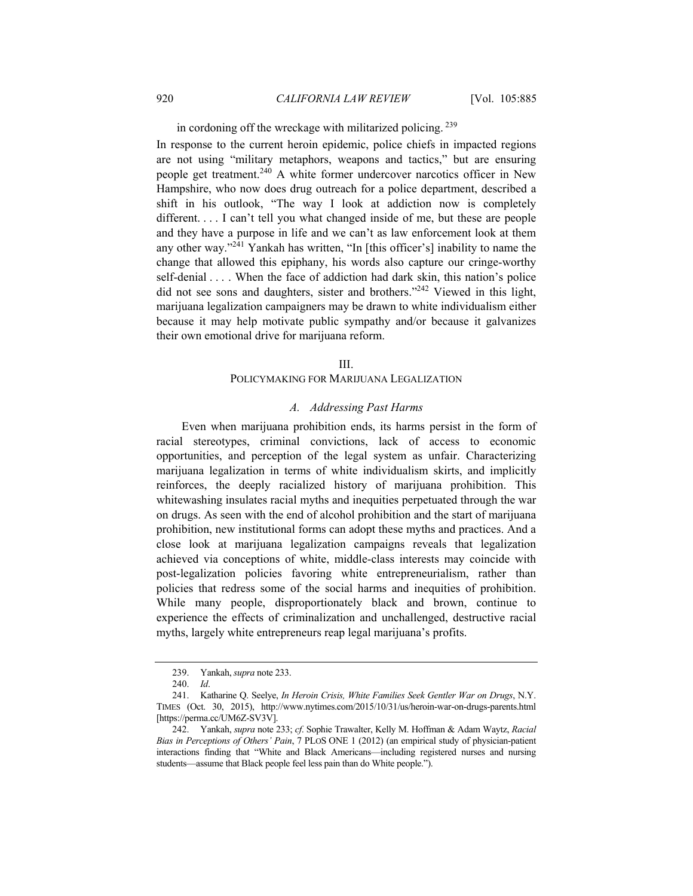in cordoning off the wreckage with militarized policing.[239]

In response to the current heroin epidemic, police chiefs in impacted regions are not using "military metaphors, weapons and tactics," but are ensuring people get treatment.[240] A white former undercover narcotics officer in New Hampshire, who now does drug outreach for a police department, described a shift in his outlook, "The way I look at addiction now is completely different. . . . I can't tell you what changed inside of me, but these are people and they have a purpose in life and we can't as law enforcement look at them any other way."[241] Yankah has written, "In [this officer's] inability to name the change that allowed this epiphany, his words also capture our cringe-worthy self-denial . . . . When the face of addiction had dark skin, this nation's police did not see sons and daughters, sister and brothers."[242] Viewed in this light, marijuana legalization campaigners may be drawn to white individualism either because it may help motivate public sympathy and/or because it galvanizes their own emotional drive for marijuana reform.

## III.
## POLICYMAKING FOR MARIJUANA LEGALIZATION

### *A. Addressing Past Harms*

Even when marijuana prohibition ends, its harms persist in the form of racial stereotypes, criminal convictions, lack of access to economic opportunities, and perception of the legal system as unfair. Characterizing marijuana legalization in terms of white individualism skirts, and implicitly reinforces, the deeply racialized history of marijuana prohibition. This whitewashing insulates racial myths and inequities perpetuated through the war on drugs. As seen with the end of alcohol prohibition and the start of marijuana prohibition, new institutional forms can adopt these myths and practices. And a close look at marijuana legalization campaigns reveals that legalization achieved via conceptions of white, middle-class interests may coincide with post-legalization policies favoring white entrepreneurialism, rather than policies that redress some of the social harms and inequities of prohibition. While many people, disproportionately black and brown, continue to experience the effects of criminalization and unchallenged, destructive racial myths, largely white entrepreneurs reap legal marijuana's profits.

---

239. Yankah, *supra* note 233.

240. *Id*.

241. Katharine Q. Seelye, *In Heroin Crisis, White Families Seek Gentler War on Drugs*, N.Y. TIMES (Oct. 30, 2015), http://www.nytimes.com/2015/10/31/us/heroin-war-on-drugs-parents.html [https://perma.cc/UM6Z-SV3V].

242. Yankah, *supra* note 233; *cf*. Sophie Trawalter, Kelly M. Hoffman & Adam Waytz, *Racial Bias in Perceptions of Others' Pain*, 7 PLoS ONE 1 (2012) (an empirical study of physician-patient interactions finding that "White and Black Americans—including registered nurses and nursing students—assume that Black people feel less pain than do White people.").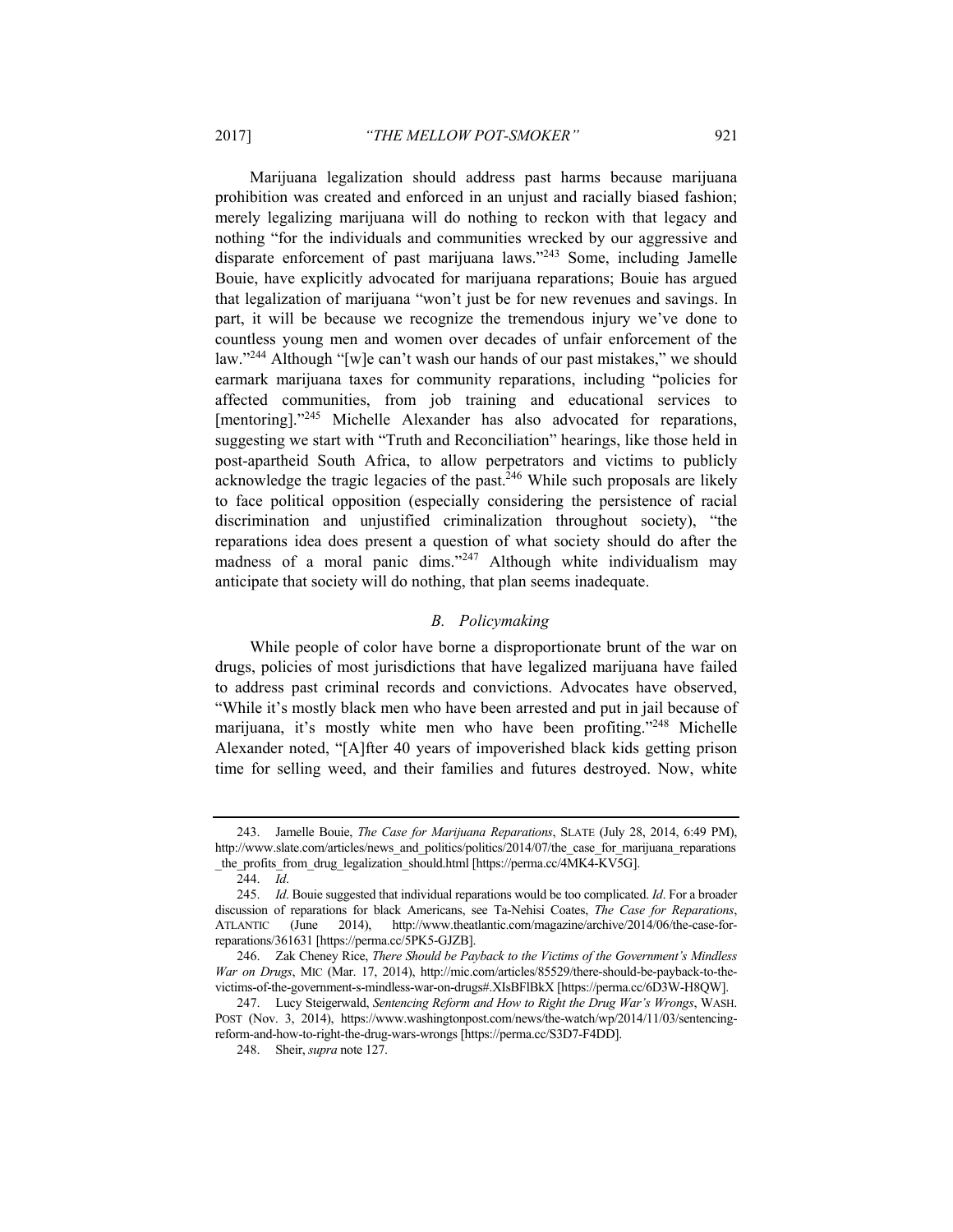Marijuana legalization should address past harms because marijuana prohibition was created and enforced in an unjust and racially biased fashion; merely legalizing marijuana will do nothing to reckon with that legacy and nothing "for the individuals and communities wrecked by our aggressive and disparate enforcement of past marijuana laws."[243] Some, including Jamelle Bouie, have explicitly advocated for marijuana reparations; Bouie has argued that legalization of marijuana "won't just be for new revenues and savings. In part, it will be because we recognize the tremendous injury we've done to countless young men and women over decades of unfair enforcement of the law."[244] Although "[w]e can't wash our hands of our past mistakes," we should earmark marijuana taxes for community reparations, including "policies for affected communities, from job training and educational services to [mentoring]."[245] Michelle Alexander has also advocated for reparations, suggesting we start with "Truth and Reconciliation" hearings, like those held in post-apartheid South Africa, to allow perpetrators and victims to publicly acknowledge the tragic legacies of the past.[246] While such proposals are likely to face political opposition (especially considering the persistence of racial discrimination and unjustified criminalization throughout society), "the reparations idea does present a question of what society should do after the madness of a moral panic dims."[247] Although white individualism may anticipate that society will do nothing, that plan seems inadequate.

### *B. Policymaking*

While people of color have borne a disproportionate brunt of the war on drugs, policies of most jurisdictions that have legalized marijuana have failed to address past criminal records and convictions. Advocates have observed, "While it's mostly black men who have been arrested and put in jail because of marijuana, it's mostly white men who have been profiting."[248] Michelle Alexander noted, "[A]fter 40 years of impoverished black kids getting prison time for selling weed, and their families and futures destroyed. Now, white

---

243. Jamelle Bouie, *The Case for Marijuana Reparations*, SLATE (July 28, 2014, 6:49 PM), http://www.slate.com/articles/news_and_politics/politics/2014/07/the_case_for_marijuana_reparations_the_profits_from_drug_legalization_should.html [https://perma.cc/4MK4-KV5G].

244. *Id*.

245. *Id*. Bouie suggested that individual reparations would be too complicated. *Id*. For a broader discussion of reparations for black Americans, see Ta-Nehisi Coates, *The Case for Reparations*, ATLANTIC (June 2014), http://www.theatlantic.com/magazine/archive/2014/06/the-case-for-reparations/361631 [https://perma.cc/5PK5-GJZB].

246. Zak Cheney Rice, *There Should be Payback to the Victims of the Government's Mindless War on Drugs*, MIC (Mar. 17, 2014), http://mic.com/articles/85529/there-should-be-payback-to-the-victims-of-the-government-s-mindless-war-on-drugs#.XIsBFlBkX [https://perma.cc/6D3W-H8QW].

247. Lucy Steigerwald, *Sentencing Reform and How to Right the Drug War's Wrongs*, WASH. POST (Nov. 3, 2014), https://www.washingtonpost.com/news/the-watch/wp/2014/11/03/sentencing-reform-and-how-to-right-the-drug-wars-wrongs [https://perma.cc/S3D7-F4DD].

248. Sheir, *supra* note 127.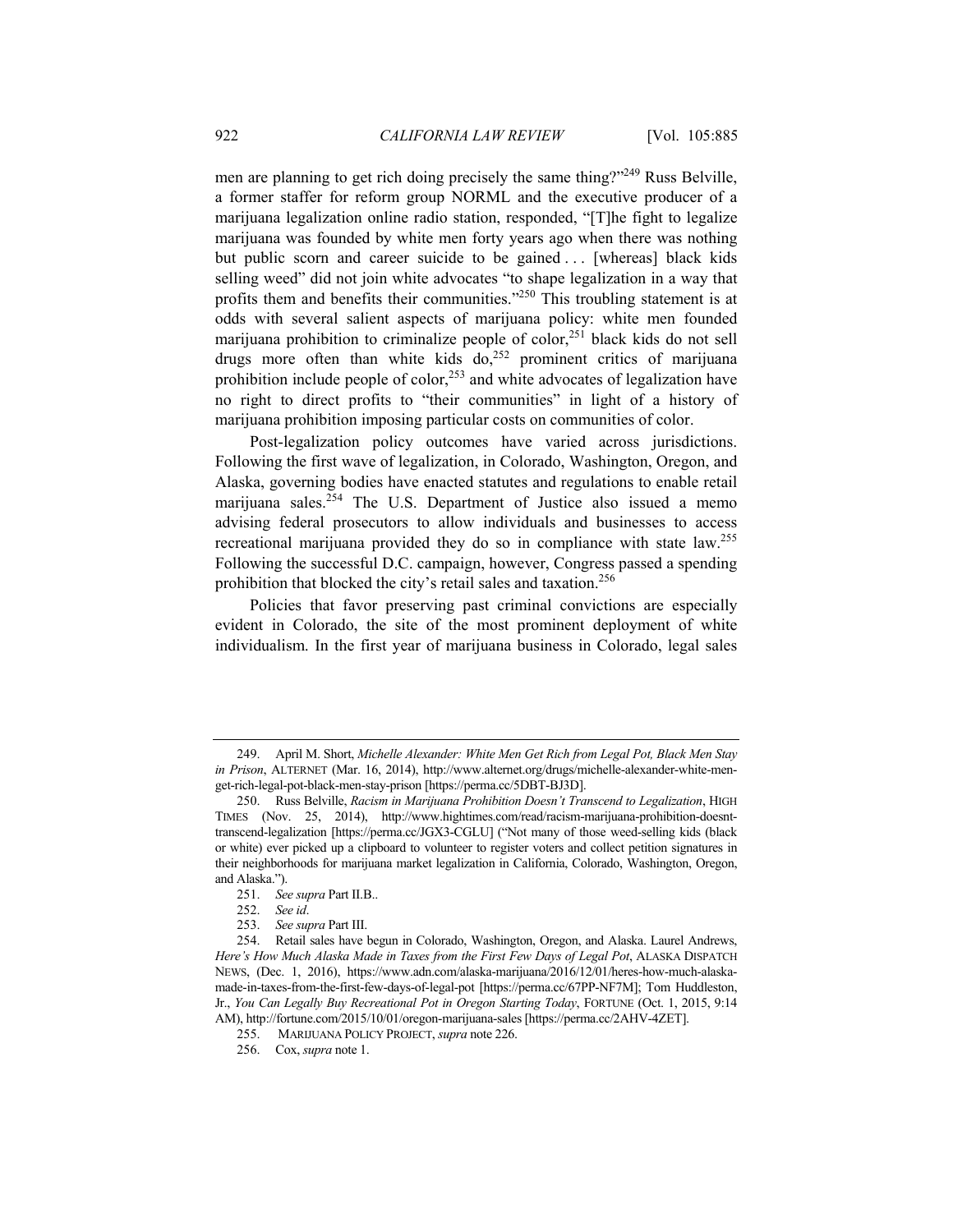men are planning to get rich doing precisely the same thing?"[249] Russ Belville, a former staffer for reform group NORML and the executive producer of a marijuana legalization online radio station, responded, "[T]he fight to legalize marijuana was founded by white men forty years ago when there was nothing but public scorn and career suicide to be gained . . . [whereas] black kids selling weed" did not join white advocates "to shape legalization in a way that profits them and benefits their communities."[250] This troubling statement is at odds with several salient aspects of marijuana policy: white men founded marijuana prohibition to criminalize people of color,[251] black kids do not sell drugs more often than white kids do,[252] prominent critics of marijuana prohibition include people of color,[253] and white advocates of legalization have no right to direct profits to "their communities" in light of a history of marijuana prohibition imposing particular costs on communities of color.

Post-legalization policy outcomes have varied across jurisdictions. Following the first wave of legalization, in Colorado, Washington, Oregon, and Alaska, governing bodies have enacted statutes and regulations to enable retail marijuana sales.[254] The U.S. Department of Justice also issued a memo advising federal prosecutors to allow individuals and businesses to access recreational marijuana provided they do so in compliance with state law.[255] Following the successful D.C. campaign, however, Congress passed a spending prohibition that blocked the city's retail sales and taxation.[256]

Policies that favor preserving past criminal convictions are especially evident in Colorado, the site of the most prominent deployment of white individualism. In the first year of marijuana business in Colorado, legal sales

---

249. April M. Short, *Michelle Alexander: White Men Get Rich from Legal Pot, Black Men Stay in Prison*, ALTERNET (Mar. 16, 2014), http://www.alternet.org/drugs/michelle-alexander-white-men-get-rich-legal-pot-black-men-stay-prison [https://perma.cc/5DBT-BJ3D].

250. Russ Belville, *Racism in Marijuana Prohibition Doesn't Transcend to Legalization*, HIGH TIMES (Nov. 25, 2014), http://www.hightimes.com/read/racism-marijuana-prohibition-doesnt-transcend-legalization [https://perma.cc/JGX3-CGLU] ("Not many of those weed-selling kids (black or white) ever picked up a clipboard to volunteer to register voters and collect petition signatures in their neighborhoods for marijuana market legalization in California, Colorado, Washington, Oregon, and Alaska.").

251. *See supra* Part II.B..

252. *See id*.

253. *See supra* Part III.

254. Retail sales have begun in Colorado, Washington, Oregon, and Alaska. Laurel Andrews, *Here's How Much Alaska Made in Taxes from the First Few Days of Legal Pot*, ALASKA DISPATCH NEWS, (Dec. 1, 2016), https://www.adn.com/alaska-marijuana/2016/12/01/heres-how-much-alaska-made-in-taxes-from-the-first-few-days-of-legal-pot [https://perma.cc/67PP-NF7M]; Tom Huddleston, Jr., *You Can Legally Buy Recreational Pot in Oregon Starting Today*, FORTUNE (Oct. 1, 2015, 9:14 AM), http://fortune.com/2015/10/01/oregon-marijuana-sales [https://perma.cc/2AHV-4ZET].

255. MARIJUANA POLICY PROJECT, *supra* note 226.

256. Cox, *supra* note 1.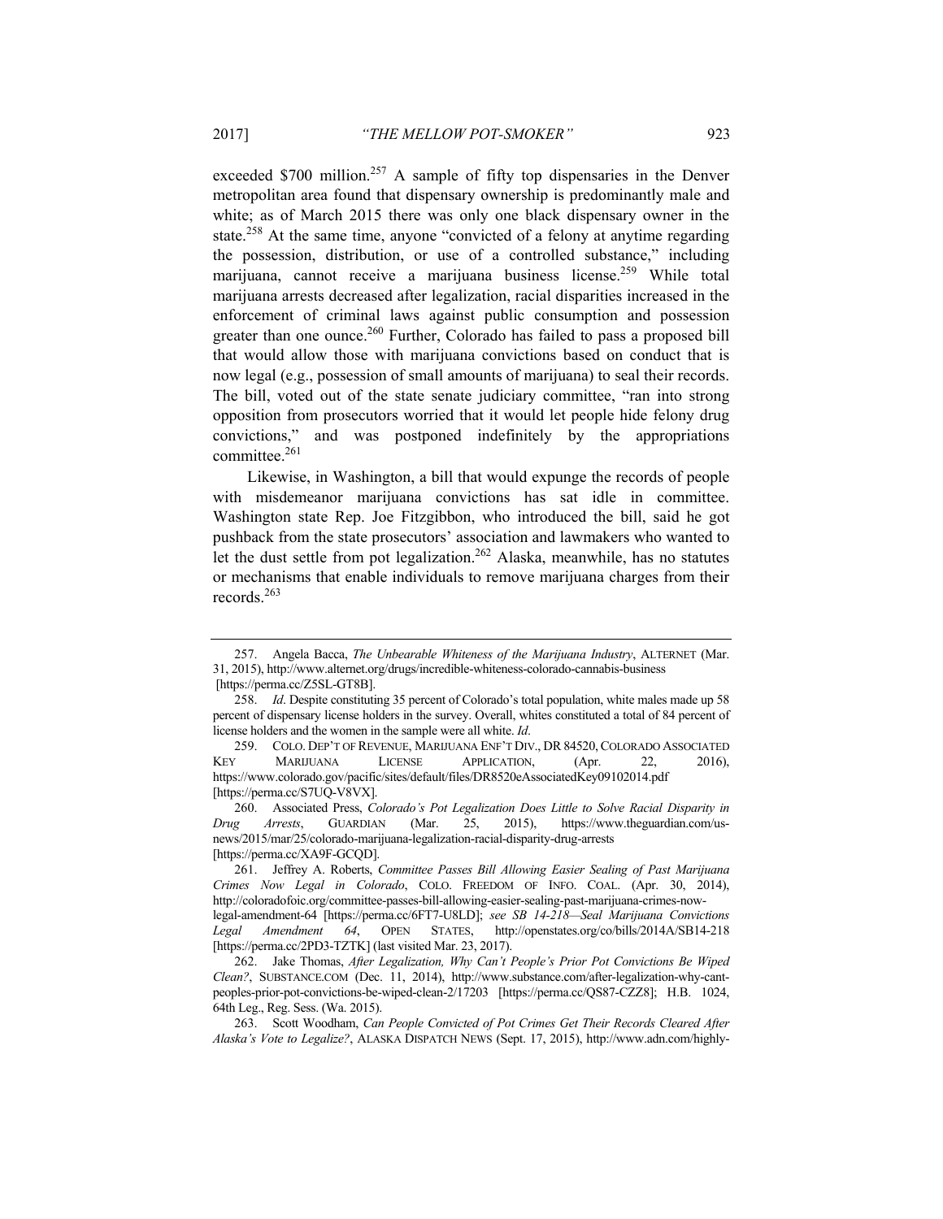exceeded $700 million.[257] A sample of fifty top dispensaries in the Denver metropolitan area found that dispensary ownership is predominantly male and white; as of March 2015 there was only one black dispensary owner in the state.[258] At the same time, anyone "convicted of a felony at anytime regarding the possession, distribution, or use of a controlled substance," including marijuana, cannot receive a marijuana business license.[259] While total marijuana arrests decreased after legalization, racial disparities increased in the enforcement of criminal laws against public consumption and possession greater than one ounce.[260] Further, Colorado has failed to pass a proposed bill that would allow those with marijuana convictions based on conduct that is now legal (e.g., possession of small amounts of marijuana) to seal their records. The bill, voted out of the state senate judiciary committee, "ran into strong opposition from prosecutors worried that it would let people hide felony drug convictions," and was postponed indefinitely by the appropriations committee.[261]

Likewise, in Washington, a bill that would expunge the records of people with misdemeanor marijuana convictions has sat idle in committee. Washington state Rep. Joe Fitzgibbon, who introduced the bill, said he got pushback from the state prosecutors' association and lawmakers who wanted to let the dust settle from pot legalization.[262] Alaska, meanwhile, has no statutes or mechanisms that enable individuals to remove marijuana charges from their records.[263]

---

257. Angela Bacca, *The Unbearable Whiteness of the Marijuana Industry*, ALTERNET (Mar. 31, 2015), http://www.alternet.org/drugs/incredible-whiteness-colorado-cannabis-business [https://perma.cc/Z5SL-GT8B].

258. *Id*. Despite constituting 35 percent of Colorado's total population, white males made up 58 percent of dispensary license holders in the survey. Overall, whites constituted a total of 84 percent of license holders and the women in the sample were all white. *Id*.

259. COLO. DEP'T OF REVENUE, MARIJUANA ENF'T DIV., DR 84520, COLORADO ASSOCIATED KEY MARIJUANA LICENSE APPLICATION, (Apr. 22, 2016), https://www.colorado.gov/pacific/sites/default/files/DR8520eAssociatedKey09102014.pdf [https://perma.cc/S7UQ-V8VX].

260. Associated Press, *Colorado's Pot Legalization Does Little to Solve Racial Disparity in Drug Arrests*, GUARDIAN (Mar. 25, 2015), https://www.theguardian.com/us-news/2015/mar/25/colorado-marijuana-legalization-racial-disparity-drug-arrests [https://perma.cc/XA9F-GCQD].

261. Jeffrey A. Roberts, *Committee Passes Bill Allowing Easier Sealing of Past Marijuana Crimes Now Legal in Colorado*, COLO. FREEDOM OF INFO. COAL. (Apr. 30, 2014), http://coloradofoic.org/committee-passes-bill-allowing-easier-sealing-past-marijuana-crimes-now-legal-amendment-64 [https://perma.cc/6FT7-U8LD]; *see SB 14-218—Seal Marijuana Convictions Legal Amendment 64*, OPEN STATES, http://openstates.org/co/bills/2014A/SB14-218 [https://perma.cc/2PD3-TZTK] (last visited Mar. 23, 2017).

262. Jake Thomas, *After Legalization, Why Can't People's Prior Pot Convictions Be Wiped Clean?*, SUBSTANCE.COM (Dec. 11, 2014), http://www.substance.com/after-legalization-why-cant-peoples-prior-pot-convictions-be-wiped-clean-2/17203 [https://perma.cc/QS87-CZZ8]; H.B. 1024, 64th Leg., Reg. Sess. (Wa. 2015).

263. Scott Woodham, *Can People Convicted of Pot Crimes Get Their Records Cleared After Alaska's Vote to Legalize?*, ALASKA DISPATCH NEWS (Sept. 17, 2015), http://www.adn.com/highly-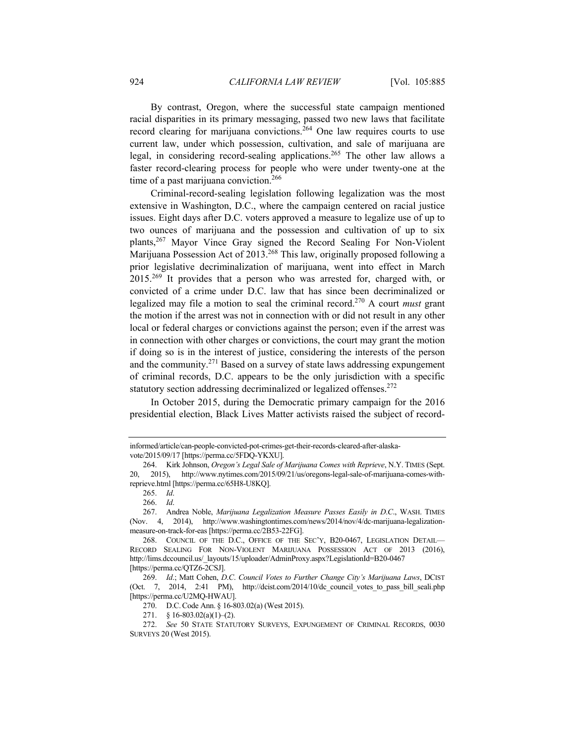By contrast, Oregon, where the successful state campaign mentioned racial disparities in its primary messaging, passed two new laws that facilitate record clearing for marijuana convictions.[264] One law requires courts to use current law, under which possession, cultivation, and sale of marijuana are legal, in considering record-sealing applications.[265] The other law allows a faster record-clearing process for people who were under twenty-one at the time of a past marijuana conviction.[266]

Criminal-record-sealing legislation following legalization was the most extensive in Washington, D.C., where the campaign centered on racial justice issues. Eight days after D.C. voters approved a measure to legalize use of up to two ounces of marijuana and the possession and cultivation of up to six plants,[267] Mayor Vince Gray signed the Record Sealing For Non-Violent Marijuana Possession Act of 2013.[268] This law, originally proposed following a prior legislative decriminalization of marijuana, went into effect in March 2015.[269] It provides that a person who was arrested for, charged with, or convicted of a crime under D.C. law that has since been decriminalized or legalized may file a motion to seal the criminal record.[270] A court *must* grant the motion if the arrest was not in connection with or did not result in any other local or federal charges or convictions against the person; even if the arrest was in connection with other charges or convictions, the court may grant the motion if doing so is in the interest of justice, considering the interests of the person and the community.[271] Based on a survey of state laws addressing expungement of criminal records, D.C. appears to be the only jurisdiction with a specific statutory section addressing decriminalized or legalized offenses.[272]

In October 2015, during the Democratic primary campaign for the 2016 presidential election, Black Lives Matter activists raised the subject of record-

---

informed/article/can-people-convicted-pot-crimes-get-their-records-cleared-after-alaska-vote/2015/09/17 [https://perma.cc/5FDQ-YKXU].

264. Kirk Johnson, *Oregon's Legal Sale of Marijuana Comes with Reprieve*, N.Y. TIMES (Sept. 20, 2015), http://www.nytimes.com/2015/09/21/us/oregons-legal-sale-of-marijuana-comes-with-reprieve.html [https://perma.cc/65H8-U8KQ].

265. *Id*.

266. *Id*.

267. Andrea Noble, *Marijuana Legalization Measure Passes Easily in D.C*., WASH. TIMES (Nov. 4, 2014), http://www.washingtontimes.com/news/2014/nov/4/dc-marijuana-legalization-measure-on-track-for-eas [https://perma.cc/2B53-22FG].

268. COUNCIL OF THE D.C., OFFICE OF THE SEC'Y, B20-0467, LEGISLATION DETAIL—RECORD SEALING FOR NON-VIOLENT MARIJUANA POSSESSION ACT OF 2013 (2016), http://lims.dccouncil.us/_layouts/15/uploader/AdminProxy.aspx?LegislationId=B20-0467 [https://perma.cc/QTZ6-2CSJ].

269. *Id*.; Matt Cohen, *D.C. Council Votes to Further Change City's Marijuana Laws*, DCIST (Oct. 7, 2014, 2:41 PM), http://dcist.com/2014/10/dc_council_votes_to_pass_bill_seali.php [https://perma.cc/U2MQ-HWAU].

270. D.C. Code Ann. § 16-803.02(a) (West 2015).

271. § 16-803.02(a)(1)–(2).

272. *See* 50 STATE STATUTORY SURVEYS, EXPUNGEMENT OF CRIMINAL RECORDS, 0030 SURVEYS 20 (West 2015).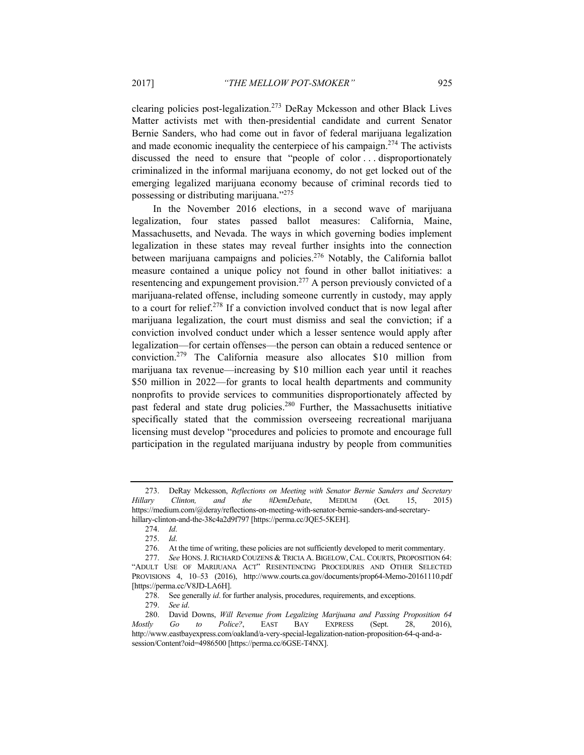clearing policies post-legalization.[273] DeRay Mckesson and other Black Lives Matter activists met with then-presidential candidate and current Senator Bernie Sanders, who had come out in favor of federal marijuana legalization and made economic inequality the centerpiece of his campaign.[274] The activists discussed the need to ensure that "people of color . . . disproportionately criminalized in the informal marijuana economy, do not get locked out of the emerging legalized marijuana economy because of criminal records tied to possessing or distributing marijuana."[275]

In the November 2016 elections, in a second wave of marijuana legalization, four states passed ballot measures: California, Maine, Massachusetts, and Nevada. The ways in which governing bodies implement legalization in these states may reveal further insights into the connection between marijuana campaigns and policies.[276] Notably, the California ballot measure contained a unique policy not found in other ballot initiatives: a resentencing and expungement provision.[277] A person previously convicted of a marijuana-related offense, including someone currently in custody, may apply to a court for relief.[278] If a conviction involved conduct that is now legal after marijuana legalization, the court must dismiss and seal the conviction; if a conviction involved conduct under which a lesser sentence would apply after legalization—for certain offenses—the person can obtain a reduced sentence or conviction.[279] The California measure also allocates $10 million from marijuana tax revenue—increasing by $10 million each year until it reaches $50 million in 2022—for grants to local health departments and community nonprofits to provide services to communities disproportionately affected by past federal and state drug policies.[280] Further, the Massachusetts initiative specifically stated that the commission overseeing recreational marijuana licensing must develop "procedures and policies to promote and encourage full participation in the regulated marijuana industry by people from communities

---

273. DeRay Mckesson, *Reflections on Meeting with Senator Bernie Sanders and Secretary Hillary Clinton, and the #DemDebate*, MEDIUM (Oct. 15, 2015) https://medium.com/@deray/reflections-on-meeting-with-senator-bernie-sanders-and-secretary-hillary-clinton-and-the-38c4a2d9f797 [https://perma.cc/JQE5-5KEH].

274. *Id*.

275. *Id*.

276. At the time of writing, these policies are not sufficiently developed to merit commentary.

277. *See* HONS. J. RICHARD COUZENS & TRICIA A. BIGELOW, CAL. COURTS, PROPOSITION 64: "ADULT USE OF MARIJUANA ACT" RESENTENCING PROCEDURES AND OTHER SELECTED PROVISIONS 4, 10–53 (2016), http://www.courts.ca.gov/documents/prop64-Memo-20161110.pdf [https://perma.cc/V8JD-LA6H].

278. See generally *id*. for further analysis, procedures, requirements, and exceptions.

279. *See id*.

280. David Downs, *Will Revenue from Legalizing Marijuana and Passing Proposition 64 Mostly Go to Police?*, EAST BAY EXPRESS (Sept. 28, 2016), http://www.eastbayexpress.com/oakland/a-very-special-legalization-nation-proposition-64-q-and-a-session/Content?oid=4986500 [https://perma.cc/6GSE-T4NX].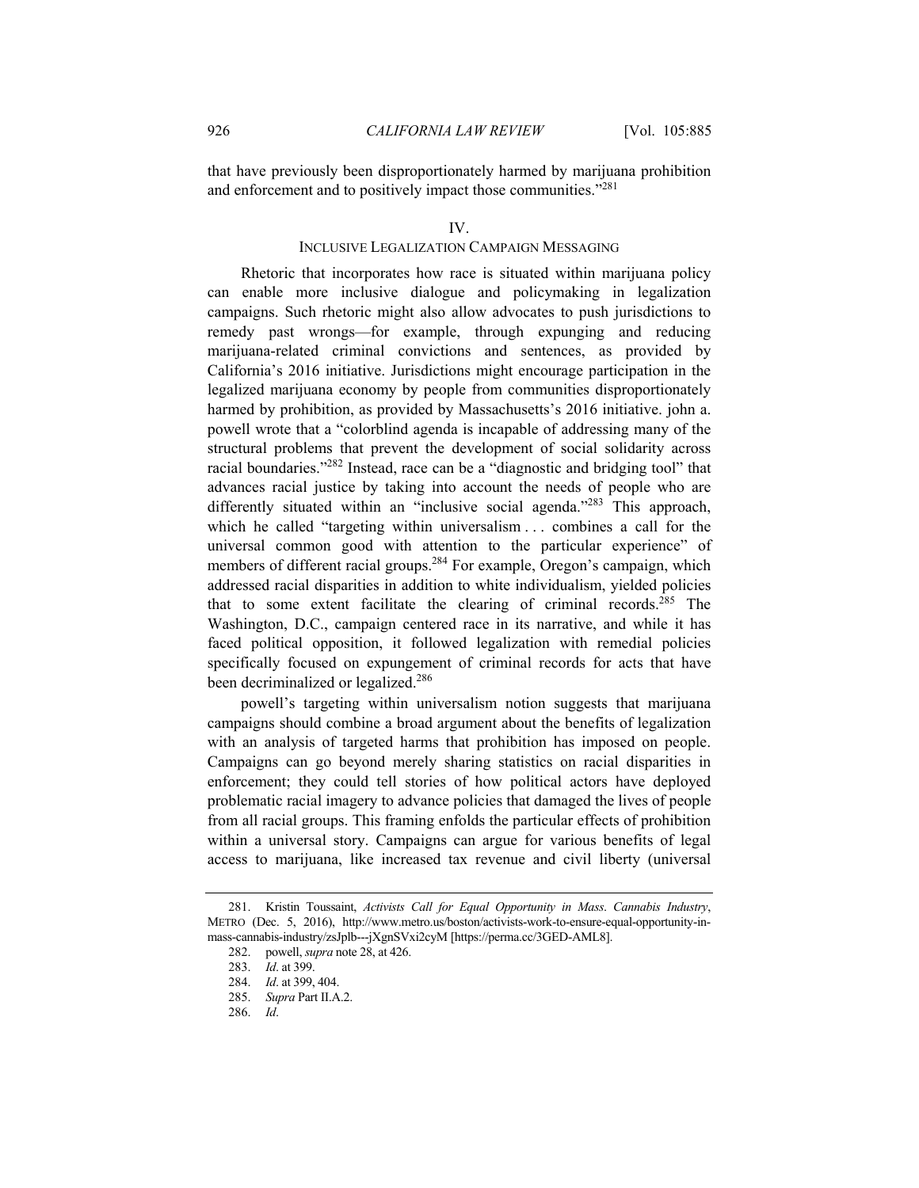that have previously been disproportionately harmed by marijuana prohibition and enforcement and to positively impact those communities."[281]

## IV.
## INCLUSIVE LEGALIZATION CAMPAIGN MESSAGING

Rhetoric that incorporates how race is situated within marijuana policy can enable more inclusive dialogue and policymaking in legalization campaigns. Such rhetoric might also allow advocates to push jurisdictions to remedy past wrongs—for example, through expunging and reducing marijuana-related criminal convictions and sentences, as provided by California's 2016 initiative. Jurisdictions might encourage participation in the legalized marijuana economy by people from communities disproportionately harmed by prohibition, as provided by Massachusetts's 2016 initiative. john a. powell wrote that a "colorblind agenda is incapable of addressing many of the structural problems that prevent the development of social solidarity across racial boundaries."[282] Instead, race can be a "diagnostic and bridging tool" that advances racial justice by taking into account the needs of people who are differently situated within an "inclusive social agenda."[283] This approach, which he called "targeting within universalism . . . combines a call for the universal common good with attention to the particular experience" of members of different racial groups.[284] For example, Oregon's campaign, which addressed racial disparities in addition to white individualism, yielded policies that to some extent facilitate the clearing of criminal records.[285] The Washington, D.C., campaign centered race in its narrative, and while it has faced political opposition, it followed legalization with remedial policies specifically focused on expungement of criminal records for acts that have been decriminalized or legalized.[286]

powell's targeting within universalism notion suggests that marijuana campaigns should combine a broad argument about the benefits of legalization with an analysis of targeted harms that prohibition has imposed on people. Campaigns can go beyond merely sharing statistics on racial disparities in enforcement; they could tell stories of how political actors have deployed problematic racial imagery to advance policies that damaged the lives of people from all racial groups. This framing enfolds the particular effects of prohibition within a universal story. Campaigns can argue for various benefits of legal access to marijuana, like increased tax revenue and civil liberty (universal

---

281. Kristin Toussaint, *Activists Call for Equal Opportunity in Mass. Cannabis Industry*, METRO (Dec. 5, 2016), http://www.metro.us/boston/activists-work-to-ensure-equal-opportunity-in-mass-cannabis-industry/zsJplb---jXgnSVxi2cyM [https://perma.cc/3GED-AML8].

282. powell, *supra* note 28, at 426.

283. *Id*. at 399.

284. *Id*. at 399, 404.

285. *Supra* Part II.A.2.

286. *Id*.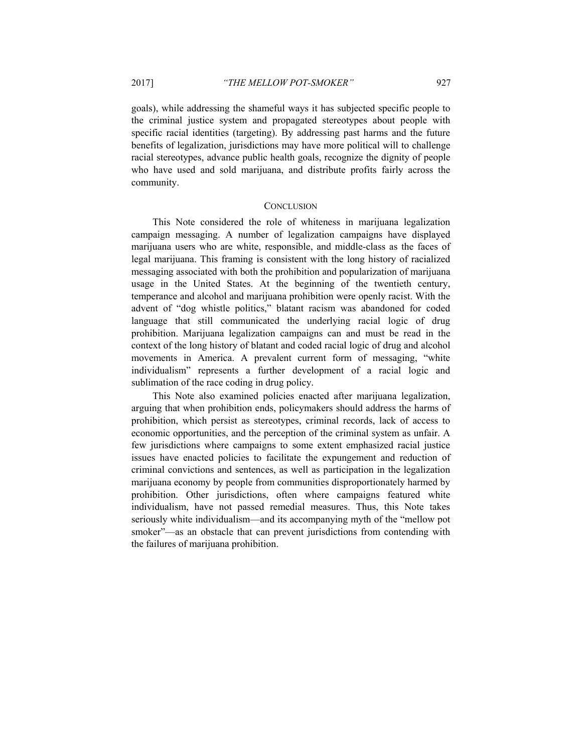goals), while addressing the shameful ways it has subjected specific people to the criminal justice system and propagated stereotypes about people with specific racial identities (targeting). By addressing past harms and the future benefits of legalization, jurisdictions may have more political will to challenge racial stereotypes, advance public health goals, recognize the dignity of people who have used and sold marijuana, and distribute profits fairly across the community.

## CONCLUSION

This Note considered the role of whiteness in marijuana legalization campaign messaging. A number of legalization campaigns have displayed marijuana users who are white, responsible, and middle-class as the faces of legal marijuana. This framing is consistent with the long history of racialized messaging associated with both the prohibition and popularization of marijuana usage in the United States. At the beginning of the twentieth century, temperance and alcohol and marijuana prohibition were openly racist. With the advent of "dog whistle politics," blatant racism was abandoned for coded language that still communicated the underlying racial logic of drug prohibition. Marijuana legalization campaigns can and must be read in the context of the long history of blatant and coded racial logic of drug and alcohol movements in America. A prevalent current form of messaging, "white individualism" represents a further development of a racial logic and sublimation of the race coding in drug policy.

This Note also examined policies enacted after marijuana legalization, arguing that when prohibition ends, policymakers should address the harms of prohibition, which persist as stereotypes, criminal records, lack of access to economic opportunities, and the perception of the criminal system as unfair. A few jurisdictions where campaigns to some extent emphasized racial justice issues have enacted policies to facilitate the expungement and reduction of criminal convictions and sentences, as well as participation in the legalization marijuana economy by people from communities disproportionately harmed by prohibition. Other jurisdictions, often where campaigns featured white individualism, have not passed remedial measures. Thus, this Note takes seriously white individualism—and its accompanying myth of the "mellow pot smoker"—as an obstacle that can prevent jurisdictions from contending with the failures of marijuana prohibition.